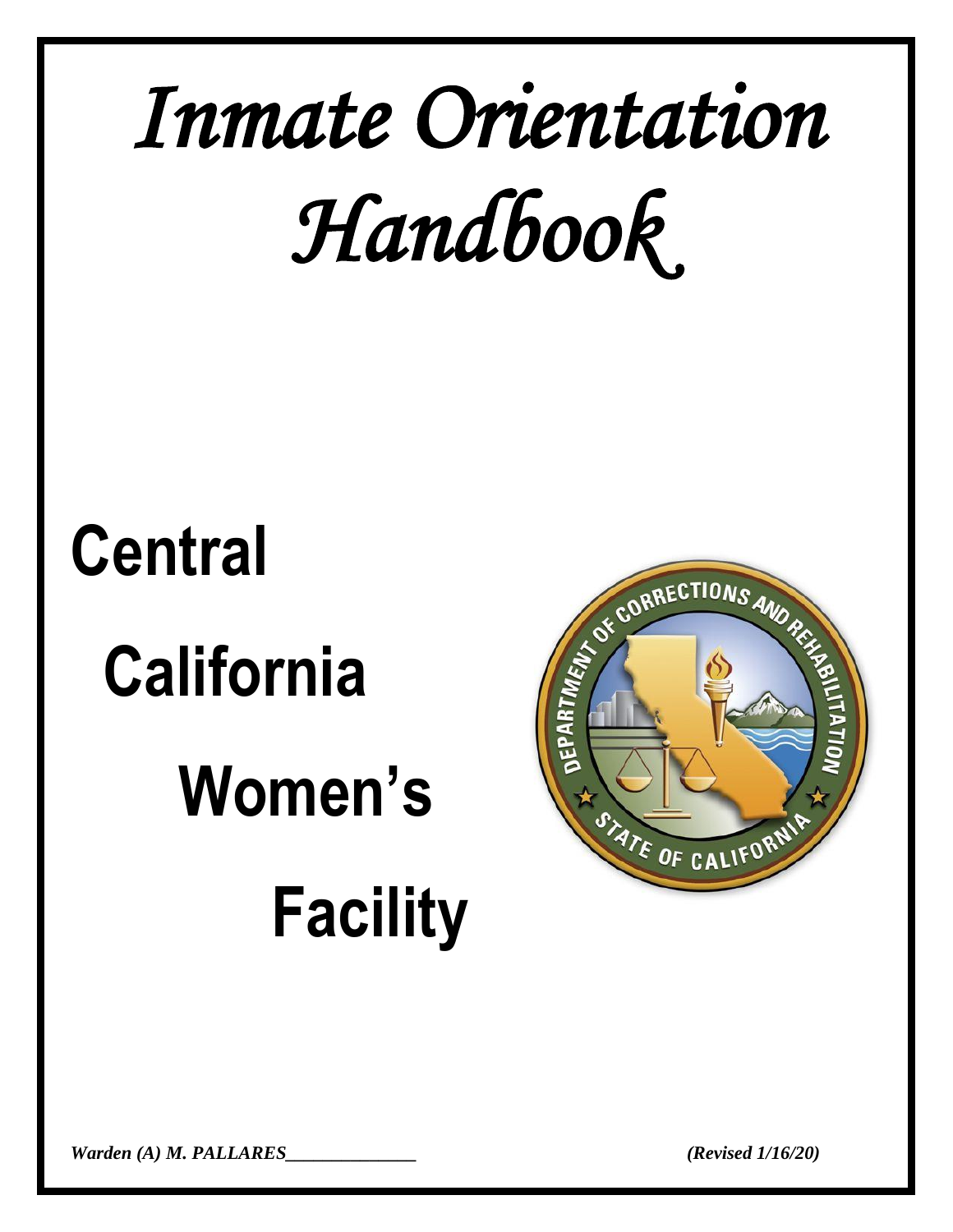# Inmate Orientation Handbook

# Central California Women's Facility

*Warden (A) M. PALLARES______________* *(Revised 1/16/20)*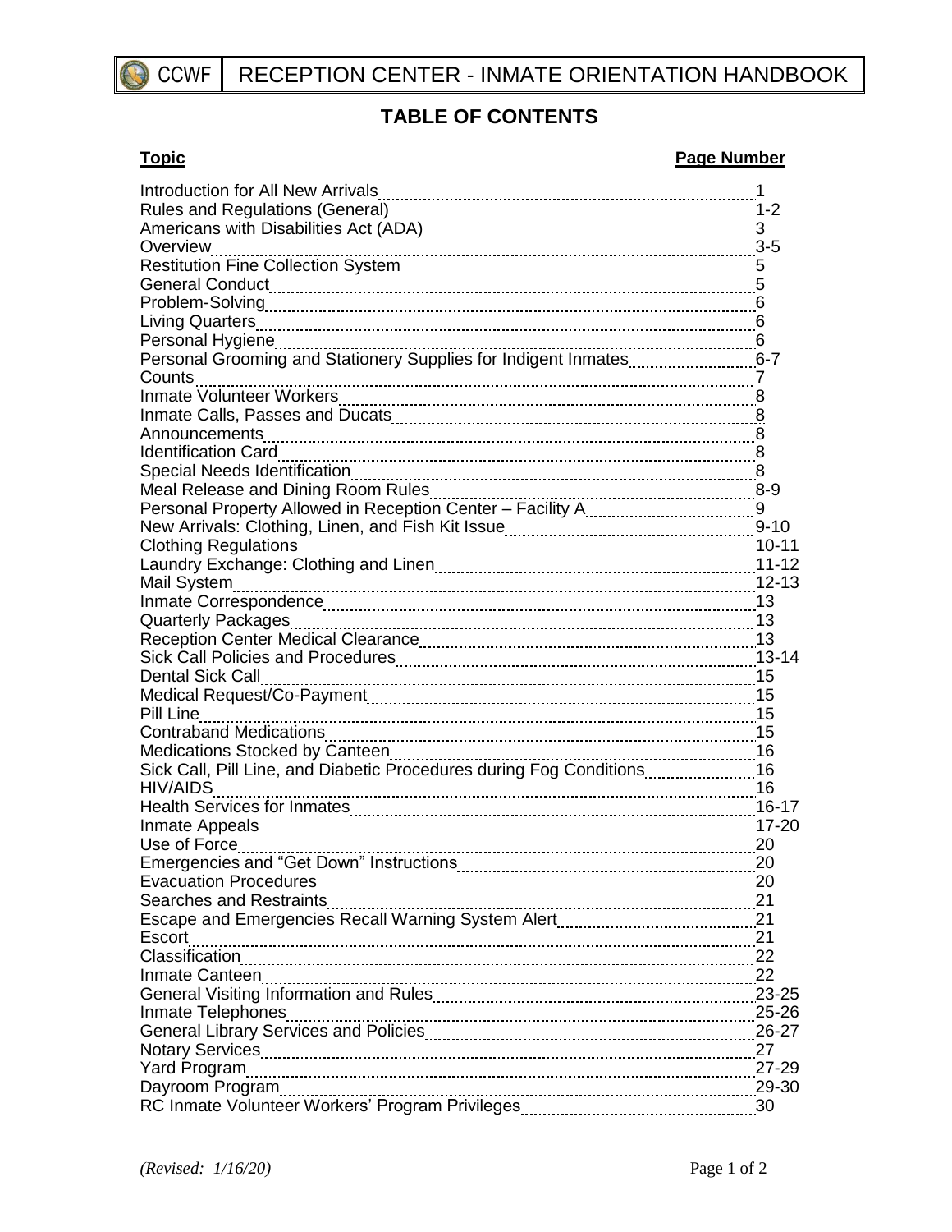# TABLE OF CONTENTS

| Topic | Page Number |
| --- | --- |
| Introduction for All New Arrivals | 1 |
| Rules and Regulations (General) | 1-2 |
| Americans with Disabilities Act (ADA) | 3 |
| Overview | 3-5 |
| Restitution Fine Collection System | 5 |
| General Conduct | 5 |
| Problem-Solving | 6 |
| Living Quarters | 6 |
| Personal Hygiene | 6 |
| Personal Grooming and Stationery Supplies for Indigent Inmates | 6-7 |
| Counts | 7 |
| Inmate Volunteer Workers | 8 |
| Inmate Calls, Passes and Ducats | 8 |
| Announcements | 8 |
| Identification Card | 8 |
| Special Needs Identification | 8 |
| Meal Release and Dining Room Rules | 8-9 |
| Personal Property Allowed in Reception Center – Facility A | 9 |
| New Arrivals: Clothing, Linen, and Fish Kit Issue | 9-10 |
| Clothing Regulations | 10-11 |
| Laundry Exchange: Clothing and Linen | 11-12 |
| Mail System | 12-13 |
| Inmate Correspondence | 13 |
| Quarterly Packages | 13 |
| Reception Center Medical Clearance | 13 |
| Sick Call Policies and Procedures | 13-14 |
| Dental Sick Call | 15 |
| Medical Request/Co-Payment | 15 |
| Pill Line | 15 |
| Contraband Medications | 15 |
| Medications Stocked by Canteen | 16 |
| Sick Call, Pill Line, and Diabetic Procedures during Fog Conditions | 16 |
| HIV/AIDS | 16 |
| Health Services for Inmates | 16-17 |
| Inmate Appeals | 17-20 |
| Use of Force | 20 |
| Emergencies and "Get Down" Instructions | 20 |
| Evacuation Procedures | 20 |
| Searches and Restraints | 21 |
| Escape and Emergencies Recall Warning System Alert | 21 |
| Escort | 21 |
| Classification | 22 |
| Inmate Canteen | 22 |
| General Visiting Information and Rules | 23-25 |
| Inmate Telephones | 25-26 |
| General Library Services and Policies | 26-27 |
| Notary Services | 27 |
| Yard Program | 27-29 |
| Dayroom Program | 29-30 |
| RC Inmate Volunteer Workers' Program Privileges | 30 |

*(Revised: 1/16/20)*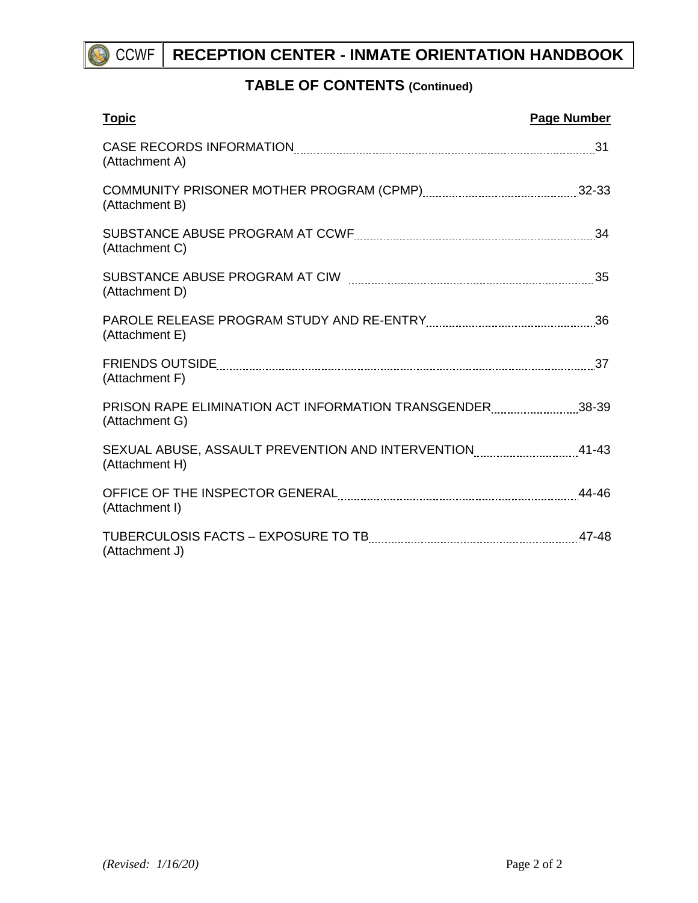## TABLE OF CONTENTS (Continued)

| Topic | Page Number |
|---|---|
| CASE RECORDS INFORMATION (Attachment A) | 31 |
| COMMUNITY PRISONER MOTHER PROGRAM (CPMP) (Attachment B) | 32-33 |
| SUBSTANCE ABUSE PROGRAM AT CCWF (Attachment C) | 34 |
| SUBSTANCE ABUSE PROGRAM AT CIW (Attachment D) | 35 |
| PAROLE RELEASE PROGRAM STUDY AND RE-ENTRY (Attachment E) | 36 |
| FRIENDS OUTSIDE (Attachment F) | 37 |
| PRISON RAPE ELIMINATION ACT INFORMATION TRANSGENDER (Attachment G) | 38-39 |
| SEXUAL ABUSE, ASSAULT PREVENTION AND INTERVENTION (Attachment H) | 41-43 |
| OFFICE OF THE INSPECTOR GENERAL (Attachment I) | 44-46 |
| TUBERCULOSIS FACTS – EXPOSURE TO TB (Attachment J) | 47-48 |

*(Revised: 1/16/20)*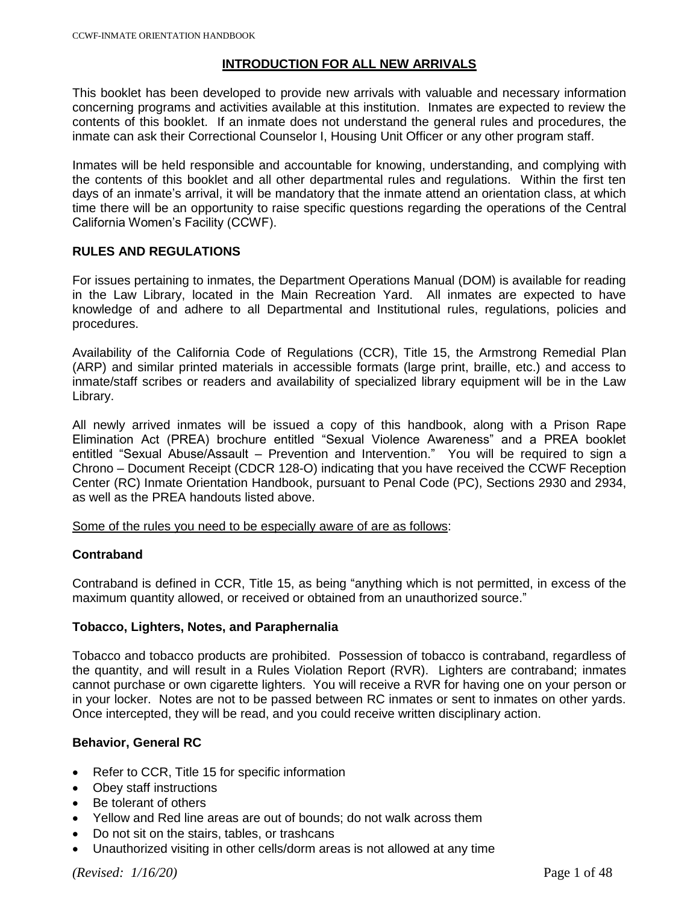# INTRODUCTION FOR ALL NEW ARRIVALS

This booklet has been developed to provide new arrivals with valuable and necessary information concerning programs and activities available at this institution. Inmates are expected to review the contents of this booklet. If an inmate does not understand the general rules and procedures, the inmate can ask their Correctional Counselor I, Housing Unit Officer or any other program staff.

Inmates will be held responsible and accountable for knowing, understanding, and complying with the contents of this booklet and all other departmental rules and regulations. Within the first ten days of an inmate's arrival, it will be mandatory that the inmate attend an orientation class, at which time there will be an opportunity to raise specific questions regarding the operations of the Central California Women's Facility (CCWF).

## RULES AND REGULATIONS

For issues pertaining to inmates, the Department Operations Manual (DOM) is available for reading in the Law Library, located in the Main Recreation Yard. All inmates are expected to have knowledge of and adhere to all Departmental and Institutional rules, regulations, policies and procedures.

Availability of the California Code of Regulations (CCR), Title 15, the Armstrong Remedial Plan (ARP) and similar printed materials in accessible formats (large print, braille, etc.) and access to inmate/staff scribes or readers and availability of specialized library equipment will be in the Law Library.

All newly arrived inmates will be issued a copy of this handbook, along with a Prison Rape Elimination Act (PREA) brochure entitled "Sexual Violence Awareness" and a PREA booklet entitled "Sexual Abuse/Assault – Prevention and Intervention." You will be required to sign a Chrono – Document Receipt (CDCR 128-O) indicating that you have received the CCWF Reception Center (RC) Inmate Orientation Handbook, pursuant to Penal Code (PC), Sections 2930 and 2934, as well as the PREA handouts listed above.

Some of the rules you need to be especially aware of are as follows:

### Contraband

Contraband is defined in CCR, Title 15, as being "anything which is not permitted, in excess of the maximum quantity allowed, or received or obtained from an unauthorized source."

### Tobacco, Lighters, Notes, and Paraphernalia

Tobacco and tobacco products are prohibited. Possession of tobacco is contraband, regardless of the quantity, and will result in a Rules Violation Report (RVR). Lighters are contraband; inmates cannot purchase or own cigarette lighters. You will receive a RVR for having one on your person or in your locker. Notes are not to be passed between RC inmates or sent to inmates on other yards. Once intercepted, they will be read, and you could receive written disciplinary action.

### Behavior, General RC

- Refer to CCR, Title 15 for specific information
- Obey staff instructions
- Be tolerant of others
- Yellow and Red line areas are out of bounds; do not walk across them
- Do not sit on the stairs, tables, or trashcans
- Unauthorized visiting in other cells/dorm areas is not allowed at any time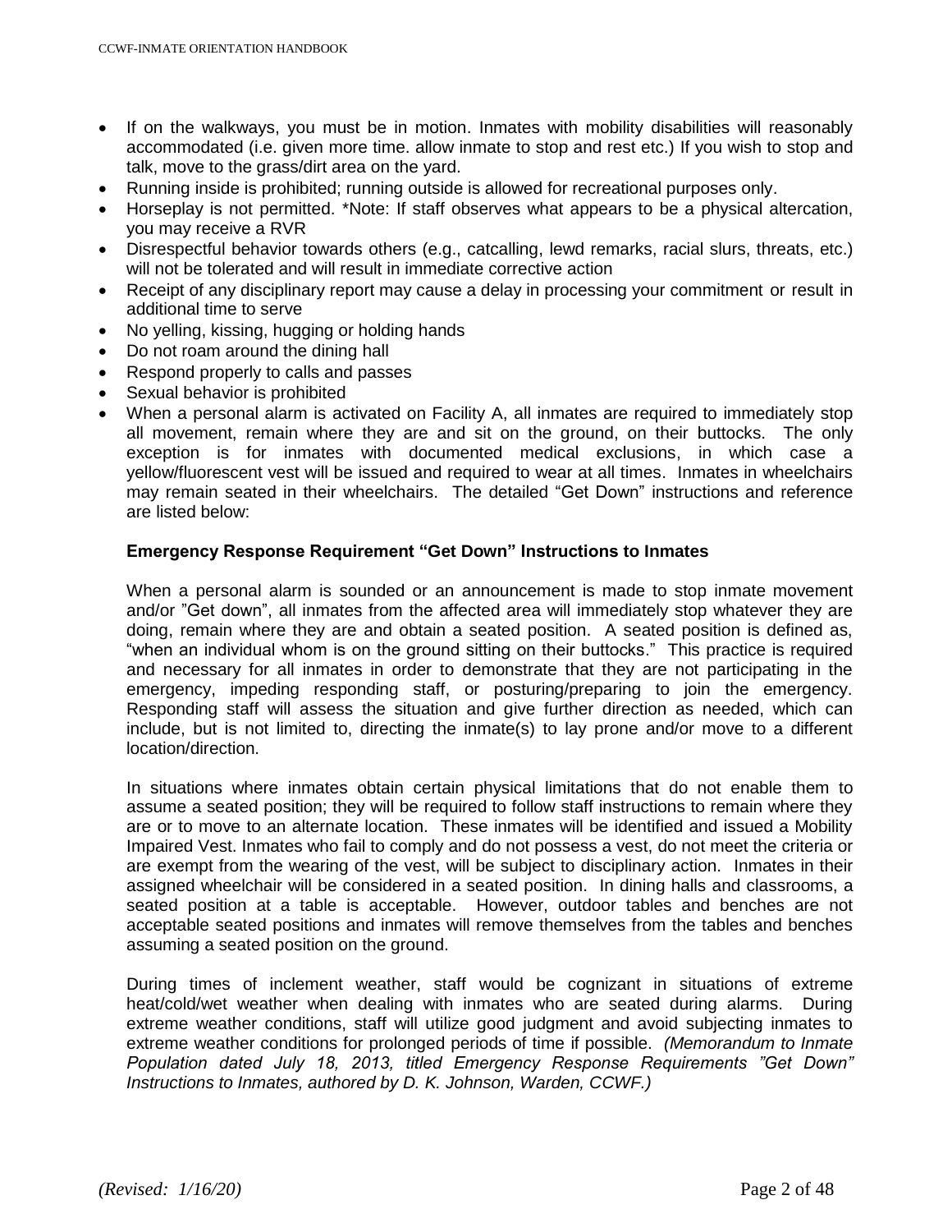- If on the walkways, you must be in motion. Inmates with mobility disabilities will reasonably accommodated (i.e. given more time. allow inmate to stop and rest etc.) If you wish to stop and talk, move to the grass/dirt area on the yard.
- Running inside is prohibited; running outside is allowed for recreational purposes only.
- Horseplay is not permitted. *Note: If staff observes what appears to be a physical altercation, you may receive a RVR
- Disrespectful behavior towards others (e.g., catcalling, lewd remarks, racial slurs, threats, etc.) will not be tolerated and will result in immediate corrective action
- Receipt of any disciplinary report may cause a delay in processing your commitment or result in additional time to serve
- No yelling, kissing, hugging or holding hands
- Do not roam around the dining hall
- Respond properly to calls and passes
- Sexual behavior is prohibited
- When a personal alarm is activated on Facility A, all inmates are required to immediately stop all movement, remain where they are and sit on the ground, on their buttocks. The only exception is for inmates with documented medical exclusions, in which case a yellow/fluorescent vest will be issued and required to wear at all times. Inmates in wheelchairs may remain seated in their wheelchairs. The detailed "Get Down" instructions and reference are listed below:

**Emergency Response Requirement "Get Down" Instructions to Inmates**

When a personal alarm is sounded or an announcement is made to stop inmate movement and/or "Get down", all inmates from the affected area will immediately stop whatever they are doing, remain where they are and obtain a seated position. A seated position is defined as, "when an individual whom is on the ground sitting on their buttocks." This practice is required and necessary for all inmates in order to demonstrate that they are not participating in the emergency, impeding responding staff, or posturing/preparing to join the emergency. Responding staff will assess the situation and give further direction as needed, which can include, but is not limited to, directing the inmate(s) to lay prone and/or move to a different location/direction.

In situations where inmates obtain certain physical limitations that do not enable them to assume a seated position; they will be required to follow staff instructions to remain where they are or to move to an alternate location. These inmates will be identified and issued a Mobility Impaired Vest. Inmates who fail to comply and do not possess a vest, do not meet the criteria or are exempt from the wearing of the vest, will be subject to disciplinary action. Inmates in their assigned wheelchair will be considered in a seated position. In dining halls and classrooms, a seated position at a table is acceptable. However, outdoor tables and benches are not acceptable seated positions and inmates will remove themselves from the tables and benches assuming a seated position on the ground.

During times of inclement weather, staff would be cognizant in situations of extreme heat/cold/wet weather when dealing with inmates who are seated during alarms. During extreme weather conditions, staff will utilize good judgment and avoid subjecting inmates to extreme weather conditions for prolonged periods of time if possible. *(Memorandum to Inmate Population dated July 18, 2013, titled Emergency Response Requirements "Get Down" Instructions to Inmates, authored by D. K. Johnson, Warden, CCWF.)*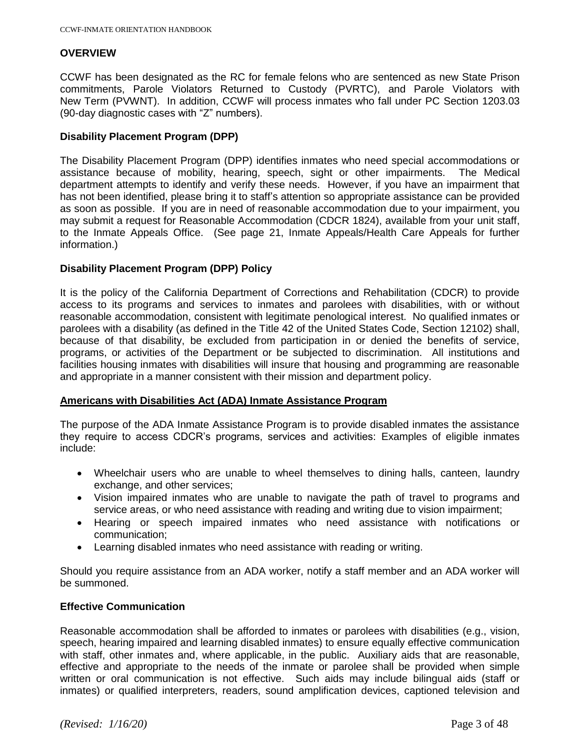## OVERVIEW

CCWF has been designated as the RC for female felons who are sentenced as new State Prison commitments, Parole Violators Returned to Custody (PVRTC), and Parole Violators with New Term (PVWNT). In addition, CCWF will process inmates who fall under PC Section 1203.03 (90-day diagnostic cases with "Z" numbers).

### Disability Placement Program (DPP)

The Disability Placement Program (DPP) identifies inmates who need special accommodations or assistance because of mobility, hearing, speech, sight or other impairments. The Medical department attempts to identify and verify these needs. However, if you have an impairment that has not been identified, please bring it to staff's attention so appropriate assistance can be provided as soon as possible. If you are in need of reasonable accommodation due to your impairment, you may submit a request for Reasonable Accommodation (CDCR 1824), available from your unit staff, to the Inmate Appeals Office. (See page 21, Inmate Appeals/Health Care Appeals for further information.)

### Disability Placement Program (DPP) Policy

It is the policy of the California Department of Corrections and Rehabilitation (CDCR) to provide access to its programs and services to inmates and parolees with disabilities, with or without reasonable accommodation, consistent with legitimate penological interest. No qualified inmates or parolees with a disability (as defined in the Title 42 of the United States Code, Section 12102) shall, because of that disability, be excluded from participation in or denied the benefits of service, programs, or activities of the Department or be subjected to discrimination. All institutions and facilities housing inmates with disabilities will insure that housing and programming are reasonable and appropriate in a manner consistent with their mission and department policy.

### Americans with Disabilities Act (ADA) Inmate Assistance Program

The purpose of the ADA Inmate Assistance Program is to provide disabled inmates the assistance they require to access CDCR's programs, services and activities: Examples of eligible inmates include:

- Wheelchair users who are unable to wheel themselves to dining halls, canteen, laundry exchange, and other services;
- Vision impaired inmates who are unable to navigate the path of travel to programs and service areas, or who need assistance with reading and writing due to vision impairment;
- Hearing or speech impaired inmates who need assistance with notifications or communication;
- Learning disabled inmates who need assistance with reading or writing.

Should you require assistance from an ADA worker, notify a staff member and an ADA worker will be summoned.

### Effective Communication

Reasonable accommodation shall be afforded to inmates or parolees with disabilities (e.g., vision, speech, hearing impaired and learning disabled inmates) to ensure equally effective communication with staff, other inmates and, where applicable, in the public. Auxiliary aids that are reasonable, effective and appropriate to the needs of the inmate or parolee shall be provided when simple written or oral communication is not effective. Such aids may include bilingual aids (staff or inmates) or qualified interpreters, readers, sound amplification devices, captioned television and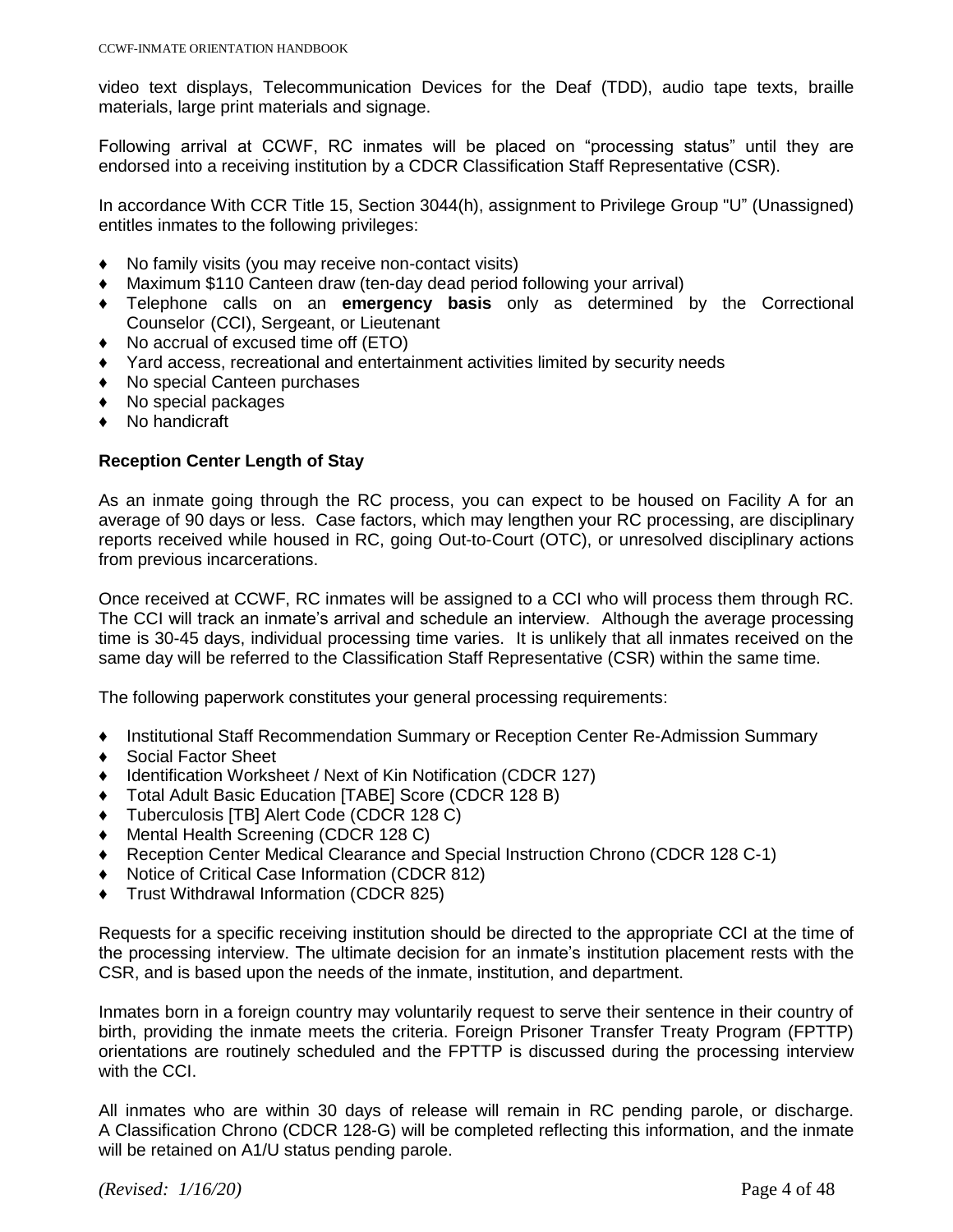video text displays, Telecommunication Devices for the Deaf (TDD), audio tape texts, braille materials, large print materials and signage.

Following arrival at CCWF, RC inmates will be placed on "processing status" until they are endorsed into a receiving institution by a CDCR Classification Staff Representative (CSR).

In accordance With CCR Title 15, Section 3044(h), assignment to Privilege Group "U" (Unassigned) entitles inmates to the following privileges:

- No family visits (you may receive non-contact visits)
- Maximum $110 Canteen draw (ten-day dead period following your arrival)
- Telephone calls on an **emergency basis** only as determined by the Correctional Counselor (CCI), Sergeant, or Lieutenant
- No accrual of excused time off (ETO)
- Yard access, recreational and entertainment activities limited by security needs
- No special Canteen purchases
- No special packages
- No handicraft

**Reception Center Length of Stay**

As an inmate going through the RC process, you can expect to be housed on Facility A for an average of 90 days or less. Case factors, which may lengthen your RC processing, are disciplinary reports received while housed in RC, going Out-to-Court (OTC), or unresolved disciplinary actions from previous incarcerations.

Once received at CCWF, RC inmates will be assigned to a CCI who will process them through RC. The CCI will track an inmate's arrival and schedule an interview. Although the average processing time is 30-45 days, individual processing time varies. It is unlikely that all inmates received on the same day will be referred to the Classification Staff Representative (CSR) within the same time.

The following paperwork constitutes your general processing requirements:

- Institutional Staff Recommendation Summary or Reception Center Re-Admission Summary
- Social Factor Sheet
- Identification Worksheet / Next of Kin Notification (CDCR 127)
- Total Adult Basic Education [TABE] Score (CDCR 128 B)
- Tuberculosis [TB] Alert Code (CDCR 128 C)
- Mental Health Screening (CDCR 128 C)
- Reception Center Medical Clearance and Special Instruction Chrono (CDCR 128 C-1)
- Notice of Critical Case Information (CDCR 812)
- Trust Withdrawal Information (CDCR 825)

Requests for a specific receiving institution should be directed to the appropriate CCI at the time of the processing interview. The ultimate decision for an inmate's institution placement rests with the CSR, and is based upon the needs of the inmate, institution, and department.

Inmates born in a foreign country may voluntarily request to serve their sentence in their country of birth, providing the inmate meets the criteria. Foreign Prisoner Transfer Treaty Program (FPTTP) orientations are routinely scheduled and the FPTTP is discussed during the processing interview with the CCI.

All inmates who are within 30 days of release will remain in RC pending parole, or discharge. A Classification Chrono (CDCR 128-G) will be completed reflecting this information, and the inmate will be retained on A1/U status pending parole.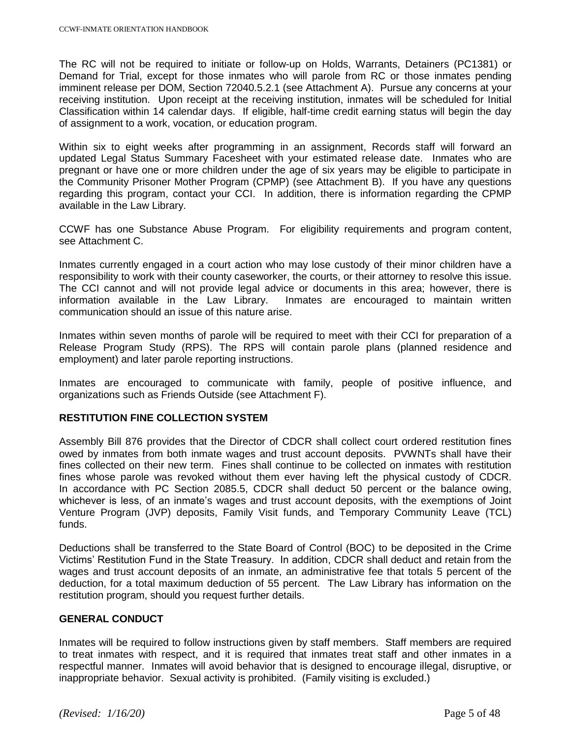The RC will not be required to initiate or follow-up on Holds, Warrants, Detainers (PC1381) or Demand for Trial, except for those inmates who will parole from RC or those inmates pending imminent release per DOM, Section 72040.5.2.1 (see Attachment A). Pursue any concerns at your receiving institution. Upon receipt at the receiving institution, inmates will be scheduled for Initial Classification within 14 calendar days. If eligible, half-time credit earning status will begin the day of assignment to a work, vocation, or education program.

Within six to eight weeks after programming in an assignment, Records staff will forward an updated Legal Status Summary Facesheet with your estimated release date. Inmates who are pregnant or have one or more children under the age of six years may be eligible to participate in the Community Prisoner Mother Program (CPMP) (see Attachment B). If you have any questions regarding this program, contact your CCI. In addition, there is information regarding the CPMP available in the Law Library.

CCWF has one Substance Abuse Program. For eligibility requirements and program content, see Attachment C.

Inmates currently engaged in a court action who may lose custody of their minor children have a responsibility to work with their county caseworker, the courts, or their attorney to resolve this issue. The CCI cannot and will not provide legal advice or documents in this area; however, there is information available in the Law Library. Inmates are encouraged to maintain written communication should an issue of this nature arise.

Inmates within seven months of parole will be required to meet with their CCI for preparation of a Release Program Study (RPS). The RPS will contain parole plans (planned residence and employment) and later parole reporting instructions.

Inmates are encouraged to communicate with family, people of positive influence, and organizations such as Friends Outside (see Attachment F).

## RESTITUTION FINE COLLECTION SYSTEM

Assembly Bill 876 provides that the Director of CDCR shall collect court ordered restitution fines owed by inmates from both inmate wages and trust account deposits. PVWNTs shall have their fines collected on their new term. Fines shall continue to be collected on inmates with restitution fines whose parole was revoked without them ever having left the physical custody of CDCR. In accordance with PC Section 2085.5, CDCR shall deduct 50 percent or the balance owing, whichever is less, of an inmate's wages and trust account deposits, with the exemptions of Joint Venture Program (JVP) deposits, Family Visit funds, and Temporary Community Leave (TCL) funds.

Deductions shall be transferred to the State Board of Control (BOC) to be deposited in the Crime Victims' Restitution Fund in the State Treasury. In addition, CDCR shall deduct and retain from the wages and trust account deposits of an inmate, an administrative fee that totals 5 percent of the deduction, for a total maximum deduction of 55 percent. The Law Library has information on the restitution program, should you request further details.

## GENERAL CONDUCT

Inmates will be required to follow instructions given by staff members. Staff members are required to treat inmates with respect, and it is required that inmates treat staff and other inmates in a respectful manner. Inmates will avoid behavior that is designed to encourage illegal, disruptive, or inappropriate behavior. Sexual activity is prohibited. (Family visiting is excluded.)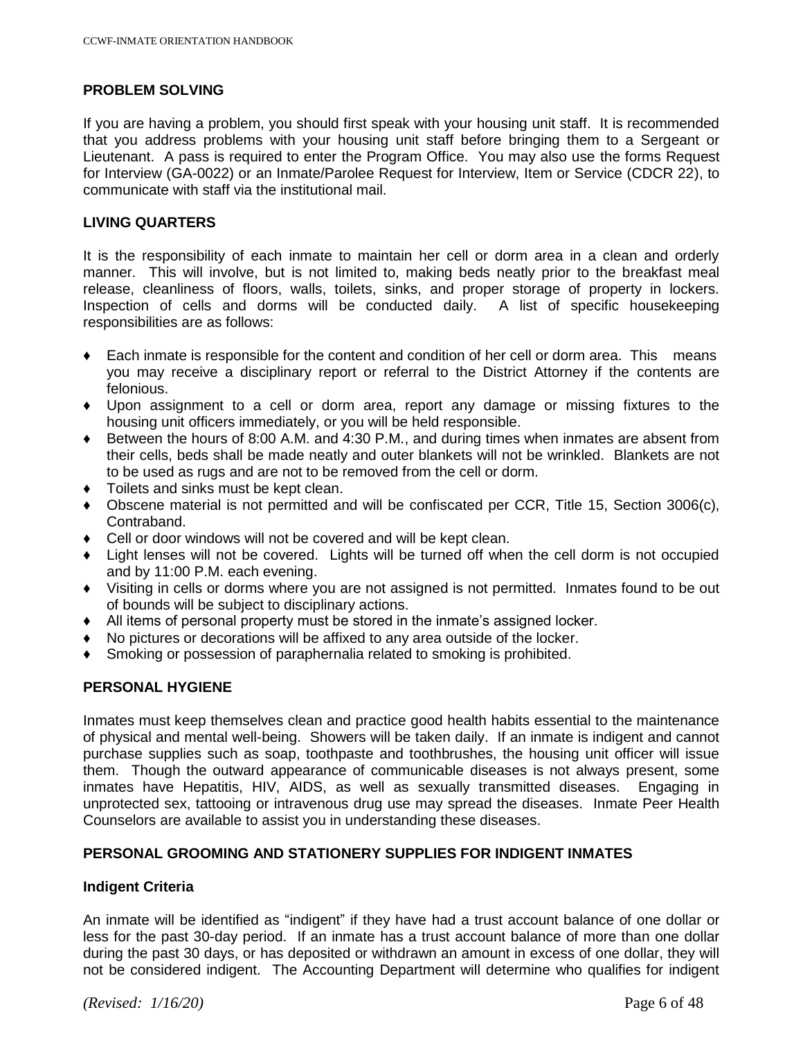## PROBLEM SOLVING

If you are having a problem, you should first speak with your housing unit staff. It is recommended that you address problems with your housing unit staff before bringing them to a Sergeant or Lieutenant. A pass is required to enter the Program Office. You may also use the forms Request for Interview (GA-0022) or an Inmate/Parolee Request for Interview, Item or Service (CDCR 22), to communicate with staff via the institutional mail.

## LIVING QUARTERS

It is the responsibility of each inmate to maintain her cell or dorm area in a clean and orderly manner. This will involve, but is not limited to, making beds neatly prior to the breakfast meal release, cleanliness of floors, walls, toilets, sinks, and proper storage of property in lockers. Inspection of cells and dorms will be conducted daily. A list of specific housekeeping responsibilities are as follows:

- Each inmate is responsible for the content and condition of her cell or dorm area. This means you may receive a disciplinary report or referral to the District Attorney if the contents are felonious.
- Upon assignment to a cell or dorm area, report any damage or missing fixtures to the housing unit officers immediately, or you will be held responsible.
- Between the hours of 8:00 A.M. and 4:30 P.M., and during times when inmates are absent from their cells, beds shall be made neatly and outer blankets will not be wrinkled. Blankets are not to be used as rugs and are not to be removed from the cell or dorm.
- Toilets and sinks must be kept clean.
- Obscene material is not permitted and will be confiscated per CCR, Title 15, Section 3006(c), Contraband.
- Cell or door windows will not be covered and will be kept clean.
- Light lenses will not be covered. Lights will be turned off when the cell dorm is not occupied and by 11:00 P.M. each evening.
- Visiting in cells or dorms where you are not assigned is not permitted. Inmates found to be out of bounds will be subject to disciplinary actions.
- All items of personal property must be stored in the inmate's assigned locker.
- No pictures or decorations will be affixed to any area outside of the locker.
- Smoking or possession of paraphernalia related to smoking is prohibited.

## PERSONAL HYGIENE

Inmates must keep themselves clean and practice good health habits essential to the maintenance of physical and mental well-being. Showers will be taken daily. If an inmate is indigent and cannot purchase supplies such as soap, toothpaste and toothbrushes, the housing unit officer will issue them. Though the outward appearance of communicable diseases is not always present, some inmates have Hepatitis, HIV, AIDS, as well as sexually transmitted diseases. Engaging in unprotected sex, tattooing or intravenous drug use may spread the diseases. Inmate Peer Health Counselors are available to assist you in understanding these diseases.

## PERSONAL GROOMING AND STATIONERY SUPPLIES FOR INDIGENT INMATES

### Indigent Criteria

An inmate will be identified as "indigent" if they have had a trust account balance of one dollar or less for the past 30-day period. If an inmate has a trust account balance of more than one dollar during the past 30 days, or has deposited or withdrawn an amount in excess of one dollar, they will not be considered indigent. The Accounting Department will determine who qualifies for indigent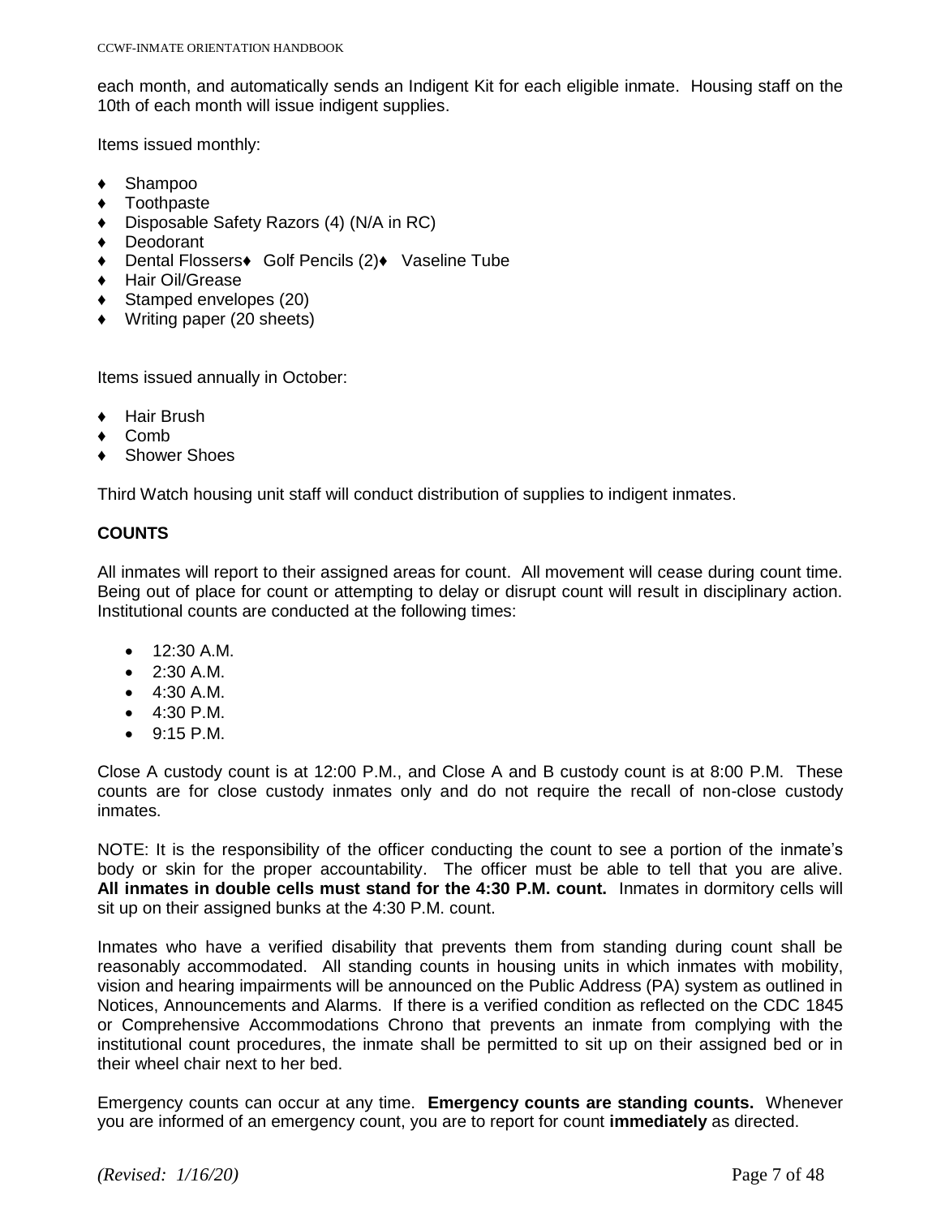each month, and automatically sends an Indigent Kit for each eligible inmate. Housing staff on the 10th of each month will issue indigent supplies.

Items issued monthly:

- Shampoo
- Toothpaste
- Disposable Safety Razors (4) (N/A in RC)
- Deodorant
- Dental Flossers♦ Golf Pencils (2)♦ Vaseline Tube
- Hair Oil/Grease
- Stamped envelopes (20)
- Writing paper (20 sheets)

Items issued annually in October:

- Hair Brush
- Comb
- Shower Shoes

Third Watch housing unit staff will conduct distribution of supplies to indigent inmates.

**COUNTS**

All inmates will report to their assigned areas for count. All movement will cease during count time. Being out of place for count or attempting to delay or disrupt count will result in disciplinary action. Institutional counts are conducted at the following times:

- 12:30 A.M.
- 2:30 A.M.
- 4:30 A.M.
- 4:30 P.M.
- 9:15 P.M.

Close A custody count is at 12:00 P.M., and Close A and B custody count is at 8:00 P.M. These counts are for close custody inmates only and do not require the recall of non-close custody inmates.

NOTE: It is the responsibility of the officer conducting the count to see a portion of the inmate's body or skin for the proper accountability. The officer must be able to tell that you are alive. **All inmates in double cells must stand for the 4:30 P.M. count.** Inmates in dormitory cells will sit up on their assigned bunks at the 4:30 P.M. count.

Inmates who have a verified disability that prevents them from standing during count shall be reasonably accommodated. All standing counts in housing units in which inmates with mobility, vision and hearing impairments will be announced on the Public Address (PA) system as outlined in Notices, Announcements and Alarms. If there is a verified condition as reflected on the CDC 1845 or Comprehensive Accommodations Chrono that prevents an inmate from complying with the institutional count procedures, the inmate shall be permitted to sit up on their assigned bed or in their wheel chair next to her bed.

Emergency counts can occur at any time. **Emergency counts are standing counts.** Whenever you are informed of an emergency count, you are to report for count **immediately** as directed.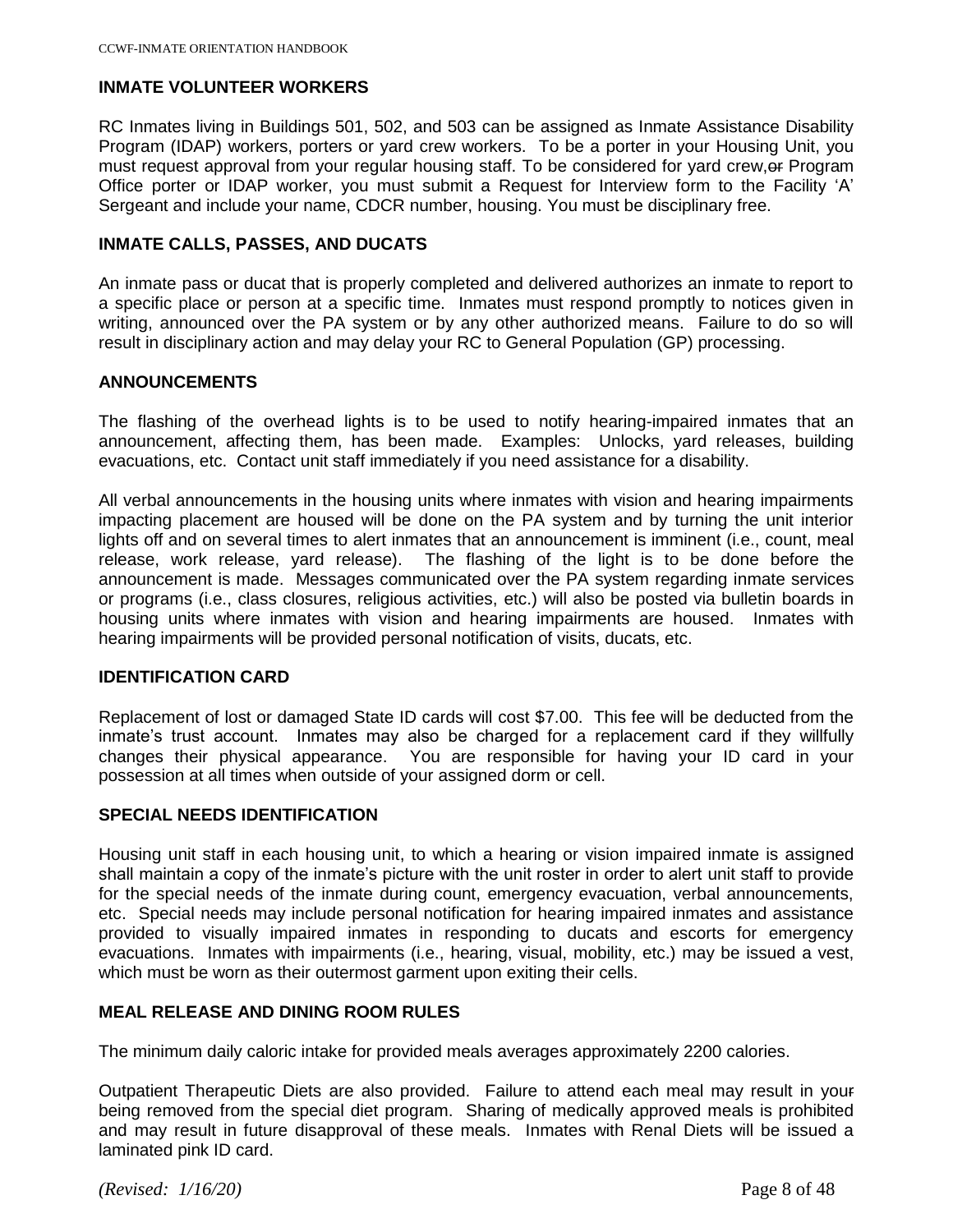## INMATE VOLUNTEER WORKERS

RC Inmates living in Buildings 501, 502, and 503 can be assigned as Inmate Assistance Disability Program (IDAP) workers, porters or yard crew workers. To be a porter in your Housing Unit, you must request approval from your regular housing staff. To be considered for yard crew,~~or~~ Program Office porter or IDAP worker, you must submit a Request for Interview form to the Facility 'A' Sergeant and include your name, CDCR number, housing. You must be disciplinary free.

## INMATE CALLS, PASSES, AND DUCATS

An inmate pass or ducat that is properly completed and delivered authorizes an inmate to report to a specific place or person at a specific time. Inmates must respond promptly to notices given in writing, announced over the PA system or by any other authorized means. Failure to do so will result in disciplinary action and may delay your RC to General Population (GP) processing.

## ANNOUNCEMENTS

The flashing of the overhead lights is to be used to notify hearing-impaired inmates that an announcement, affecting them, has been made. Examples: Unlocks, yard releases, building evacuations, etc. Contact unit staff immediately if you need assistance for a disability.

All verbal announcements in the housing units where inmates with vision and hearing impairments impacting placement are housed will be done on the PA system and by turning the unit interior lights off and on several times to alert inmates that an announcement is imminent (i.e., count, meal release, work release, yard release). The flashing of the light is to be done before the announcement is made. Messages communicated over the PA system regarding inmate services or programs (i.e., class closures, religious activities, etc.) will also be posted via bulletin boards in housing units where inmates with vision and hearing impairments are housed. Inmates with hearing impairments will be provided personal notification of visits, ducats, etc.

## IDENTIFICATION CARD

Replacement of lost or damaged State ID cards will cost $7.00. This fee will be deducted from the inmate's trust account. Inmates may also be charged for a replacement card if they willfully changes their physical appearance. You are responsible for having your ID card in your possession at all times when outside of your assigned dorm or cell.

## SPECIAL NEEDS IDENTIFICATION

Housing unit staff in each housing unit, to which a hearing or vision impaired inmate is assigned shall maintain a copy of the inmate's picture with the unit roster in order to alert unit staff to provide for the special needs of the inmate during count, emergency evacuation, verbal announcements, etc. Special needs may include personal notification for hearing impaired inmates and assistance provided to visually impaired inmates in responding to ducats and escorts for emergency evacuations. Inmates with impairments (i.e., hearing, visual, mobility, etc.) may be issued a vest, which must be worn as their outermost garment upon exiting their cells.

## MEAL RELEASE AND DINING ROOM RULES

The minimum daily caloric intake for provided meals averages approximately 2200 calories.

Outpatient Therapeutic Diets are also provided. Failure to attend each meal may result in your being removed from the special diet program. Sharing of medically approved meals is prohibited and may result in future disapproval of these meals. Inmates with Renal Diets will be issued a laminated pink ID card.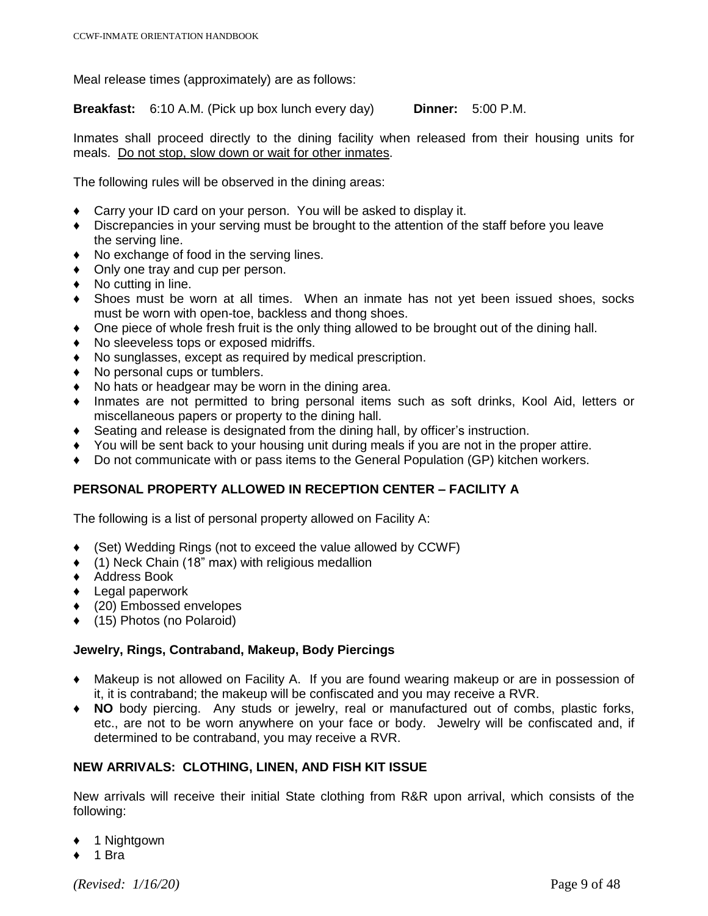Meal release times (approximately) are as follows:

**Breakfast:** 6:10 A.M. (Pick up box lunch every day) **Dinner:** 5:00 P.M.

Inmates shall proceed directly to the dining facility when released from their housing units for meals. Do not stop, slow down or wait for other inmates.

The following rules will be observed in the dining areas:

- Carry your ID card on your person. You will be asked to display it.
- Discrepancies in your serving must be brought to the attention of the staff before you leave the serving line.
- No exchange of food in the serving lines.
- Only one tray and cup per person.
- No cutting in line.
- Shoes must be worn at all times. When an inmate has not yet been issued shoes, socks must be worn with open-toe, backless and thong shoes.
- One piece of whole fresh fruit is the only thing allowed to be brought out of the dining hall.
- No sleeveless tops or exposed midriffs.
- No sunglasses, except as required by medical prescription.
- No personal cups or tumblers.
- No hats or headgear may be worn in the dining area.
- Inmates are not permitted to bring personal items such as soft drinks, Kool Aid, letters or miscellaneous papers or property to the dining hall.
- Seating and release is designated from the dining hall, by officer's instruction.
- You will be sent back to your housing unit during meals if you are not in the proper attire.
- Do not communicate with or pass items to the General Population (GP) kitchen workers.

## PERSONAL PROPERTY ALLOWED IN RECEPTION CENTER – FACILITY A

The following is a list of personal property allowed on Facility A:

- (Set) Wedding Rings (not to exceed the value allowed by CCWF)
- (1) Neck Chain (18" max) with religious medallion
- Address Book
- Legal paperwork
- (20) Embossed envelopes
- (15) Photos (no Polaroid)

### Jewelry, Rings, Contraband, Makeup, Body Piercings

- Makeup is not allowed on Facility A. If you are found wearing makeup or are in possession of it, it is contraband; the makeup will be confiscated and you may receive a RVR.
- **NO** body piercing. Any studs or jewelry, real or manufactured out of combs, plastic forks, etc., are not to be worn anywhere on your face or body. Jewelry will be confiscated and, if determined to be contraband, you may receive a RVR.

## NEW ARRIVALS: CLOTHING, LINEN, AND FISH KIT ISSUE

New arrivals will receive their initial State clothing from R&R upon arrival, which consists of the following:

- 1 Nightgown
- 1 Bra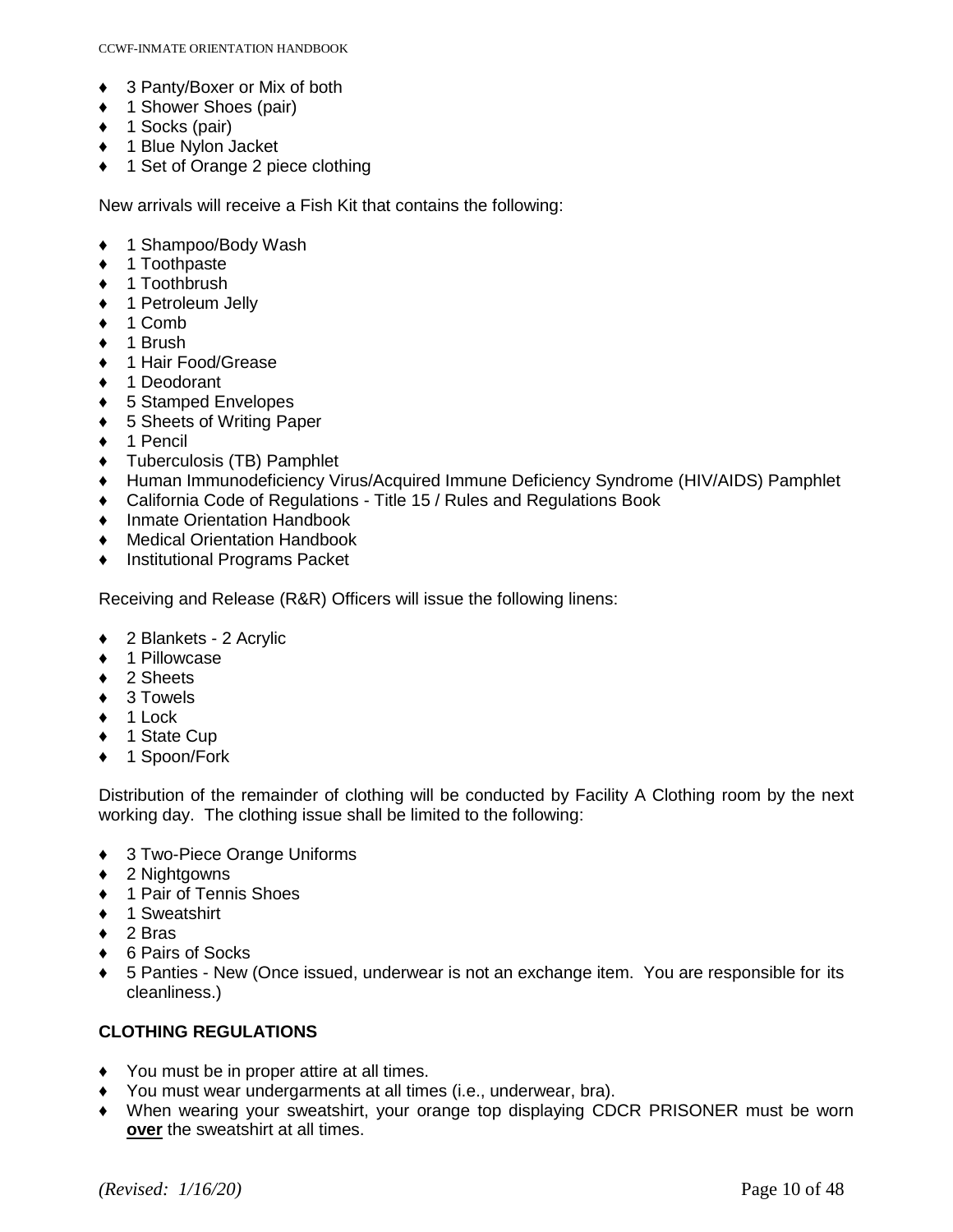- 3 Panty/Boxer or Mix of both
- 1 Shower Shoes (pair)
- 1 Socks (pair)
- 1 Blue Nylon Jacket
- 1 Set of Orange 2 piece clothing

New arrivals will receive a Fish Kit that contains the following:

- 1 Shampoo/Body Wash
- 1 Toothpaste
- 1 Toothbrush
- 1 Petroleum Jelly
- 1 Comb
- 1 Brush
- 1 Hair Food/Grease
- 1 Deodorant
- 5 Stamped Envelopes
- 5 Sheets of Writing Paper
- 1 Pencil
- Tuberculosis (TB) Pamphlet
- Human Immunodeficiency Virus/Acquired Immune Deficiency Syndrome (HIV/AIDS) Pamphlet
- California Code of Regulations - Title 15 / Rules and Regulations Book
- Inmate Orientation Handbook
- Medical Orientation Handbook
- Institutional Programs Packet

Receiving and Release (R&R) Officers will issue the following linens:

- 2 Blankets - 2 Acrylic
- 1 Pillowcase
- 2 Sheets
- 3 Towels
- 1 Lock
- 1 State Cup
- 1 Spoon/Fork

Distribution of the remainder of clothing will be conducted by Facility A Clothing room by the next working day. The clothing issue shall be limited to the following:

- 3 Two-Piece Orange Uniforms
- 2 Nightgowns
- 1 Pair of Tennis Shoes
- 1 Sweatshirt
- 2 Bras
- 6 Pairs of Socks
- 5 Panties - New (Once issued, underwear is not an exchange item. You are responsible for its cleanliness.)

**CLOTHING REGULATIONS**

- You must be in proper attire at all times.
- You must wear undergarments at all times (i.e., underwear, bra).
- When wearing your sweatshirt, your orange top displaying CDCR PRISONER must be worn **over** the sweatshirt at all times.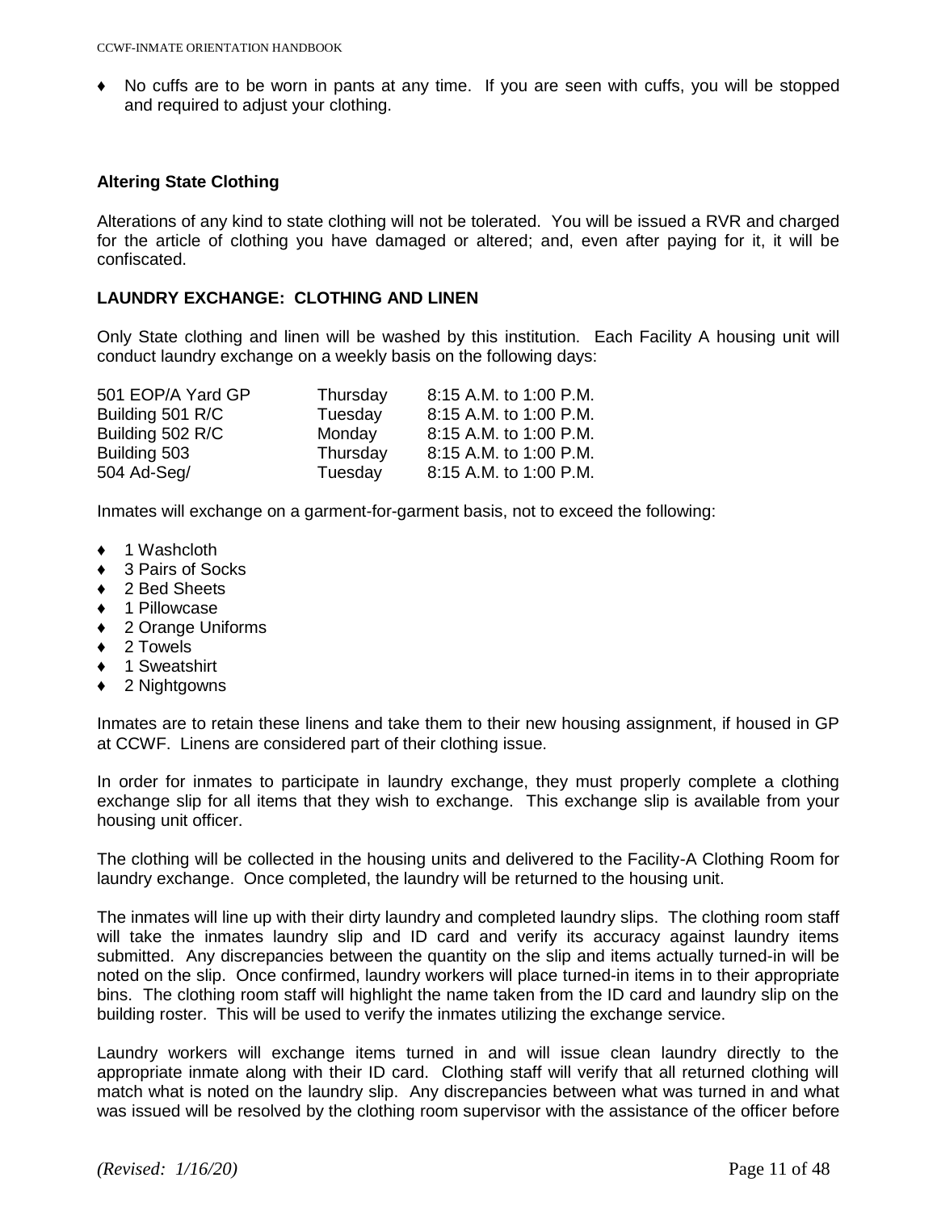- No cuffs are to be worn in pants at any time. If you are seen with cuffs, you will be stopped and required to adjust your clothing.

### Altering State Clothing

Alterations of any kind to state clothing will not be tolerated. You will be issued a RVR and charged for the article of clothing you have damaged or altered; and, even after paying for it, it will be confiscated.

### LAUNDRY EXCHANGE: CLOTHING AND LINEN

Only State clothing and linen will be washed by this institution. Each Facility A housing unit will conduct laundry exchange on a weekly basis on the following days:

| | | |
|---|---|---|
| 501 EOP/A Yard GP | Thursday | 8:15 A.M. to 1:00 P.M. |
| Building 501 R/C | Tuesday | 8:15 A.M. to 1:00 P.M. |
| Building 502 R/C | Monday | 8:15 A.M. to 1:00 P.M. |
| Building 503 | Thursday | 8:15 A.M. to 1:00 P.M. |
| 504 Ad-Seg/ | Tuesday | 8:15 A.M. to 1:00 P.M. |

Inmates will exchange on a garment-for-garment basis, not to exceed the following:

- 1 Washcloth
- 3 Pairs of Socks
- 2 Bed Sheets
- 1 Pillowcase
- 2 Orange Uniforms
- 2 Towels
- 1 Sweatshirt
- 2 Nightgowns

Inmates are to retain these linens and take them to their new housing assignment, if housed in GP at CCWF. Linens are considered part of their clothing issue.

In order for inmates to participate in laundry exchange, they must properly complete a clothing exchange slip for all items that they wish to exchange. This exchange slip is available from your housing unit officer.

The clothing will be collected in the housing units and delivered to the Facility-A Clothing Room for laundry exchange. Once completed, the laundry will be returned to the housing unit.

The inmates will line up with their dirty laundry and completed laundry slips. The clothing room staff will take the inmates laundry slip and ID card and verify its accuracy against laundry items submitted. Any discrepancies between the quantity on the slip and items actually turned-in will be noted on the slip. Once confirmed, laundry workers will place turned-in items in to their appropriate bins. The clothing room staff will highlight the name taken from the ID card and laundry slip on the building roster. This will be used to verify the inmates utilizing the exchange service.

Laundry workers will exchange items turned in and will issue clean laundry directly to the appropriate inmate along with their ID card. Clothing staff will verify that all returned clothing will match what is noted on the laundry slip. Any discrepancies between what was turned in and what was issued will be resolved by the clothing room supervisor with the assistance of the officer before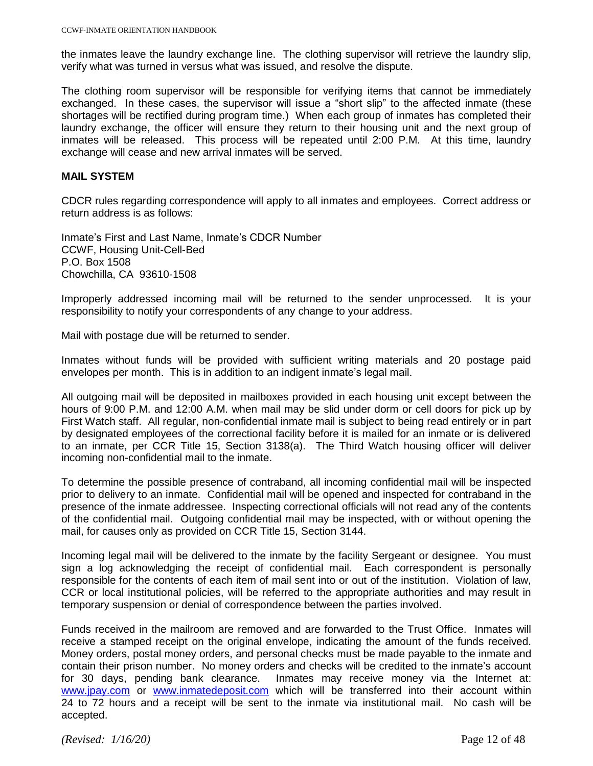the inmates leave the laundry exchange line. The clothing supervisor will retrieve the laundry slip, verify what was turned in versus what was issued, and resolve the dispute.

The clothing room supervisor will be responsible for verifying items that cannot be immediately exchanged. In these cases, the supervisor will issue a "short slip" to the affected inmate (these shortages will be rectified during program time.) When each group of inmates has completed their laundry exchange, the officer will ensure they return to their housing unit and the next group of inmates will be released. This process will be repeated until 2:00 P.M. At this time, laundry exchange will cease and new arrival inmates will be served.

## MAIL SYSTEM

CDCR rules regarding correspondence will apply to all inmates and employees. Correct address or return address is as follows:

Inmate's First and Last Name, Inmate's CDCR Number
CCWF, Housing Unit-Cell-Bed
P.O. Box 1508
Chowchilla, CA 93610-1508

Improperly addressed incoming mail will be returned to the sender unprocessed. It is your responsibility to notify your correspondents of any change to your address.

Mail with postage due will be returned to sender.

Inmates without funds will be provided with sufficient writing materials and 20 postage paid envelopes per month. This is in addition to an indigent inmate's legal mail.

All outgoing mail will be deposited in mailboxes provided in each housing unit except between the hours of 9:00 P.M. and 12:00 A.M. when mail may be slid under dorm or cell doors for pick up by First Watch staff. All regular, non-confidential inmate mail is subject to being read entirely or in part by designated employees of the correctional facility before it is mailed for an inmate or is delivered to an inmate, per CCR Title 15, Section 3138(a). The Third Watch housing officer will deliver incoming non-confidential mail to the inmate.

To determine the possible presence of contraband, all incoming confidential mail will be inspected prior to delivery to an inmate. Confidential mail will be opened and inspected for contraband in the presence of the inmate addressee. Inspecting correctional officials will not read any of the contents of the confidential mail. Outgoing confidential mail may be inspected, with or without opening the mail, for causes only as provided on CCR Title 15, Section 3144.

Incoming legal mail will be delivered to the inmate by the facility Sergeant or designee. You must sign a log acknowledging the receipt of confidential mail. Each correspondent is personally responsible for the contents of each item of mail sent into or out of the institution. Violation of law, CCR or local institutional policies, will be referred to the appropriate authorities and may result in temporary suspension or denial of correspondence between the parties involved.

Funds received in the mailroom are removed and are forwarded to the Trust Office. Inmates will receive a stamped receipt on the original envelope, indicating the amount of the funds received. Money orders, postal money orders, and personal checks must be made payable to the inmate and contain their prison number. No money orders and checks will be credited to the inmate's account for 30 days, pending bank clearance. Inmates may receive money via the Internet at: www.jpay.com or www.inmatedeposit.com which will be transferred into their account within 24 to 72 hours and a receipt will be sent to the inmate via institutional mail. No cash will be accepted.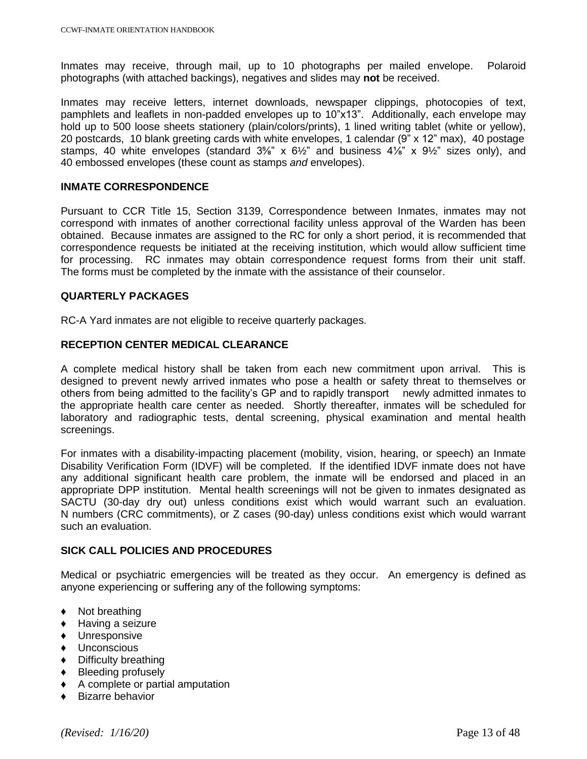Inmates may receive, through mail, up to 10 photographs per mailed envelope. Polaroid photographs (with attached backings), negatives and slides may **not** be received.

Inmates may receive letters, internet downloads, newspaper clippings, photocopies of text, pamphlets and leaflets in non-padded envelopes up to 10"x13". Additionally, each envelope may hold up to 500 loose sheets stationery (plain/colors/prints), 1 lined writing tablet (white or yellow), 20 postcards, 10 blank greeting cards with white envelopes, 1 calendar (9" x 12" max), 40 postage stamps, 40 white envelopes (standard 3⅝" x 6½" and business 4⅛" x 9½" sizes only), and 40 embossed envelopes (these count as stamps *and* envelopes).

## INMATE CORRESPONDENCE

Pursuant to CCR Title 15, Section 3139, Correspondence between Inmates, inmates may not correspond with inmates of another correctional facility unless approval of the Warden has been obtained. Because inmates are assigned to the RC for only a short period, it is recommended that correspondence requests be initiated at the receiving institution, which would allow sufficient time for processing. RC inmates may obtain correspondence request forms from their unit staff. The forms must be completed by the inmate with the assistance of their counselor.

## QUARTERLY PACKAGES

RC-A Yard inmates are not eligible to receive quarterly packages.

## RECEPTION CENTER MEDICAL CLEARANCE

A complete medical history shall be taken from each new commitment upon arrival. This is designed to prevent newly arrived inmates who pose a health or safety threat to themselves or others from being admitted to the facility's GP and to rapidly transport newly admitted inmates to the appropriate health care center as needed. Shortly thereafter, inmates will be scheduled for laboratory and radiographic tests, dental screening, physical examination and mental health screenings.

For inmates with a disability-impacting placement (mobility, vision, hearing, or speech) an Inmate Disability Verification Form (IDVF) will be completed. If the identified IDVF inmate does not have any additional significant health care problem, the inmate will be endorsed and placed in an appropriate DPP institution. Mental health screenings will not be given to inmates designated as SACTU (30-day dry out) unless conditions exist which would warrant such an evaluation. N numbers (CRC commitments), or Z cases (90-day) unless conditions exist which would warrant such an evaluation.

## SICK CALL POLICIES AND PROCEDURES

Medical or psychiatric emergencies will be treated as they occur. An emergency is defined as anyone experiencing or suffering any of the following symptoms:

- Not breathing
- Having a seizure
- Unresponsive
- Unconscious
- Difficulty breathing
- Bleeding profusely
- A complete or partial amputation
- Bizarre behavior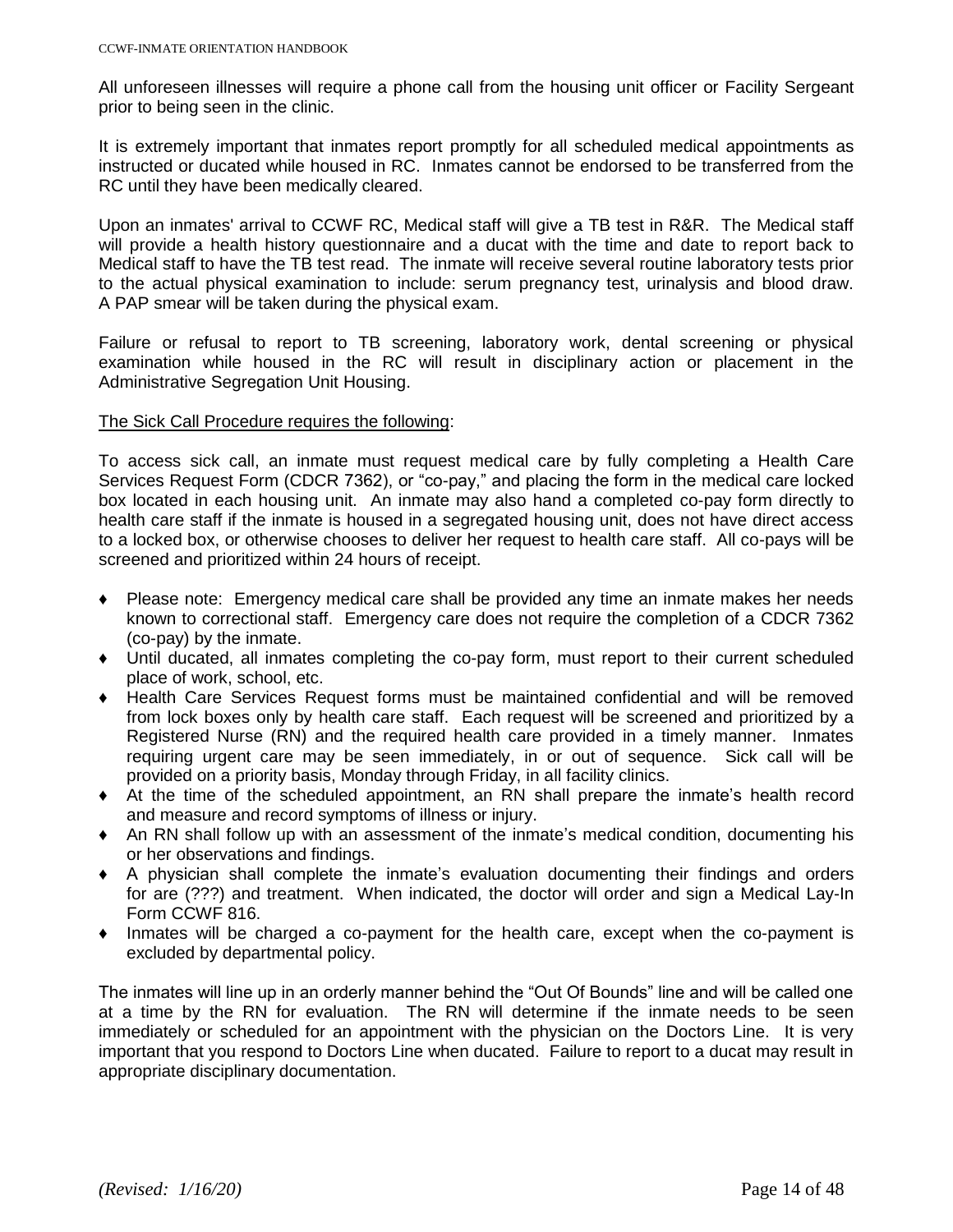All unforeseen illnesses will require a phone call from the housing unit officer or Facility Sergeant prior to being seen in the clinic.

It is extremely important that inmates report promptly for all scheduled medical appointments as instructed or ducated while housed in RC. Inmates cannot be endorsed to be transferred from the RC until they have been medically cleared.

Upon an inmates' arrival to CCWF RC, Medical staff will give a TB test in R&R. The Medical staff will provide a health history questionnaire and a ducat with the time and date to report back to Medical staff to have the TB test read. The inmate will receive several routine laboratory tests prior to the actual physical examination to include: serum pregnancy test, urinalysis and blood draw. A PAP smear will be taken during the physical exam.

Failure or refusal to report to TB screening, laboratory work, dental screening or physical examination while housed in the RC will result in disciplinary action or placement in the Administrative Segregation Unit Housing.

<u>The Sick Call Procedure requires the following</u>:

To access sick call, an inmate must request medical care by fully completing a Health Care Services Request Form (CDCR 7362), or "co-pay," and placing the form in the medical care locked box located in each housing unit. An inmate may also hand a completed co-pay form directly to health care staff if the inmate is housed in a segregated housing unit, does not have direct access to a locked box, or otherwise chooses to deliver her request to health care staff. All co-pays will be screened and prioritized within 24 hours of receipt.

- Please note: Emergency medical care shall be provided any time an inmate makes her needs known to correctional staff. Emergency care does not require the completion of a CDCR 7362 (co-pay) by the inmate.
- Until ducated, all inmates completing the co-pay form, must report to their current scheduled place of work, school, etc.
- Health Care Services Request forms must be maintained confidential and will be removed from lock boxes only by health care staff. Each request will be screened and prioritized by a Registered Nurse (RN) and the required health care provided in a timely manner. Inmates requiring urgent care may be seen immediately, in or out of sequence. Sick call will be provided on a priority basis, Monday through Friday, in all facility clinics.
- At the time of the scheduled appointment, an RN shall prepare the inmate's health record and measure and record symptoms of illness or injury.
- An RN shall follow up with an assessment of the inmate's medical condition, documenting his or her observations and findings.
- A physician shall complete the inmate's evaluation documenting their findings and orders for are (???) and treatment. When indicated, the doctor will order and sign a Medical Lay-In Form CCWF 816.
- Inmates will be charged a co-payment for the health care, except when the co-payment is excluded by departmental policy.

The inmates will line up in an orderly manner behind the "Out Of Bounds" line and will be called one at a time by the RN for evaluation. The RN will determine if the inmate needs to be seen immediately or scheduled for an appointment with the physician on the Doctors Line. It is very important that you respond to Doctors Line when ducated. Failure to report to a ducat may result in appropriate disciplinary documentation.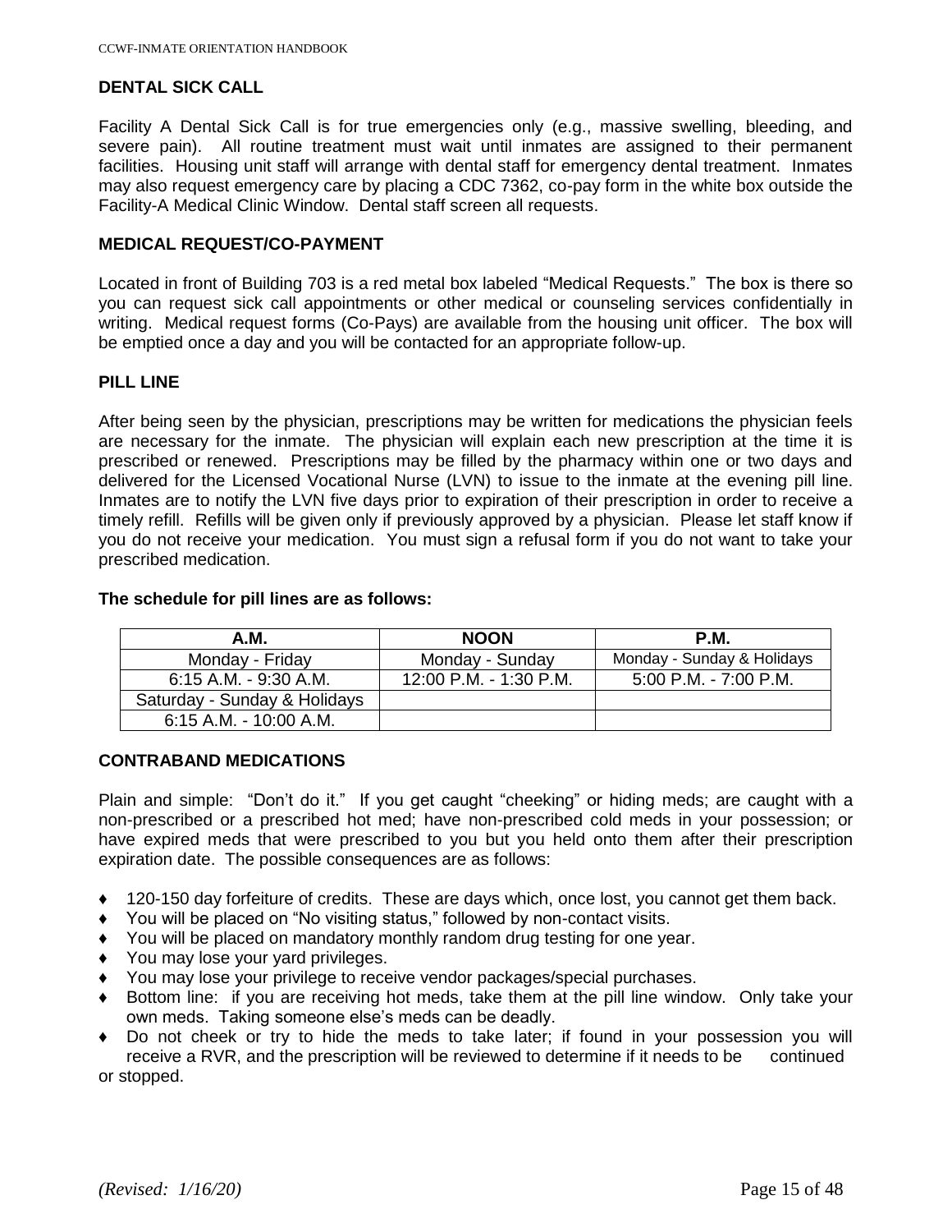### DENTAL SICK CALL

Facility A Dental Sick Call is for true emergencies only (e.g., massive swelling, bleeding, and severe pain). All routine treatment must wait until inmates are assigned to their permanent facilities. Housing unit staff will arrange with dental staff for emergency dental treatment. Inmates may also request emergency care by placing a CDC 7362, co-pay form in the white box outside the Facility-A Medical Clinic Window. Dental staff screen all requests.

### MEDICAL REQUEST/CO-PAYMENT

Located in front of Building 703 is a red metal box labeled "Medical Requests." The box is there so you can request sick call appointments or other medical or counseling services confidentially in writing. Medical request forms (Co-Pays) are available from the housing unit officer. The box will be emptied once a day and you will be contacted for an appropriate follow-up.

### PILL LINE

After being seen by the physician, prescriptions may be written for medications the physician feels are necessary for the inmate. The physician will explain each new prescription at the time it is prescribed or renewed. Prescriptions may be filled by the pharmacy within one or two days and delivered for the Licensed Vocational Nurse (LVN) to issue to the inmate at the evening pill line. Inmates are to notify the LVN five days prior to expiration of their prescription in order to receive a timely refill. Refills will be given only if previously approved by a physician. Please let staff know if you do not receive your medication. You must sign a refusal form if you do not want to take your prescribed medication.

**The schedule for pill lines are as follows:**

| A.M. | NOON | P.M. |
|---|---|---|
| Monday - Friday | Monday - Sunday | Monday - Sunday & Holidays |
| 6:15 A.M. - 9:30 A.M. | 12:00 P.M. - 1:30 P.M. | 5:00 P.M. - 7:00 P.M. |
| Saturday - Sunday & Holidays | | |
| 6:15 A.M. - 10:00 A.M. | | |

### CONTRABAND MEDICATIONS

Plain and simple: "Don't do it." If you get caught "cheeking" or hiding meds; are caught with a non-prescribed or a prescribed hot med; have non-prescribed cold meds in your possession; or have expired meds that were prescribed to you but you held onto them after their prescription expiration date. The possible consequences are as follows:

- 120-150 day forfeiture of credits. These are days which, once lost, you cannot get them back.
- You will be placed on "No visiting status," followed by non-contact visits.
- You will be placed on mandatory monthly random drug testing for one year.
- You may lose your yard privileges.
- You may lose your privilege to receive vendor packages/special purchases.
- Bottom line: if you are receiving hot meds, take them at the pill line window. Only take your own meds. Taking someone else's meds can be deadly.
- Do not cheek or try to hide the meds to take later; if found in your possession you will receive a RVR, and the prescription will be reviewed to determine if it needs to be continued or stopped.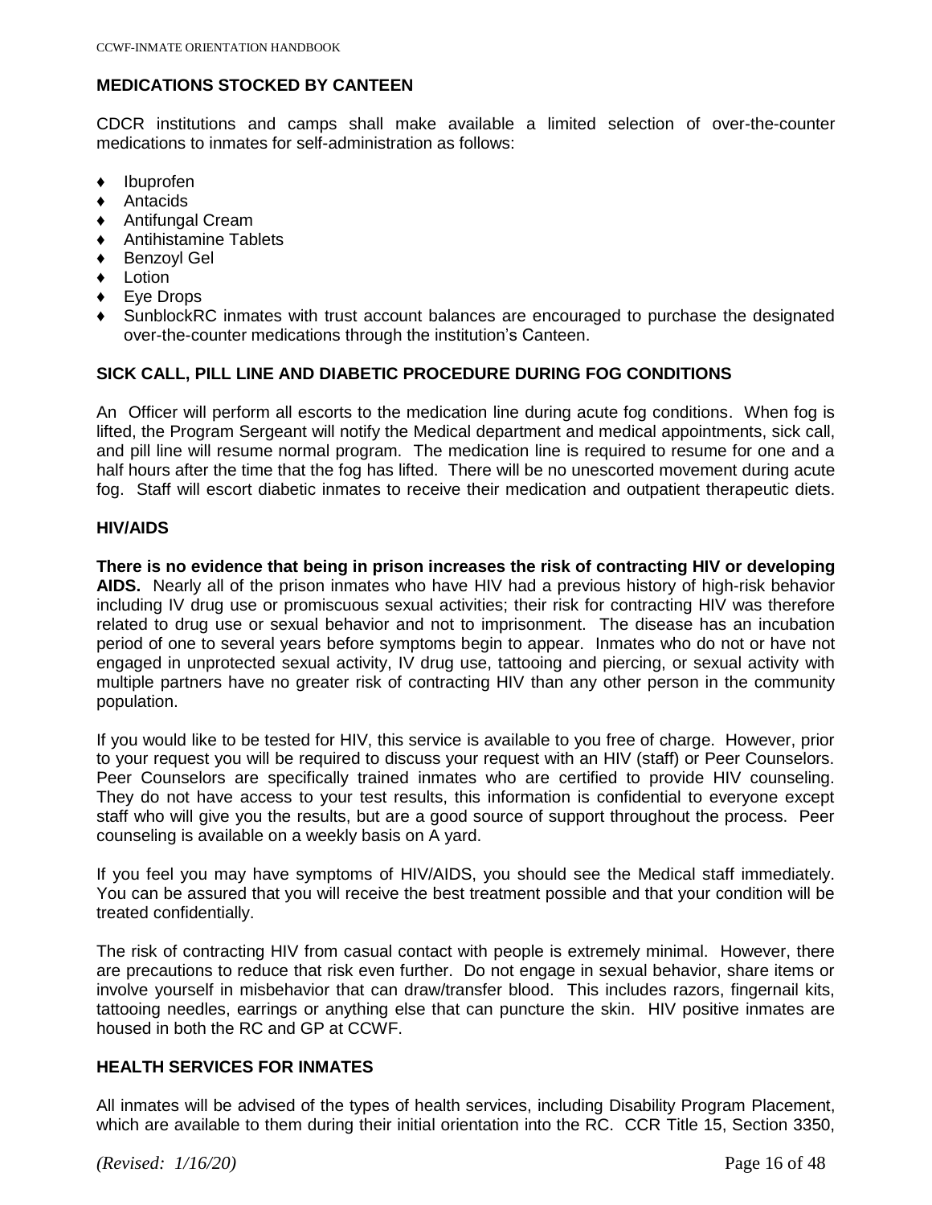## MEDICATIONS STOCKED BY CANTEEN

CDCR institutions and camps shall make available a limited selection of over-the-counter medications to inmates for self-administration as follows:

- Ibuprofen
- Antacids
- Antifungal Cream
- Antihistamine Tablets
- Benzoyl Gel
- Lotion
- Eye Drops
- SunblockRC inmates with trust account balances are encouraged to purchase the designated over-the-counter medications through the institution's Canteen.

## SICK CALL, PILL LINE AND DIABETIC PROCEDURE DURING FOG CONDITIONS

An Officer will perform all escorts to the medication line during acute fog conditions. When fog is lifted, the Program Sergeant will notify the Medical department and medical appointments, sick call, and pill line will resume normal program. The medication line is required to resume for one and a half hours after the time that the fog has lifted. There will be no unescorted movement during acute fog. Staff will escort diabetic inmates to receive their medication and outpatient therapeutic diets.

## HIV/AIDS

**There is no evidence that being in prison increases the risk of contracting HIV or developing AIDS.** Nearly all of the prison inmates who have HIV had a previous history of high-risk behavior including IV drug use or promiscuous sexual activities; their risk for contracting HIV was therefore related to drug use or sexual behavior and not to imprisonment. The disease has an incubation period of one to several years before symptoms begin to appear. Inmates who do not or have not engaged in unprotected sexual activity, IV drug use, tattooing and piercing, or sexual activity with multiple partners have no greater risk of contracting HIV than any other person in the community population.

If you would like to be tested for HIV, this service is available to you free of charge. However, prior to your request you will be required to discuss your request with an HIV (staff) or Peer Counselors. Peer Counselors are specifically trained inmates who are certified to provide HIV counseling. They do not have access to your test results, this information is confidential to everyone except staff who will give you the results, but are a good source of support throughout the process. Peer counseling is available on a weekly basis on A yard.

If you feel you may have symptoms of HIV/AIDS, you should see the Medical staff immediately. You can be assured that you will receive the best treatment possible and that your condition will be treated confidentially.

The risk of contracting HIV from casual contact with people is extremely minimal. However, there are precautions to reduce that risk even further. Do not engage in sexual behavior, share items or involve yourself in misbehavior that can draw/transfer blood. This includes razors, fingernail kits, tattooing needles, earrings or anything else that can puncture the skin. HIV positive inmates are housed in both the RC and GP at CCWF.

## HEALTH SERVICES FOR INMATES

All inmates will be advised of the types of health services, including Disability Program Placement, which are available to them during their initial orientation into the RC. CCR Title 15, Section 3350,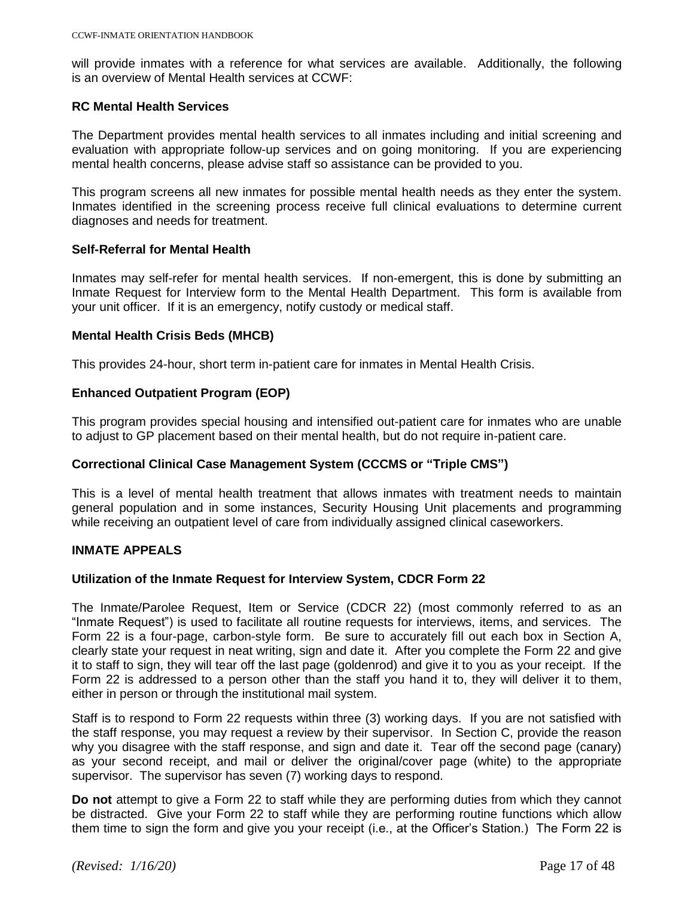will provide inmates with a reference for what services are available. Additionally, the following is an overview of Mental Health services at CCWF:

### RC Mental Health Services

The Department provides mental health services to all inmates including and initial screening and evaluation with appropriate follow-up services and on going monitoring. If you are experiencing mental health concerns, please advise staff so assistance can be provided to you.

This program screens all new inmates for possible mental health needs as they enter the system. Inmates identified in the screening process receive full clinical evaluations to determine current diagnoses and needs for treatment.

### Self-Referral for Mental Health

Inmates may self-refer for mental health services. If non-emergent, this is done by submitting an Inmate Request for Interview form to the Mental Health Department. This form is available from your unit officer. If it is an emergency, notify custody or medical staff.

### Mental Health Crisis Beds (MHCB)

This provides 24-hour, short term in-patient care for inmates in Mental Health Crisis.

### Enhanced Outpatient Program (EOP)

This program provides special housing and intensified out-patient care for inmates who are unable to adjust to GP placement based on their mental health, but do not require in-patient care.

### Correctional Clinical Case Management System (CCCMS or "Triple CMS")

This is a level of mental health treatment that allows inmates with treatment needs to maintain general population and in some instances, Security Housing Unit placements and programming while receiving an outpatient level of care from individually assigned clinical caseworkers.

## INMATE APPEALS

### Utilization of the Inmate Request for Interview System, CDCR Form 22

The Inmate/Parolee Request, Item or Service (CDCR 22) (most commonly referred to as an "Inmate Request") is used to facilitate all routine requests for interviews, items, and services. The Form 22 is a four-page, carbon-style form. Be sure to accurately fill out each box in Section A, clearly state your request in neat writing, sign and date it. After you complete the Form 22 and give it to staff to sign, they will tear off the last page (goldenrod) and give it to you as your receipt. If the Form 22 is addressed to a person other than the staff you hand it to, they will deliver it to them, either in person or through the institutional mail system.

Staff is to respond to Form 22 requests within three (3) working days. If you are not satisfied with the staff response, you may request a review by their supervisor. In Section C, provide the reason why you disagree with the staff response, and sign and date it. Tear off the second page (canary) as your second receipt, and mail or deliver the original/cover page (white) to the appropriate supervisor. The supervisor has seven (7) working days to respond.

**Do not** attempt to give a Form 22 to staff while they are performing duties from which they cannot be distracted. Give your Form 22 to staff while they are performing routine functions which allow them time to sign the form and give you your receipt (i.e., at the Officer's Station.) The Form 22 is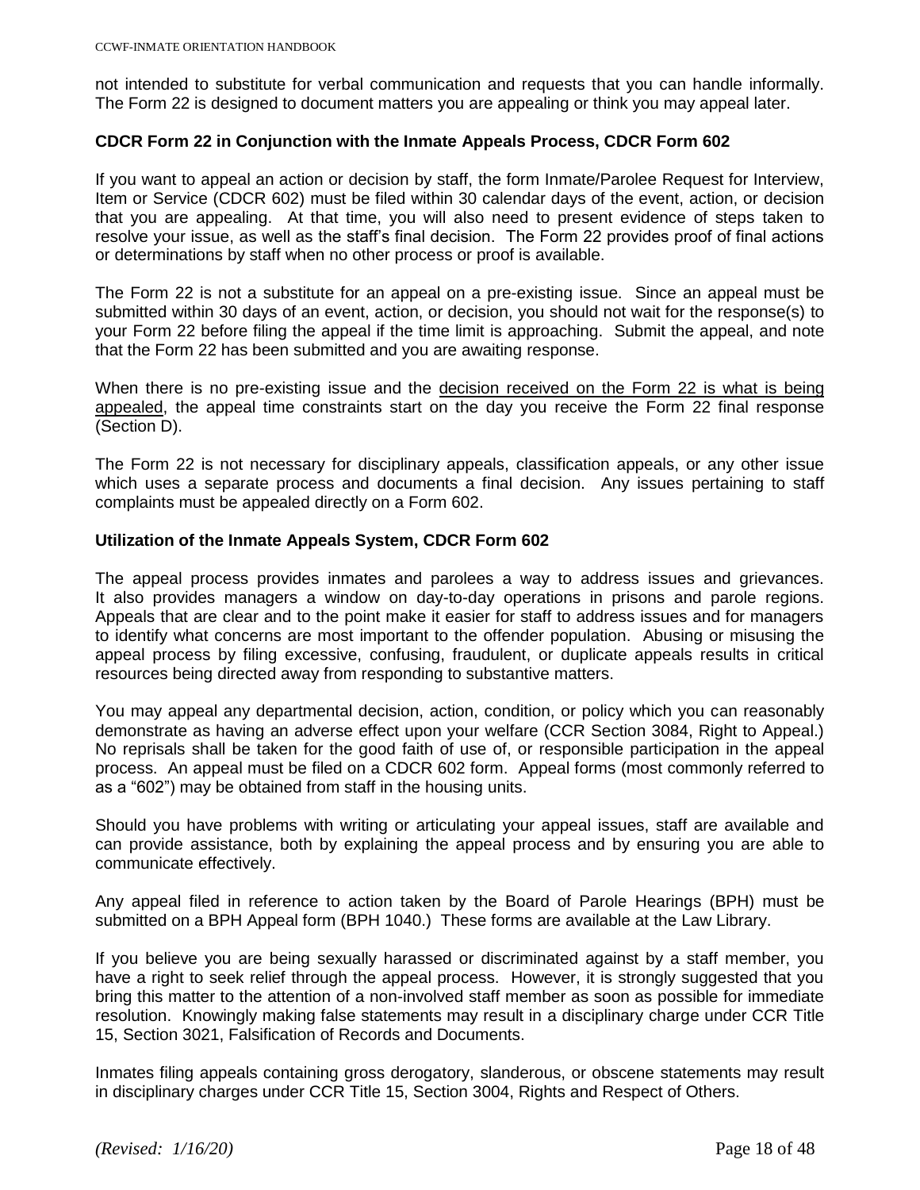not intended to substitute for verbal communication and requests that you can handle informally. The Form 22 is designed to document matters you are appealing or think you may appeal later.

### CDCR Form 22 in Conjunction with the Inmate Appeals Process, CDCR Form 602

If you want to appeal an action or decision by staff, the form Inmate/Parolee Request for Interview, Item or Service (CDCR 602) must be filed within 30 calendar days of the event, action, or decision that you are appealing. At that time, you will also need to present evidence of steps taken to resolve your issue, as well as the staff's final decision. The Form 22 provides proof of final actions or determinations by staff when no other process or proof is available.

The Form 22 is not a substitute for an appeal on a pre-existing issue. Since an appeal must be submitted within 30 days of an event, action, or decision, you should not wait for the response(s) to your Form 22 before filing the appeal if the time limit is approaching. Submit the appeal, and note that the Form 22 has been submitted and you are awaiting response.

When there is no pre-existing issue and the <u>decision received on the Form 22 is what is being appealed</u>, the appeal time constraints start on the day you receive the Form 22 final response (Section D).

The Form 22 is not necessary for disciplinary appeals, classification appeals, or any other issue which uses a separate process and documents a final decision. Any issues pertaining to staff complaints must be appealed directly on a Form 602.

### Utilization of the Inmate Appeals System, CDCR Form 602

The appeal process provides inmates and parolees a way to address issues and grievances. It also provides managers a window on day-to-day operations in prisons and parole regions. Appeals that are clear and to the point make it easier for staff to address issues and for managers to identify what concerns are most important to the offender population. Abusing or misusing the appeal process by filing excessive, confusing, fraudulent, or duplicate appeals results in critical resources being directed away from responding to substantive matters.

You may appeal any departmental decision, action, condition, or policy which you can reasonably demonstrate as having an adverse effect upon your welfare (CCR Section 3084, Right to Appeal.) No reprisals shall be taken for the good faith of use of, or responsible participation in the appeal process. An appeal must be filed on a CDCR 602 form. Appeal forms (most commonly referred to as a "602") may be obtained from staff in the housing units.

Should you have problems with writing or articulating your appeal issues, staff are available and can provide assistance, both by explaining the appeal process and by ensuring you are able to communicate effectively.

Any appeal filed in reference to action taken by the Board of Parole Hearings (BPH) must be submitted on a BPH Appeal form (BPH 1040.) These forms are available at the Law Library.

If you believe you are being sexually harassed or discriminated against by a staff member, you have a right to seek relief through the appeal process. However, it is strongly suggested that you bring this matter to the attention of a non-involved staff member as soon as possible for immediate resolution. Knowingly making false statements may result in a disciplinary charge under CCR Title 15, Section 3021, Falsification of Records and Documents.

Inmates filing appeals containing gross derogatory, slanderous, or obscene statements may result in disciplinary charges under CCR Title 15, Section 3004, Rights and Respect of Others.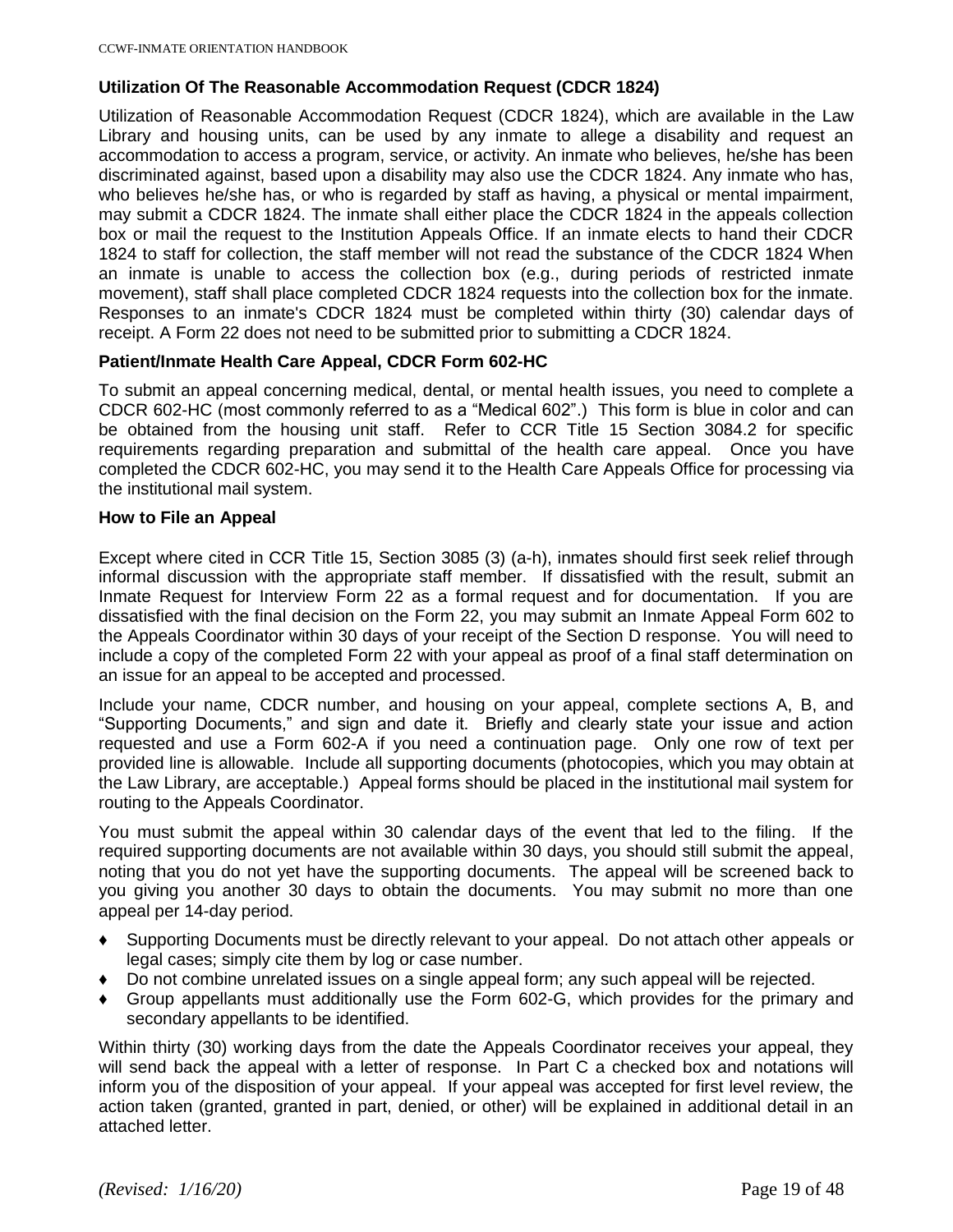### Utilization Of The Reasonable Accommodation Request (CDCR 1824)

Utilization of Reasonable Accommodation Request (CDCR 1824), which are available in the Law Library and housing units, can be used by any inmate to allege a disability and request an accommodation to access a program, service, or activity. An inmate who believes, he/she has been discriminated against, based upon a disability may also use the CDCR 1824. Any inmate who has, who believes he/she has, or who is regarded by staff as having, a physical or mental impairment, may submit a CDCR 1824. The inmate shall either place the CDCR 1824 in the appeals collection box or mail the request to the Institution Appeals Office. If an inmate elects to hand their CDCR 1824 to staff for collection, the staff member will not read the substance of the CDCR 1824 When an inmate is unable to access the collection box (e.g., during periods of restricted inmate movement), staff shall place completed CDCR 1824 requests into the collection box for the inmate. Responses to an inmate's CDCR 1824 must be completed within thirty (30) calendar days of receipt. A Form 22 does not need to be submitted prior to submitting a CDCR 1824.

### Patient/Inmate Health Care Appeal, CDCR Form 602-HC

To submit an appeal concerning medical, dental, or mental health issues, you need to complete a CDCR 602-HC (most commonly referred to as a “Medical 602”.) This form is blue in color and can be obtained from the housing unit staff. Refer to CCR Title 15 Section 3084.2 for specific requirements regarding preparation and submittal of the health care appeal. Once you have completed the CDCR 602-HC, you may send it to the Health Care Appeals Office for processing via the institutional mail system.

### How to File an Appeal

Except where cited in CCR Title 15, Section 3085 (3) (a-h), inmates should first seek relief through informal discussion with the appropriate staff member. If dissatisfied with the result, submit an Inmate Request for Interview Form 22 as a formal request and for documentation. If you are dissatisfied with the final decision on the Form 22, you may submit an Inmate Appeal Form 602 to the Appeals Coordinator within 30 days of your receipt of the Section D response. You will need to include a copy of the completed Form 22 with your appeal as proof of a final staff determination on an issue for an appeal to be accepted and processed.

Include your name, CDCR number, and housing on your appeal, complete sections A, B, and “Supporting Documents,” and sign and date it. Briefly and clearly state your issue and action requested and use a Form 602-A if you need a continuation page. Only one row of text per provided line is allowable. Include all supporting documents (photocopies, which you may obtain at the Law Library, are acceptable.) Appeal forms should be placed in the institutional mail system for routing to the Appeals Coordinator.

You must submit the appeal within 30 calendar days of the event that led to the filing. If the required supporting documents are not available within 30 days, you should still submit the appeal, noting that you do not yet have the supporting documents. The appeal will be screened back to you giving you another 30 days to obtain the documents. You may submit no more than one appeal per 14-day period.

- Supporting Documents must be directly relevant to your appeal. Do not attach other appeals or legal cases; simply cite them by log or case number.
- Do not combine unrelated issues on a single appeal form; any such appeal will be rejected.
- Group appellants must additionally use the Form 602-G, which provides for the primary and secondary appellants to be identified.

Within thirty (30) working days from the date the Appeals Coordinator receives your appeal, they will send back the appeal with a letter of response. In Part C a checked box and notations will inform you of the disposition of your appeal. If your appeal was accepted for first level review, the action taken (granted, granted in part, denied, or other) will be explained in additional detail in an attached letter.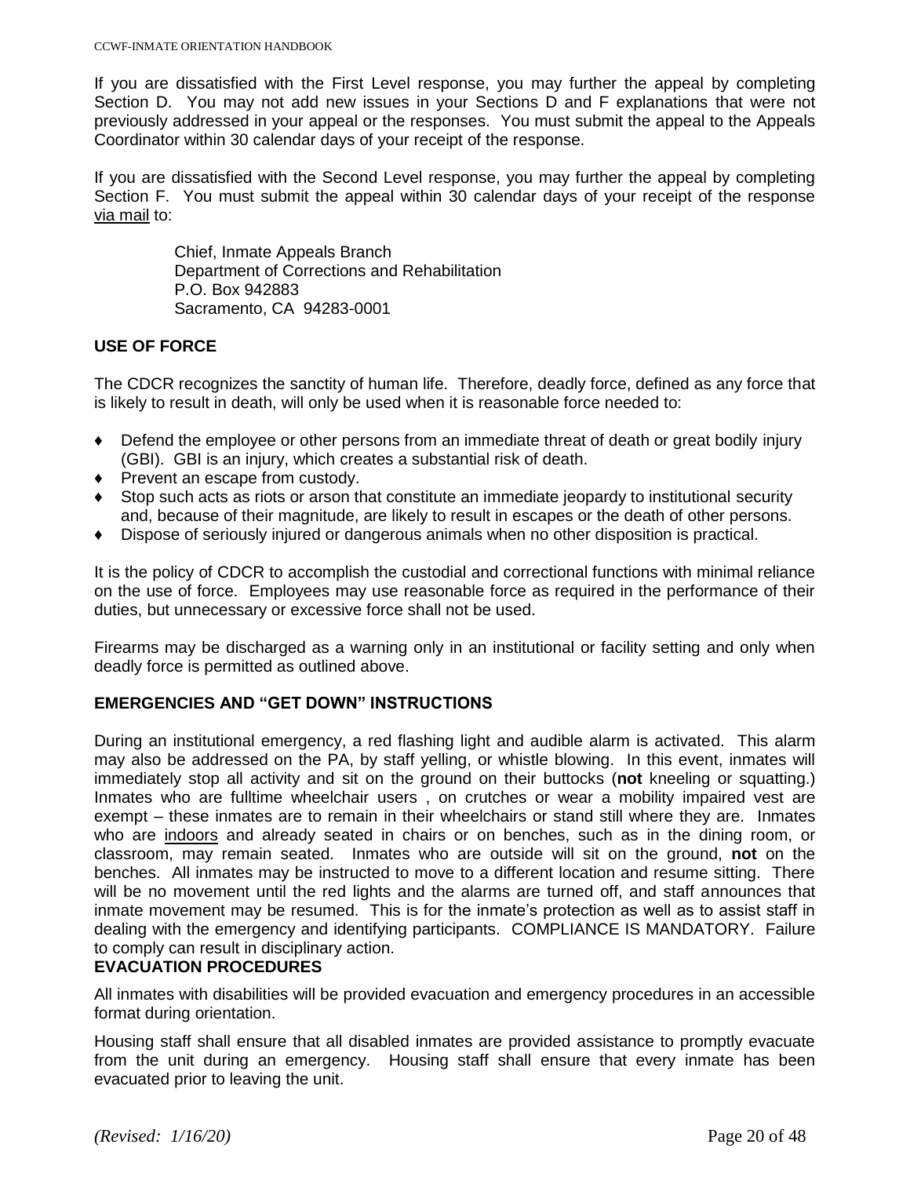If you are dissatisfied with the First Level response, you may further the appeal by completing Section D. You may not add new issues in your Sections D and F explanations that were not previously addressed in your appeal or the responses. You must submit the appeal to the Appeals Coordinator within 30 calendar days of your receipt of the response.

If you are dissatisfied with the Second Level response, you may further the appeal by completing Section F. You must submit the appeal within 30 calendar days of your receipt of the response via mail to:

> Chief, Inmate Appeals Branch
> Department of Corrections and Rehabilitation
> P.O. Box 942883
> Sacramento, CA 94283-0001

**USE OF FORCE**

The CDCR recognizes the sanctity of human life. Therefore, deadly force, defined as any force that is likely to result in death, will only be used when it is reasonable force needed to:

- Defend the employee or other persons from an immediate threat of death or great bodily injury (GBI). GBI is an injury, which creates a substantial risk of death.
- Prevent an escape from custody.
- Stop such acts as riots or arson that constitute an immediate jeopardy to institutional security and, because of their magnitude, are likely to result in escapes or the death of other persons.
- Dispose of seriously injured or dangerous animals when no other disposition is practical.

It is the policy of CDCR to accomplish the custodial and correctional functions with minimal reliance on the use of force. Employees may use reasonable force as required in the performance of their duties, but unnecessary or excessive force shall not be used.

Firearms may be discharged as a warning only in an institutional or facility setting and only when deadly force is permitted as outlined above.

**EMERGENCIES AND "GET DOWN" INSTRUCTIONS**

During an institutional emergency, a red flashing light and audible alarm is activated. This alarm may also be addressed on the PA, by staff yelling, or whistle blowing. In this event, inmates will immediately stop all activity and sit on the ground on their buttocks (**not** kneeling or squatting.) Inmates who are fulltime wheelchair users , on crutches or wear a mobility impaired vest are exempt – these inmates are to remain in their wheelchairs or stand still where they are. Inmates who are indoors and already seated in chairs or on benches, such as in the dining room, or classroom, may remain seated. Inmates who are outside will sit on the ground, **not** on the benches. All inmates may be instructed to move to a different location and resume sitting. There will be no movement until the red lights and the alarms are turned off, and staff announces that inmate movement may be resumed. This is for the inmate's protection as well as to assist staff in dealing with the emergency and identifying participants. COMPLIANCE IS MANDATORY. Failure to comply can result in disciplinary action.

**EVACUATION PROCEDURES**

All inmates with disabilities will be provided evacuation and emergency procedures in an accessible format during orientation.

Housing staff shall ensure that all disabled inmates are provided assistance to promptly evacuate from the unit during an emergency. Housing staff shall ensure that every inmate has been evacuated prior to leaving the unit.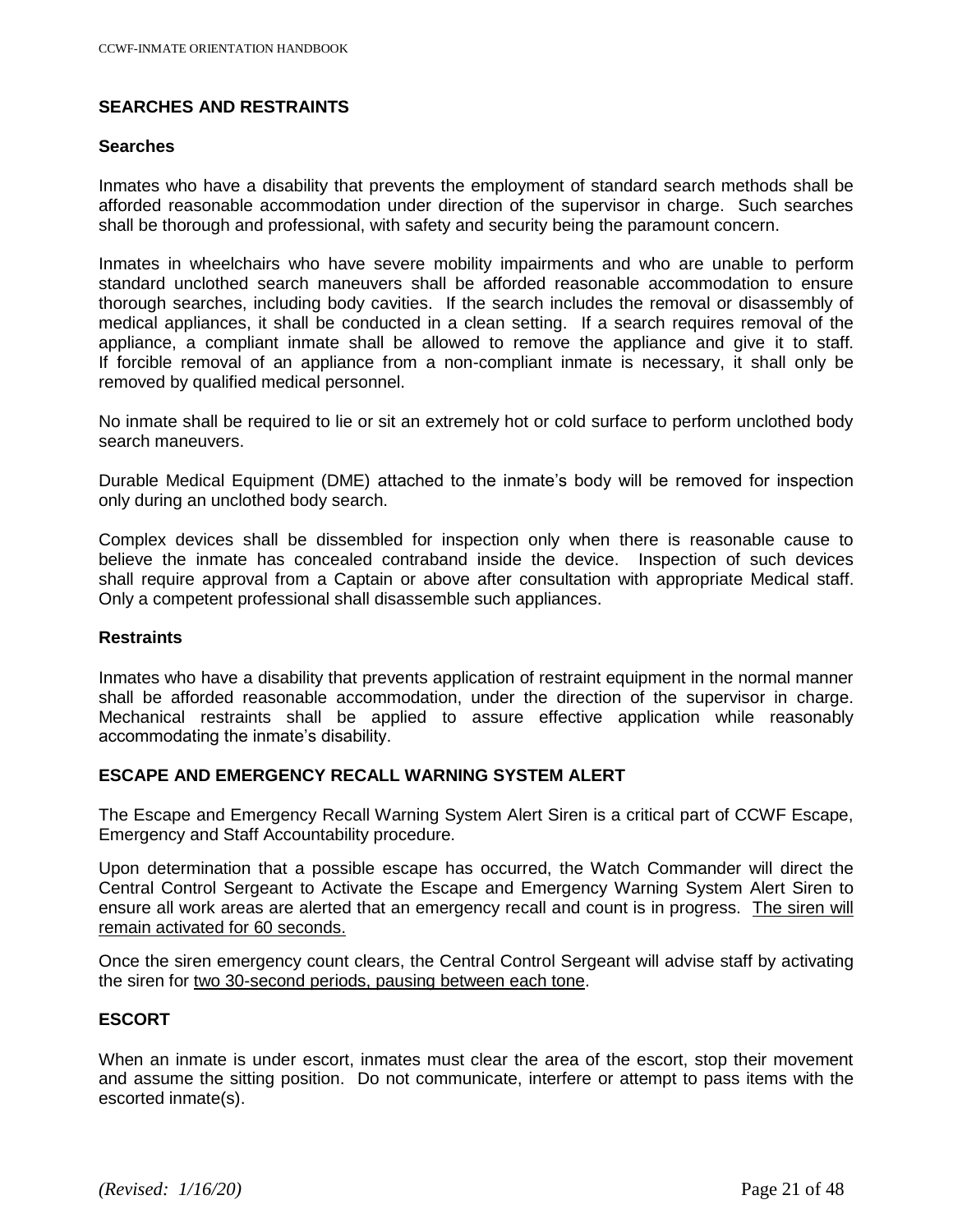## SEARCHES AND RESTRAINTS

### Searches

Inmates who have a disability that prevents the employment of standard search methods shall be afforded reasonable accommodation under direction of the supervisor in charge. Such searches shall be thorough and professional, with safety and security being the paramount concern.

Inmates in wheelchairs who have severe mobility impairments and who are unable to perform standard unclothed search maneuvers shall be afforded reasonable accommodation to ensure thorough searches, including body cavities. If the search includes the removal or disassembly of medical appliances, it shall be conducted in a clean setting. If a search requires removal of the appliance, a compliant inmate shall be allowed to remove the appliance and give it to staff. If forcible removal of an appliance from a non-compliant inmate is necessary, it shall only be removed by qualified medical personnel.

No inmate shall be required to lie or sit an extremely hot or cold surface to perform unclothed body search maneuvers.

Durable Medical Equipment (DME) attached to the inmate's body will be removed for inspection only during an unclothed body search.

Complex devices shall be dissembled for inspection only when there is reasonable cause to believe the inmate has concealed contraband inside the device. Inspection of such devices shall require approval from a Captain or above after consultation with appropriate Medical staff. Only a competent professional shall disassemble such appliances.

### Restraints

Inmates who have a disability that prevents application of restraint equipment in the normal manner shall be afforded reasonable accommodation, under the direction of the supervisor in charge. Mechanical restraints shall be applied to assure effective application while reasonably accommodating the inmate's disability.

## ESCAPE AND EMERGENCY RECALL WARNING SYSTEM ALERT

The Escape and Emergency Recall Warning System Alert Siren is a critical part of CCWF Escape, Emergency and Staff Accountability procedure.

Upon determination that a possible escape has occurred, the Watch Commander will direct the Central Control Sergeant to Activate the Escape and Emergency Warning System Alert Siren to ensure all work areas are alerted that an emergency recall and count is in progress. <u>The siren will remain activated for 60 seconds.</u>

Once the siren emergency count clears, the Central Control Sergeant will advise staff by activating the siren for <u>two 30-second periods, pausing between each tone</u>.

## ESCORT

When an inmate is under escort, inmates must clear the area of the escort, stop their movement and assume the sitting position. Do not communicate, interfere or attempt to pass items with the escorted inmate(s).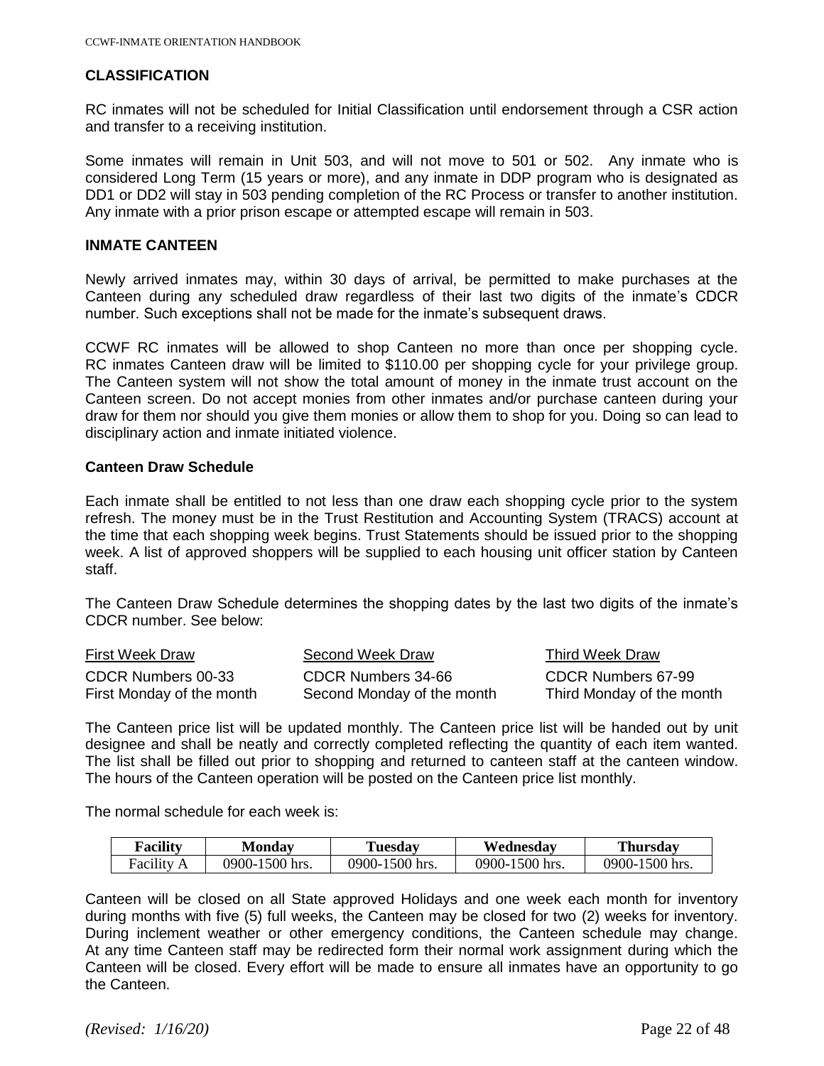## CLASSIFICATION

RC inmates will not be scheduled for Initial Classification until endorsement through a CSR action and transfer to a receiving institution.

Some inmates will remain in Unit 503, and will not move to 501 or 502. Any inmate who is considered Long Term (15 years or more), and any inmate in DDP program who is designated as DD1 or DD2 will stay in 503 pending completion of the RC Process or transfer to another institution. Any inmate with a prior prison escape or attempted escape will remain in 503.

## INMATE CANTEEN

Newly arrived inmates may, within 30 days of arrival, be permitted to make purchases at the Canteen during any scheduled draw regardless of their last two digits of the inmate's CDCR number. Such exceptions shall not be made for the inmate's subsequent draws.

CCWF RC inmates will be allowed to shop Canteen no more than once per shopping cycle. RC inmates Canteen draw will be limited to $110.00 per shopping cycle for your privilege group. The Canteen system will not show the total amount of money in the inmate trust account on the Canteen screen. Do not accept monies from other inmates and/or purchase canteen during your draw for them nor should you give them monies or allow them to shop for you. Doing so can lead to disciplinary action and inmate initiated violence.

### Canteen Draw Schedule

Each inmate shall be entitled to not less than one draw each shopping cycle prior to the system refresh. The money must be in the Trust Restitution and Accounting System (TRACS) account at the time that each shopping week begins. Trust Statements should be issued prior to the shopping week. A list of approved shoppers will be supplied to each housing unit officer station by Canteen staff.

The Canteen Draw Schedule determines the shopping dates by the last two digits of the inmate's CDCR number. See below:

| First Week Draw | Second Week Draw | Third Week Draw |
|---|---|---|
| CDCR Numbers 00-33 | CDCR Numbers 34-66 | CDCR Numbers 67-99 |
| First Monday of the month | Second Monday of the month | Third Monday of the month |

The Canteen price list will be updated monthly. The Canteen price list will be handed out by unit designee and shall be neatly and correctly completed reflecting the quantity of each item wanted. The list shall be filled out prior to shopping and returned to canteen staff at the canteen window. The hours of the Canteen operation will be posted on the Canteen price list monthly.

The normal schedule for each week is:

| Facility | Monday | Tuesday | Wednesday | Thursday |
|---|---|---|---|---|
| Facility A | 0900-1500 hrs. | 0900-1500 hrs. | 0900-1500 hrs. | 0900-1500 hrs. |

Canteen will be closed on all State approved Holidays and one week each month for inventory during months with five (5) full weeks, the Canteen may be closed for two (2) weeks for inventory. During inclement weather or other emergency conditions, the Canteen schedule may change. At any time Canteen staff may be redirected form their normal work assignment during which the Canteen will be closed. Every effort will be made to ensure all inmates have an opportunity to go the Canteen.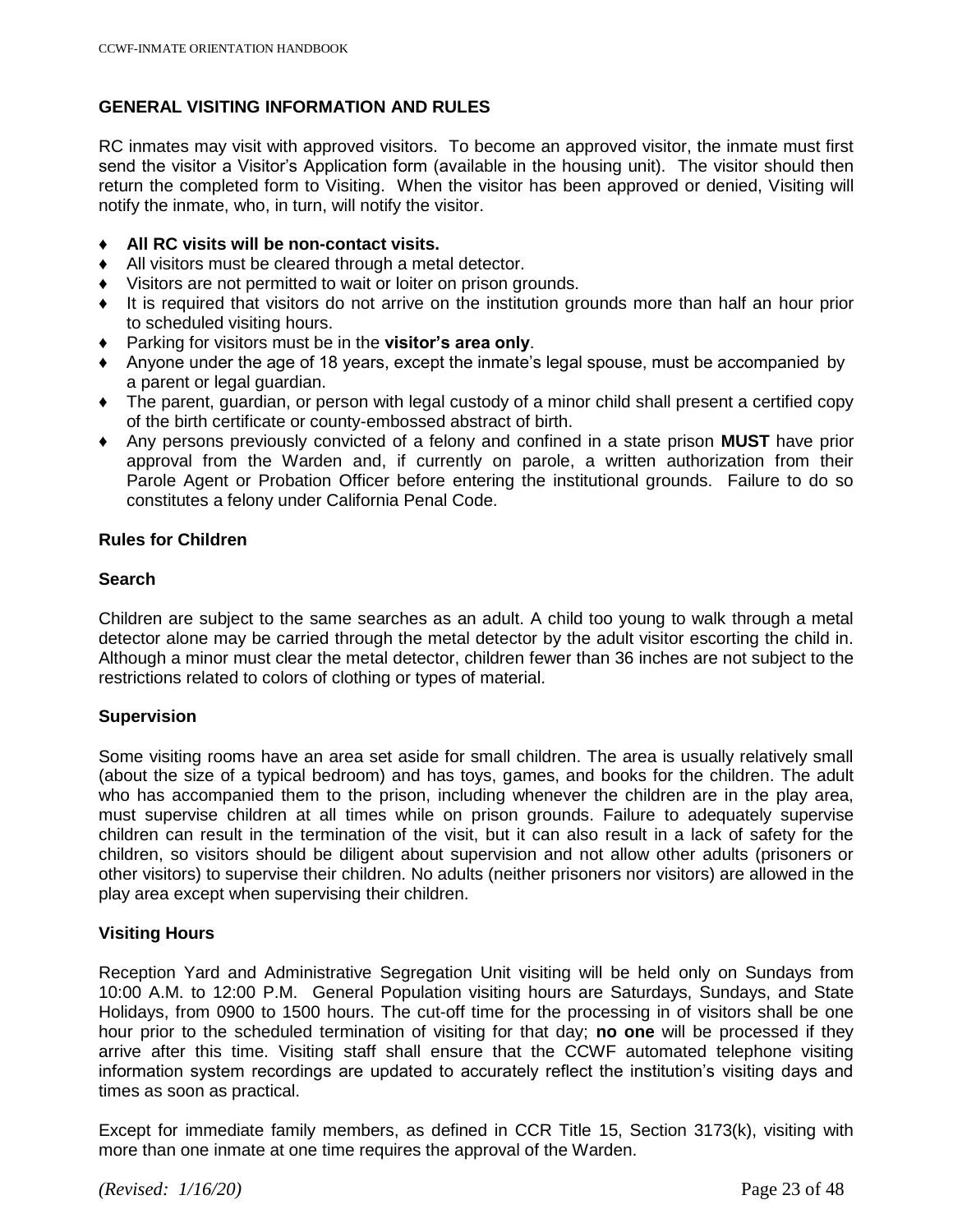## GENERAL VISITING INFORMATION AND RULES

RC inmates may visit with approved visitors. To become an approved visitor, the inmate must first send the visitor a Visitor's Application form (available in the housing unit). The visitor should then return the completed form to Visiting. When the visitor has been approved or denied, Visiting will notify the inmate, who, in turn, will notify the visitor.

- **All RC visits will be non-contact visits.**
- All visitors must be cleared through a metal detector.
- Visitors are not permitted to wait or loiter on prison grounds.
- It is required that visitors do not arrive on the institution grounds more than half an hour prior to scheduled visiting hours.
- Parking for visitors must be in the **visitor's area only**.
- Anyone under the age of 18 years, except the inmate's legal spouse, must be accompanied by a parent or legal guardian.
- The parent, guardian, or person with legal custody of a minor child shall present a certified copy of the birth certificate or county-embossed abstract of birth.
- Any persons previously convicted of a felony and confined in a state prison **MUST** have prior approval from the Warden and, if currently on parole, a written authorization from their Parole Agent or Probation Officer before entering the institutional grounds. Failure to do so constitutes a felony under California Penal Code.

### Rules for Children

#### Search

Children are subject to the same searches as an adult. A child too young to walk through a metal detector alone may be carried through the metal detector by the adult visitor escorting the child in. Although a minor must clear the metal detector, children fewer than 36 inches are not subject to the restrictions related to colors of clothing or types of material.

#### Supervision

Some visiting rooms have an area set aside for small children. The area is usually relatively small (about the size of a typical bedroom) and has toys, games, and books for the children. The adult who has accompanied them to the prison, including whenever the children are in the play area, must supervise children at all times while on prison grounds. Failure to adequately supervise children can result in the termination of the visit, but it can also result in a lack of safety for the children, so visitors should be diligent about supervision and not allow other adults (prisoners or other visitors) to supervise their children. No adults (neither prisoners nor visitors) are allowed in the play area except when supervising their children.

#### Visiting Hours

Reception Yard and Administrative Segregation Unit visiting will be held only on Sundays from 10:00 A.M. to 12:00 P.M. General Population visiting hours are Saturdays, Sundays, and State Holidays, from 0900 to 1500 hours. The cut-off time for the processing in of visitors shall be one hour prior to the scheduled termination of visiting for that day; **no one** will be processed if they arrive after this time. Visiting staff shall ensure that the CCWF automated telephone visiting information system recordings are updated to accurately reflect the institution's visiting days and times as soon as practical.

Except for immediate family members, as defined in CCR Title 15, Section 3173(k), visiting with more than one inmate at one time requires the approval of the Warden.

*(Revised: 1/16/20)*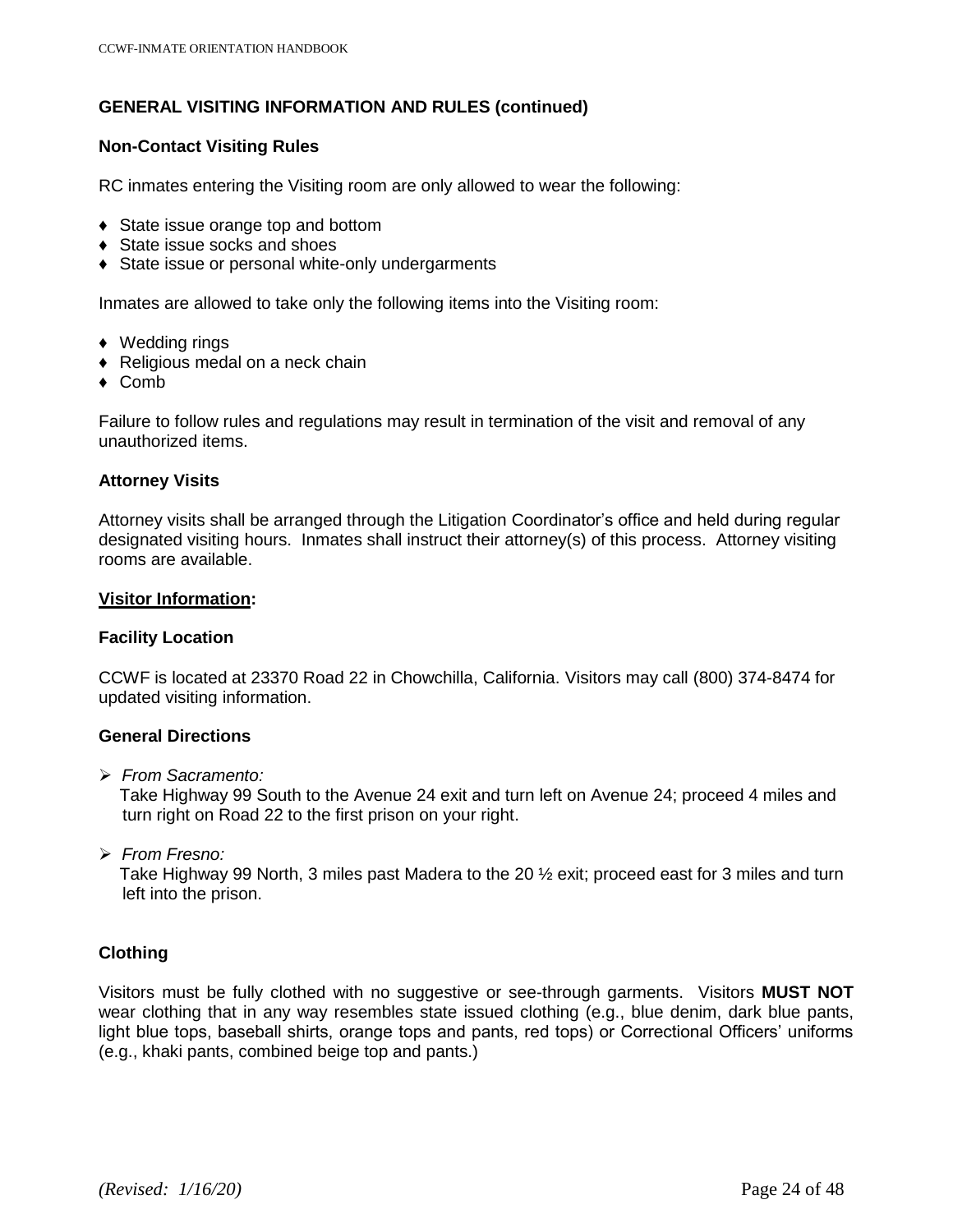## GENERAL VISITING INFORMATION AND RULES (continued)

### Non-Contact Visiting Rules

RC inmates entering the Visiting room are only allowed to wear the following:

- State issue orange top and bottom
- State issue socks and shoes
- State issue or personal white-only undergarments

Inmates are allowed to take only the following items into the Visiting room:

- Wedding rings
- Religious medal on a neck chain
- Comb

Failure to follow rules and regulations may result in termination of the visit and removal of any unauthorized items.

### Attorney Visits

Attorney visits shall be arranged through the Litigation Coordinator's office and held during regular designated visiting hours. Inmates shall instruct their attorney(s) of this process. Attorney visiting rooms are available.

### Visitor Information:

### Facility Location

CCWF is located at 23370 Road 22 in Chowchilla, California. Visitors may call (800) 374-8474 for updated visiting information.

### General Directions

- *From Sacramento:*
  Take Highway 99 South to the Avenue 24 exit and turn left on Avenue 24; proceed 4 miles and turn right on Road 22 to the first prison on your right.

- *From Fresno:*
  Take Highway 99 North, 3 miles past Madera to the 20 ½ exit; proceed east for 3 miles and turn left into the prison.

### Clothing

Visitors must be fully clothed with no suggestive or see-through garments. Visitors **MUST NOT** wear clothing that in any way resembles state issued clothing (e.g., blue denim, dark blue pants, light blue tops, baseball shirts, orange tops and pants, red tops) or Correctional Officers' uniforms (e.g., khaki pants, combined beige top and pants.)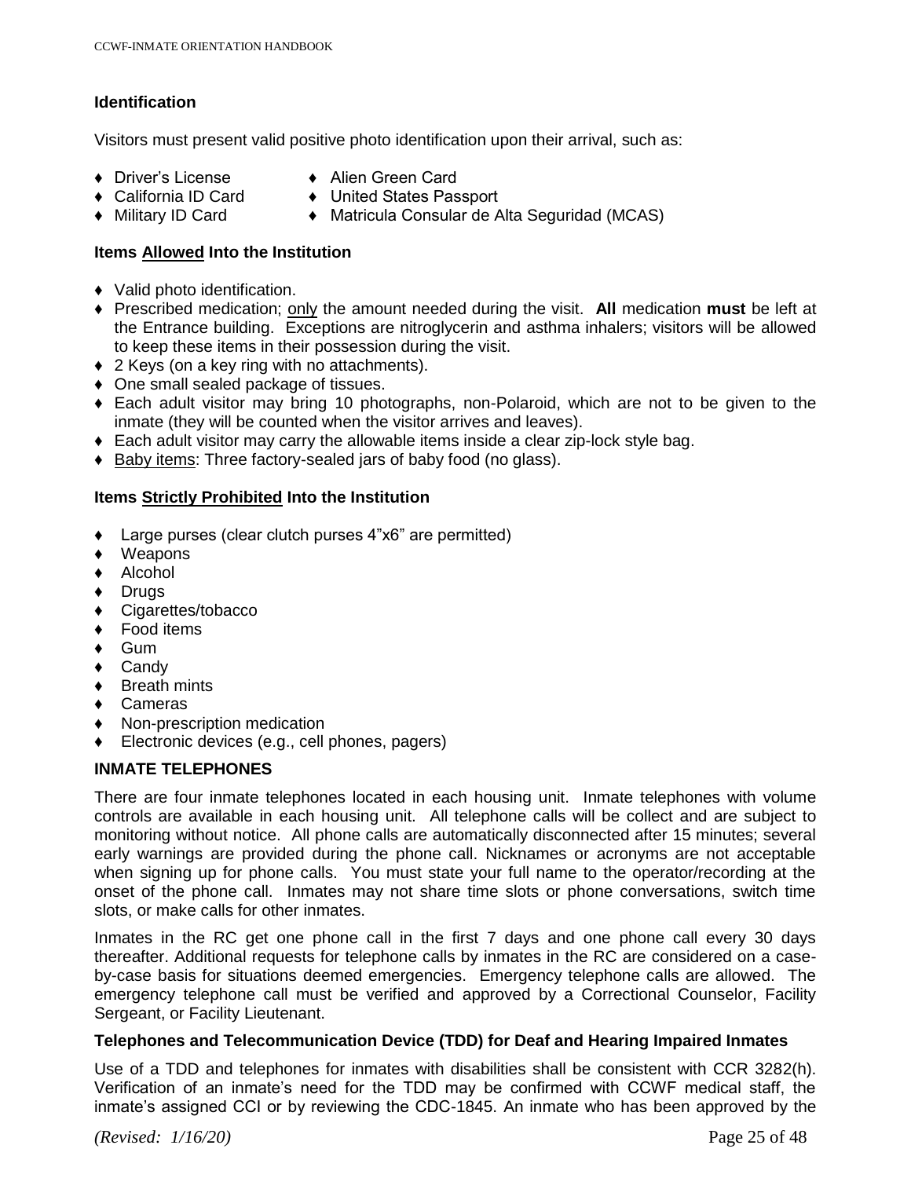### Identification

Visitors must present valid positive photo identification upon their arrival, such as:

- Driver's License
- California ID Card
- Military ID Card
- Alien Green Card
- United States Passport
- Matricula Consular de Alta Seguridad (MCAS)

### Items Allowed Into the Institution

- Valid photo identification.
- Prescribed medication; only the amount needed during the visit. **All** medication **must** be left at the Entrance building. Exceptions are nitroglycerin and asthma inhalers; visitors will be allowed to keep these items in their possession during the visit.
- 2 Keys (on a key ring with no attachments).
- One small sealed package of tissues.
- Each adult visitor may bring 10 photographs, non-Polaroid, which are not to be given to the inmate (they will be counted when the visitor arrives and leaves).
- Each adult visitor may carry the allowable items inside a clear zip-lock style bag.
- Baby items: Three factory-sealed jars of baby food (no glass).

### Items Strictly Prohibited Into the Institution

- Large purses (clear clutch purses 4"x6" are permitted)
- Weapons
- Alcohol
- Drugs
- Cigarettes/tobacco
- Food items
- Gum
- Candy
- Breath mints
- Cameras
- Non-prescription medication
- Electronic devices (e.g., cell phones, pagers)

## INMATE TELEPHONES

There are four inmate telephones located in each housing unit. Inmate telephones with volume controls are available in each housing unit. All telephone calls will be collect and are subject to monitoring without notice. All phone calls are automatically disconnected after 15 minutes; several early warnings are provided during the phone call. Nicknames or acronyms are not acceptable when signing up for phone calls. You must state your full name to the operator/recording at the onset of the phone call. Inmates may not share time slots or phone conversations, switch time slots, or make calls for other inmates.

Inmates in the RC get one phone call in the first 7 days and one phone call every 30 days thereafter. Additional requests for telephone calls by inmates in the RC are considered on a case-by-case basis for situations deemed emergencies. Emergency telephone calls are allowed. The emergency telephone call must be verified and approved by a Correctional Counselor, Facility Sergeant, or Facility Lieutenant.

### Telephones and Telecommunication Device (TDD) for Deaf and Hearing Impaired Inmates

Use of a TDD and telephones for inmates with disabilities shall be consistent with CCR 3282(h). Verification of an inmate's need for the TDD may be confirmed with CCWF medical staff, the inmate's assigned CCI or by reviewing the CDC-1845. An inmate who has been approved by the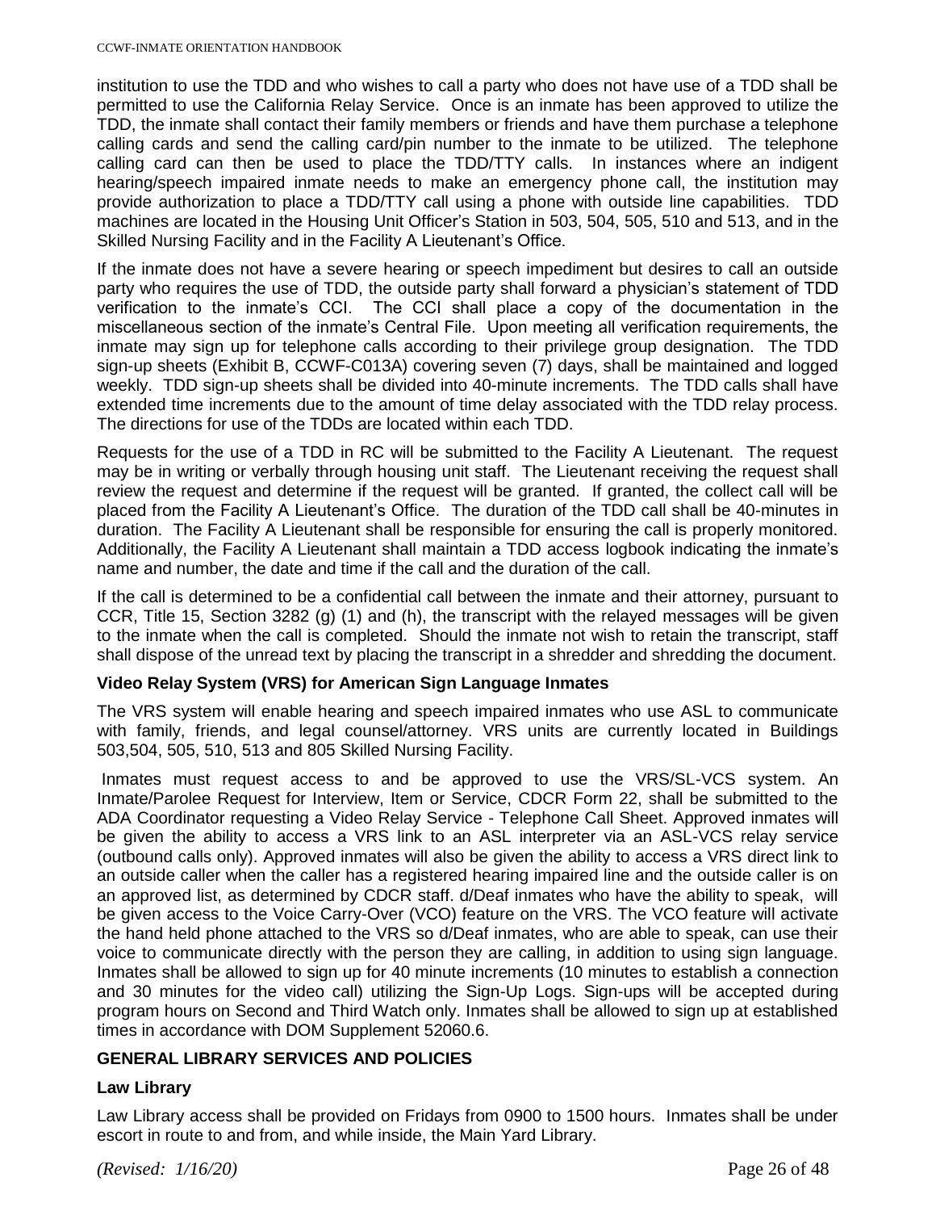institution to use the TDD and who wishes to call a party who does not have use of a TDD shall be permitted to use the California Relay Service. Once is an inmate has been approved to utilize the TDD, the inmate shall contact their family members or friends and have them purchase a telephone calling cards and send the calling card/pin number to the inmate to be utilized. The telephone calling card can then be used to place the TDD/TTY calls. In instances where an indigent hearing/speech impaired inmate needs to make an emergency phone call, the institution may provide authorization to place a TDD/TTY call using a phone with outside line capabilities. TDD machines are located in the Housing Unit Officer's Station in 503, 504, 505, 510 and 513, and in the Skilled Nursing Facility and in the Facility A Lieutenant's Office.

If the inmate does not have a severe hearing or speech impediment but desires to call an outside party who requires the use of TDD, the outside party shall forward a physician's statement of TDD verification to the inmate's CCI. The CCI shall place a copy of the documentation in the miscellaneous section of the inmate's Central File. Upon meeting all verification requirements, the inmate may sign up for telephone calls according to their privilege group designation. The TDD sign-up sheets (Exhibit B, CCWF-C013A) covering seven (7) days, shall be maintained and logged weekly. TDD sign-up sheets shall be divided into 40-minute increments. The TDD calls shall have extended time increments due to the amount of time delay associated with the TDD relay process. The directions for use of the TDDs are located within each TDD.

Requests for the use of a TDD in RC will be submitted to the Facility A Lieutenant. The request may be in writing or verbally through housing unit staff. The Lieutenant receiving the request shall review the request and determine if the request will be granted. If granted, the collect call will be placed from the Facility A Lieutenant's Office. The duration of the TDD call shall be 40-minutes in duration. The Facility A Lieutenant shall be responsible for ensuring the call is properly monitored. Additionally, the Facility A Lieutenant shall maintain a TDD access logbook indicating the inmate's name and number, the date and time if the call and the duration of the call.

If the call is determined to be a confidential call between the inmate and their attorney, pursuant to CCR, Title 15, Section 3282 (g) (1) and (h), the transcript with the relayed messages will be given to the inmate when the call is completed. Should the inmate not wish to retain the transcript, staff shall dispose of the unread text by placing the transcript in a shredder and shredding the document.

### Video Relay System (VRS) for American Sign Language Inmates

The VRS system will enable hearing and speech impaired inmates who use ASL to communicate with family, friends, and legal counsel/attorney. VRS units are currently located in Buildings 503,504, 505, 510, 513 and 805 Skilled Nursing Facility.

Inmates must request access to and be approved to use the VRS/SL-VCS system. An Inmate/Parolee Request for Interview, Item or Service, CDCR Form 22, shall be submitted to the ADA Coordinator requesting a Video Relay Service - Telephone Call Sheet. Approved inmates will be given the ability to access a VRS link to an ASL interpreter via an ASL-VCS relay service (outbound calls only). Approved inmates will also be given the ability to access a VRS direct link to an outside caller when the caller has a registered hearing impaired line and the outside caller is on an approved list, as determined by CDCR staff. d/Deaf inmates who have the ability to speak, will be given access to the Voice Carry-Over (VCO) feature on the VRS. The VCO feature will activate the hand held phone attached to the VRS so d/Deaf inmates, who are able to speak, can use their voice to communicate directly with the person they are calling, in addition to using sign language. Inmates shall be allowed to sign up for 40 minute increments (10 minutes to establish a connection and 30 minutes for the video call) utilizing the Sign-Up Logs. Sign-ups will be accepted during program hours on Second and Third Watch only. Inmates shall be allowed to sign up at established times in accordance with DOM Supplement 52060.6.

## GENERAL LIBRARY SERVICES AND POLICIES

### Law Library

Law Library access shall be provided on Fridays from 0900 to 1500 hours. Inmates shall be under escort in route to and from, and while inside, the Main Yard Library.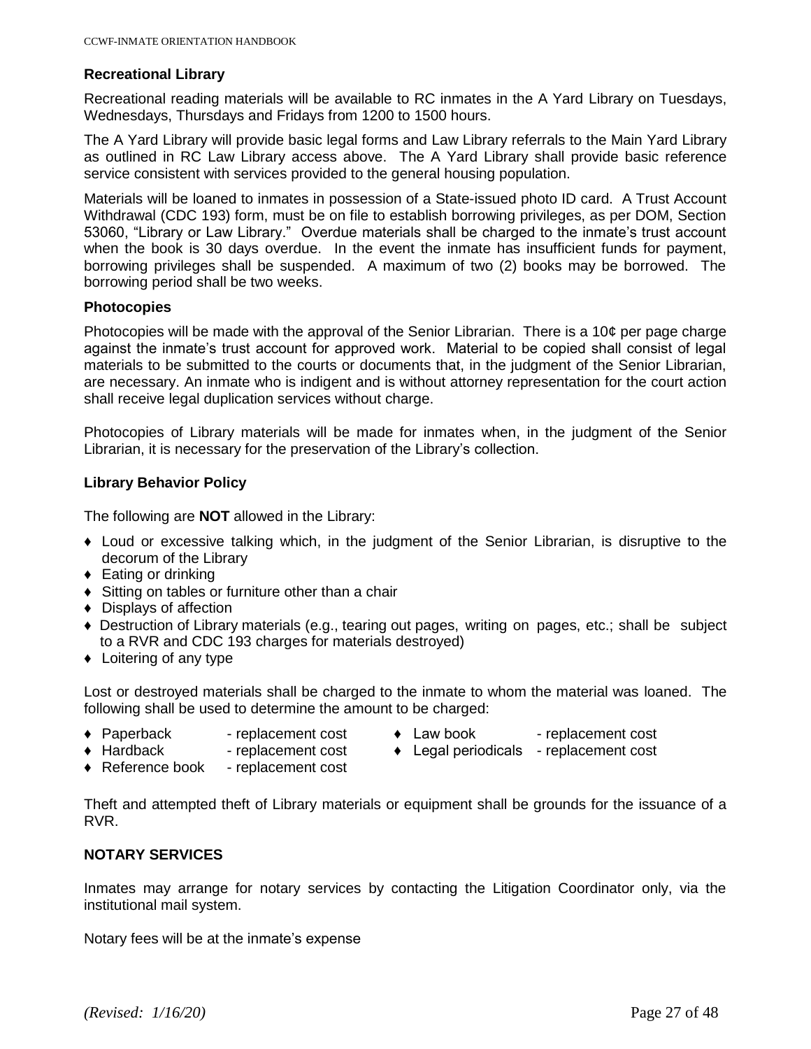### Recreational Library

Recreational reading materials will be available to RC inmates in the A Yard Library on Tuesdays, Wednesdays, Thursdays and Fridays from 1200 to 1500 hours.

The A Yard Library will provide basic legal forms and Law Library referrals to the Main Yard Library as outlined in RC Law Library access above. The A Yard Library shall provide basic reference service consistent with services provided to the general housing population.

Materials will be loaned to inmates in possession of a State-issued photo ID card. A Trust Account Withdrawal (CDC 193) form, must be on file to establish borrowing privileges, as per DOM, Section 53060, "Library or Law Library." Overdue materials shall be charged to the inmate's trust account when the book is 30 days overdue. In the event the inmate has insufficient funds for payment, borrowing privileges shall be suspended. A maximum of two (2) books may be borrowed. The borrowing period shall be two weeks.

### Photocopies

Photocopies will be made with the approval of the Senior Librarian. There is a 10¢ per page charge against the inmate's trust account for approved work. Material to be copied shall consist of legal materials to be submitted to the courts or documents that, in the judgment of the Senior Librarian, are necessary. An inmate who is indigent and is without attorney representation for the court action shall receive legal duplication services without charge.

Photocopies of Library materials will be made for inmates when, in the judgment of the Senior Librarian, it is necessary for the preservation of the Library's collection.

### Library Behavior Policy

The following are **NOT** allowed in the Library:

- Loud or excessive talking which, in the judgment of the Senior Librarian, is disruptive to the decorum of the Library
- Eating or drinking
- Sitting on tables or furniture other than a chair
- Displays of affection
- Destruction of Library materials (e.g., tearing out pages, writing on pages, etc.; shall be subject to a RVR and CDC 193 charges for materials destroyed)
- Loitering of any type

Lost or destroyed materials shall be charged to the inmate to whom the material was loaned. The following shall be used to determine the amount to be charged:

- Paperback - replacement cost
- Hardback - replacement cost
- Reference book - replacement cost
- Law book - replacement cost
- Legal periodicals - replacement cost

Theft and attempted theft of Library materials or equipment shall be grounds for the issuance of a RVR.

### NOTARY SERVICES

Inmates may arrange for notary services by contacting the Litigation Coordinator only, via the institutional mail system.

Notary fees will be at the inmate's expense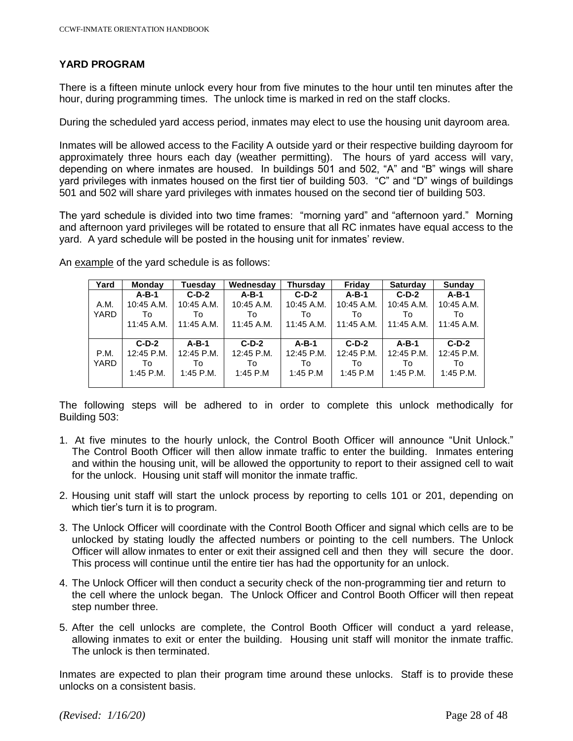## YARD PROGRAM

There is a fifteen minute unlock every hour from five minutes to the hour until ten minutes after the hour, during programming times. The unlock time is marked in red on the staff clocks.

During the scheduled yard access period, inmates may elect to use the housing unit dayroom area.

Inmates will be allowed access to the Facility A outside yard or their respective building dayroom for approximately three hours each day (weather permitting). The hours of yard access will vary, depending on where inmates are housed. In buildings 501 and 502, "A" and "B" wings will share yard privileges with inmates housed on the first tier of building 503. "C" and "D" wings of buildings 501 and 502 will share yard privileges with inmates housed on the second tier of building 503.

The yard schedule is divided into two time frames: "morning yard" and "afternoon yard." Morning and afternoon yard privileges will be rotated to ensure that all RC inmates have equal access to the yard. A yard schedule will be posted in the housing unit for inmates' review.

An example of the yard schedule is as follows:

| Yard | Monday | Tuesday | Wednesday | Thursday | Friday | Saturday | Sunday |
|---|---|---|---|---|---|---|---|
| A.M. YARD | **A-B-1** 10:45 A.M. To 11:45 A.M. | **C-D-2** 10:45 A.M. To 11:45 A.M. | **A-B-1** 10:45 A.M. To 11:45 A.M. | **C-D-2** 10:45 A.M. To 11:45 A.M. | **A-B-1** 10:45 A.M. To 11:45 A.M. | **C-D-2** 10:45 A.M. To 11:45 A.M. | **A-B-1** 10:45 A.M. To 11:45 A.M. |
| P.M. YARD | **C-D-2** 12:45 P.M. To 1:45 P.M. | **A-B-1** 12:45 P.M. To 1:45 P.M. | **C-D-2** 12:45 P.M. To 1:45 P.M | **A-B-1** 12:45 P.M. To 1:45 P.M | **C-D-2** 12:45 P.M. To 1:45 P.M | **A-B-1** 12:45 P.M. To 1:45 P.M. | **C-D-2** 12:45 P.M. To 1:45 P.M. |

The following steps will be adhered to in order to complete this unlock methodically for Building 503:

1. At five minutes to the hourly unlock, the Control Booth Officer will announce "Unit Unlock." The Control Booth Officer will then allow inmate traffic to enter the building. Inmates entering and within the housing unit, will be allowed the opportunity to report to their assigned cell to wait for the unlock. Housing unit staff will monitor the inmate traffic.
2. Housing unit staff will start the unlock process by reporting to cells 101 or 201, depending on which tier's turn it is to program.
3. The Unlock Officer will coordinate with the Control Booth Officer and signal which cells are to be unlocked by stating loudly the affected numbers or pointing to the cell numbers. The Unlock Officer will allow inmates to enter or exit their assigned cell and then they will secure the door. This process will continue until the entire tier has had the opportunity for an unlock.
4. The Unlock Officer will then conduct a security check of the non-programming tier and return to the cell where the unlock began. The Unlock Officer and Control Booth Officer will then repeat step number three.
5. After the cell unlocks are complete, the Control Booth Officer will conduct a yard release, allowing inmates to exit or enter the building. Housing unit staff will monitor the inmate traffic. The unlock is then terminated.

Inmates are expected to plan their program time around these unlocks. Staff is to provide these unlocks on a consistent basis.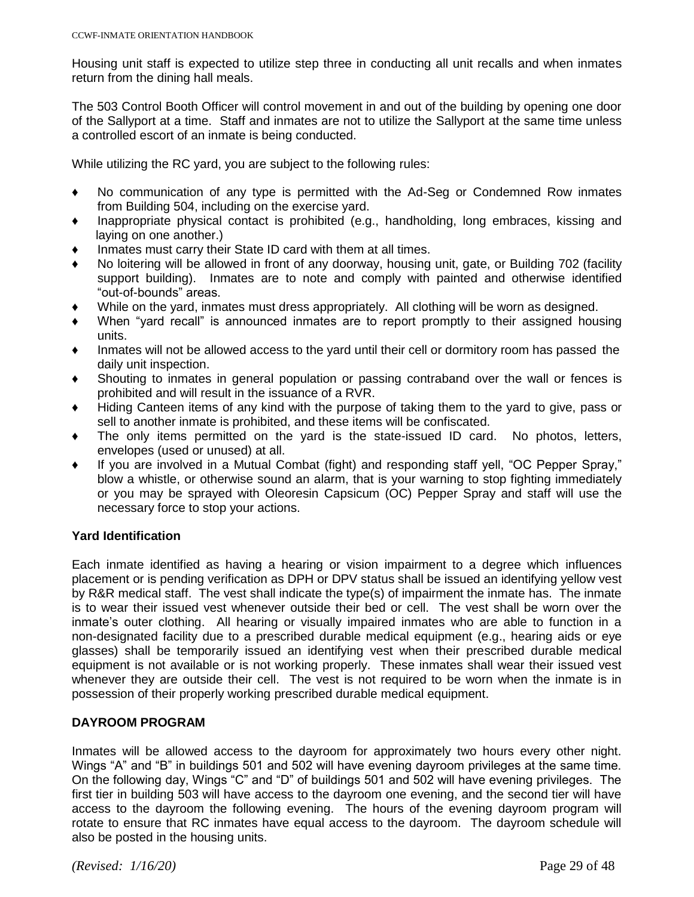Housing unit staff is expected to utilize step three in conducting all unit recalls and when inmates return from the dining hall meals.

The 503 Control Booth Officer will control movement in and out of the building by opening one door of the Sallyport at a time. Staff and inmates are not to utilize the Sallyport at the same time unless a controlled escort of an inmate is being conducted.

While utilizing the RC yard, you are subject to the following rules:

- No communication of any type is permitted with the Ad-Seg or Condemned Row inmates from Building 504, including on the exercise yard.
- Inappropriate physical contact is prohibited (e.g., handholding, long embraces, kissing and laying on one another.)
- Inmates must carry their State ID card with them at all times.
- No loitering will be allowed in front of any doorway, housing unit, gate, or Building 702 (facility support building). Inmates are to note and comply with painted and otherwise identified "out-of-bounds" areas.
- While on the yard, inmates must dress appropriately. All clothing will be worn as designed.
- When "yard recall" is announced inmates are to report promptly to their assigned housing units.
- Inmates will not be allowed access to the yard until their cell or dormitory room has passed the daily unit inspection.
- Shouting to inmates in general population or passing contraband over the wall or fences is prohibited and will result in the issuance of a RVR.
- Hiding Canteen items of any kind with the purpose of taking them to the yard to give, pass or sell to another inmate is prohibited, and these items will be confiscated.
- The only items permitted on the yard is the state-issued ID card. No photos, letters, envelopes (used or unused) at all.
- If you are involved in a Mutual Combat (fight) and responding staff yell, "OC Pepper Spray," blow a whistle, or otherwise sound an alarm, that is your warning to stop fighting immediately or you may be sprayed with Oleoresin Capsicum (OC) Pepper Spray and staff will use the necessary force to stop your actions.

**Yard Identification**

Each inmate identified as having a hearing or vision impairment to a degree which influences placement or is pending verification as DPH or DPV status shall be issued an identifying yellow vest by R&R medical staff. The vest shall indicate the type(s) of impairment the inmate has. The inmate is to wear their issued vest whenever outside their bed or cell. The vest shall be worn over the inmate's outer clothing. All hearing or visually impaired inmates who are able to function in a non-designated facility due to a prescribed durable medical equipment (e.g., hearing aids or eye glasses) shall be temporarily issued an identifying vest when their prescribed durable medical equipment is not available or is not working properly. These inmates shall wear their issued vest whenever they are outside their cell. The vest is not required to be worn when the inmate is in possession of their properly working prescribed durable medical equipment.

**DAYROOM PROGRAM**

Inmates will be allowed access to the dayroom for approximately two hours every other night. Wings "A" and "B" in buildings 501 and 502 will have evening dayroom privileges at the same time. On the following day, Wings "C" and "D" of buildings 501 and 502 will have evening privileges. The first tier in building 503 will have access to the dayroom one evening, and the second tier will have access to the dayroom the following evening. The hours of the evening dayroom program will rotate to ensure that RC inmates have equal access to the dayroom. The dayroom schedule will also be posted in the housing units.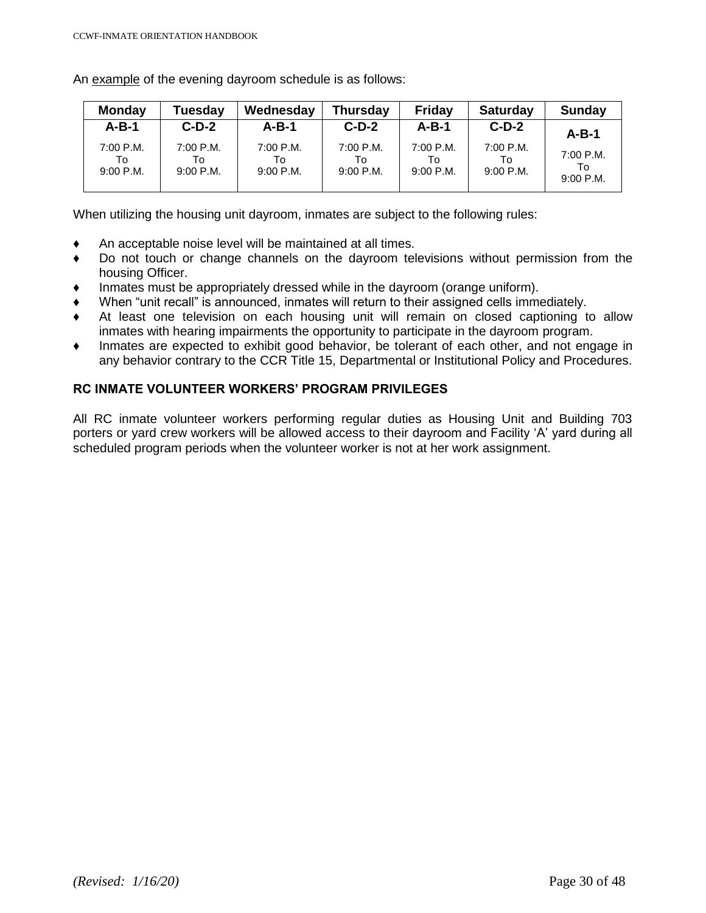An example of the evening dayroom schedule is as follows:

| Monday | Tuesday | Wednesday | Thursday | Friday | Saturday | Sunday |
|---|---|---|---|---|---|---|
| **A-B-1** | **C-D-2** | **A-B-1** | **C-D-2** | **A-B-1** | **C-D-2** | **A-B-1** |
| 7:00 P.M. To 9:00 P.M. | 7:00 P.M. To 9:00 P.M. | 7:00 P.M. To 9:00 P.M. | 7:00 P.M. To 9:00 P.M. | 7:00 P.M. To 9:00 P.M. | 7:00 P.M. To 9:00 P.M. | 7:00 P.M. To 9:00 P.M. |

When utilizing the housing unit dayroom, inmates are subject to the following rules:

- An acceptable noise level will be maintained at all times.
- Do not touch or change channels on the dayroom televisions without permission from the housing Officer.
- Inmates must be appropriately dressed while in the dayroom (orange uniform).
- When "unit recall" is announced, inmates will return to their assigned cells immediately.
- At least one television on each housing unit will remain on closed captioning to allow inmates with hearing impairments the opportunity to participate in the dayroom program.
- Inmates are expected to exhibit good behavior, be tolerant of each other, and not engage in any behavior contrary to the CCR Title 15, Departmental or Institutional Policy and Procedures.

## RC INMATE VOLUNTEER WORKERS' PROGRAM PRIVILEGES

All RC inmate volunteer workers performing regular duties as Housing Unit and Building 703 porters or yard crew workers will be allowed access to their dayroom and Facility 'A' yard during all scheduled program periods when the volunteer worker is not at her work assignment.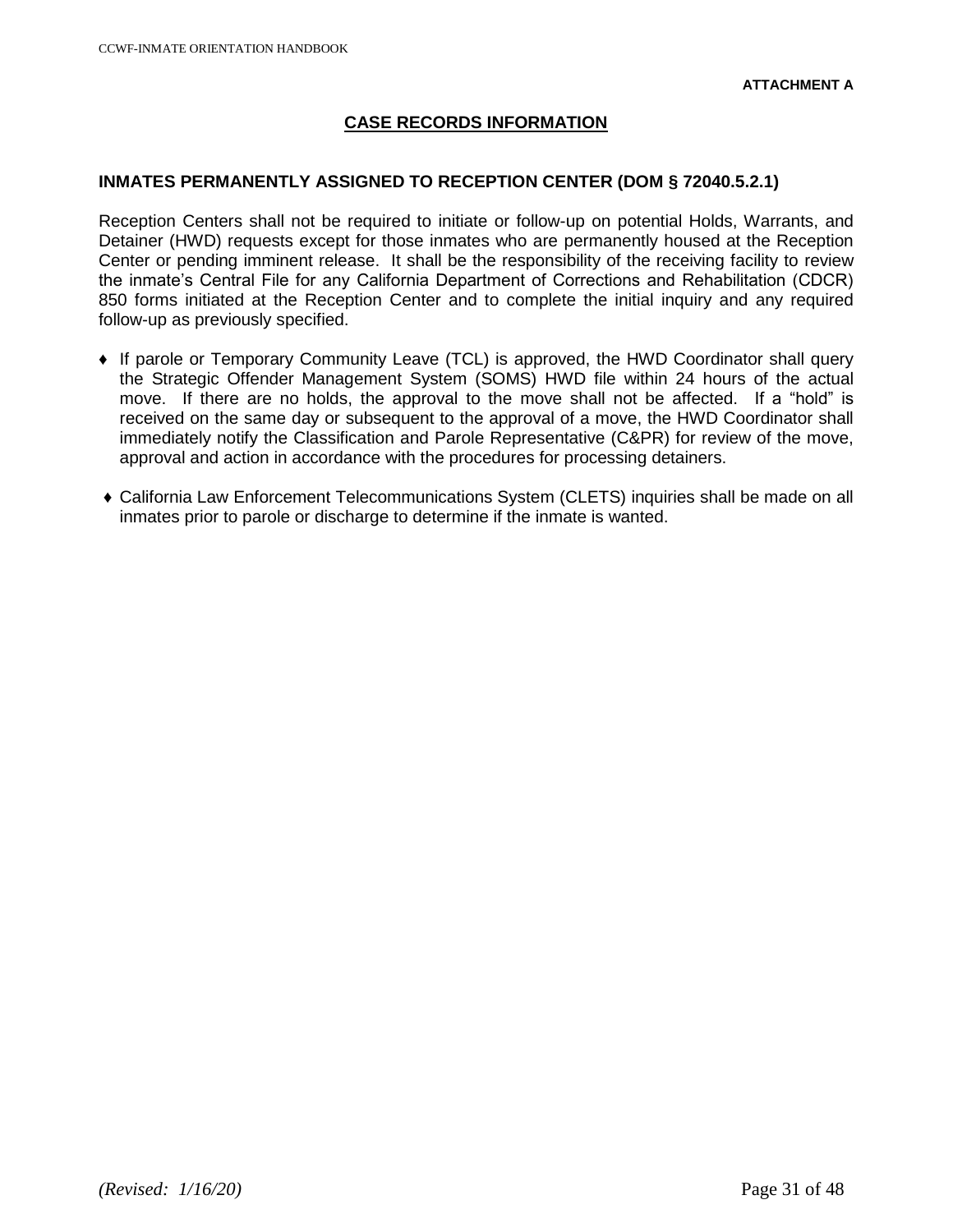**ATTACHMENT A**

## CASE RECORDS INFORMATION

### INMATES PERMANENTLY ASSIGNED TO RECEPTION CENTER (DOM § 72040.5.2.1)

Reception Centers shall not be required to initiate or follow-up on potential Holds, Warrants, and Detainer (HWD) requests except for those inmates who are permanently housed at the Reception Center or pending imminent release. It shall be the responsibility of the receiving facility to review the inmate's Central File for any California Department of Corrections and Rehabilitation (CDCR) 850 forms initiated at the Reception Center and to complete the initial inquiry and any required follow-up as previously specified.

- If parole or Temporary Community Leave (TCL) is approved, the HWD Coordinator shall query the Strategic Offender Management System (SOMS) HWD file within 24 hours of the actual move. If there are no holds, the approval to the move shall not be affected. If a "hold" is received on the same day or subsequent to the approval of a move, the HWD Coordinator shall immediately notify the Classification and Parole Representative (C&PR) for review of the move, approval and action in accordance with the procedures for processing detainers.
- California Law Enforcement Telecommunications System (CLETS) inquiries shall be made on all inmates prior to parole or discharge to determine if the inmate is wanted.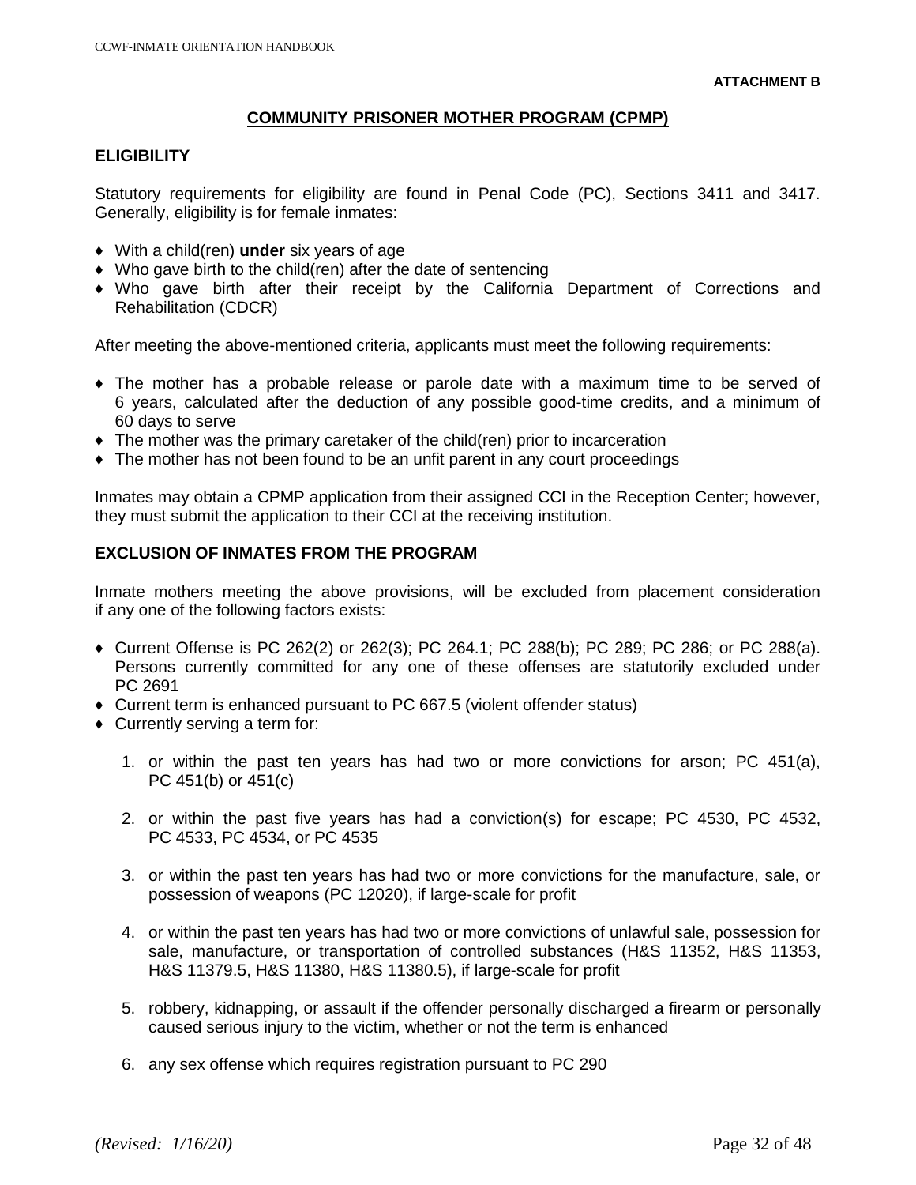**ATTACHMENT B**

## COMMUNITY PRISONER MOTHER PROGRAM (CPMP)

### ELIGIBILITY

Statutory requirements for eligibility are found in Penal Code (PC), Sections 3411 and 3417. Generally, eligibility is for female inmates:

- With a child(ren) **under** six years of age
- Who gave birth to the child(ren) after the date of sentencing
- Who gave birth after their receipt by the California Department of Corrections and Rehabilitation (CDCR)

After meeting the above-mentioned criteria, applicants must meet the following requirements:

- The mother has a probable release or parole date with a maximum time to be served of 6 years, calculated after the deduction of any possible good-time credits, and a minimum of 60 days to serve
- The mother was the primary caretaker of the child(ren) prior to incarceration
- The mother has not been found to be an unfit parent in any court proceedings

Inmates may obtain a CPMP application from their assigned CCI in the Reception Center; however, they must submit the application to their CCI at the receiving institution.

### EXCLUSION OF INMATES FROM THE PROGRAM

Inmate mothers meeting the above provisions, will be excluded from placement consideration if any one of the following factors exists:

- Current Offense is PC 262(2) or 262(3); PC 264.1; PC 288(b); PC 289; PC 286; or PC 288(a). Persons currently committed for any one of these offenses are statutorily excluded under PC 2691
- Current term is enhanced pursuant to PC 667.5 (violent offender status)
- Currently serving a term for:
  1. or within the past ten years has had two or more convictions for arson; PC 451(a), PC 451(b) or 451(c)
  2. or within the past five years has had a conviction(s) for escape; PC 4530, PC 4532, PC 4533, PC 4534, or PC 4535
  3. or within the past ten years has had two or more convictions for the manufacture, sale, or possession of weapons (PC 12020), if large-scale for profit
  4. or within the past ten years has had two or more convictions of unlawful sale, possession for sale, manufacture, or transportation of controlled substances (H&S 11352, H&S 11353, H&S 11379.5, H&S 11380, H&S 11380.5), if large-scale for profit
  5. robbery, kidnapping, or assault if the offender personally discharged a firearm or personally caused serious injury to the victim, whether or not the term is enhanced
  6. any sex offense which requires registration pursuant to PC 290

*(Revised: 1/16/20)*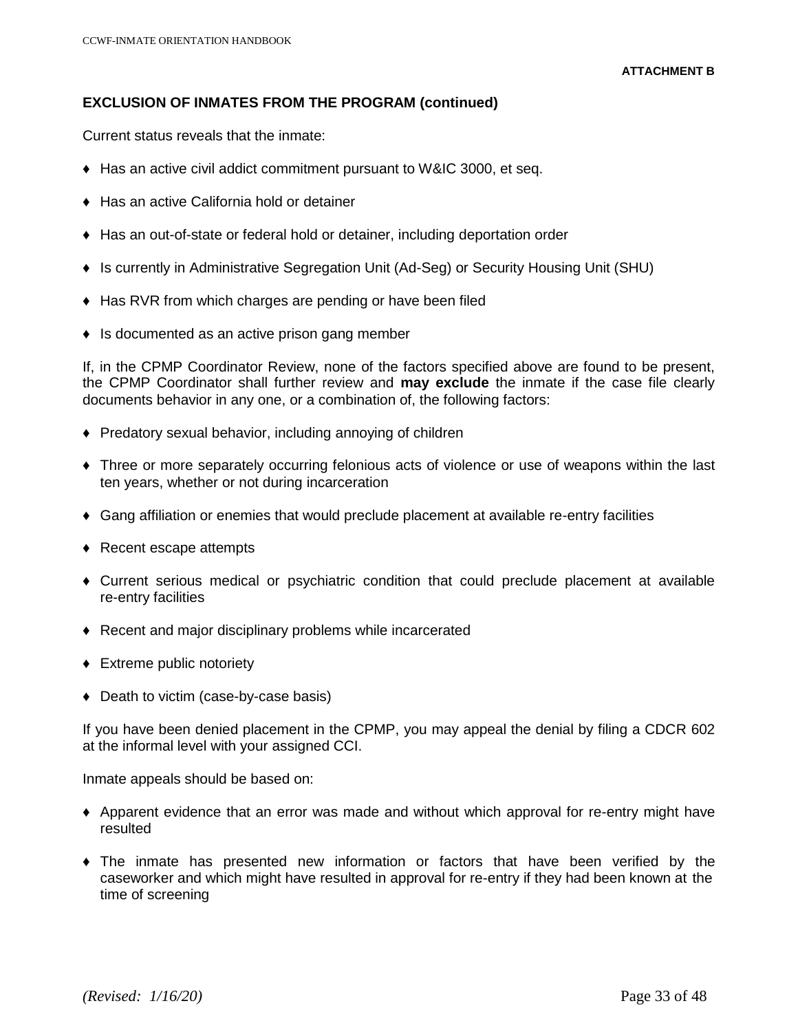**ATTACHMENT B**

## EXCLUSION OF INMATES FROM THE PROGRAM (continued)

Current status reveals that the inmate:

- Has an active civil addict commitment pursuant to W&IC 3000, et seq.
- Has an active California hold or detainer
- Has an out-of-state or federal hold or detainer, including deportation order
- Is currently in Administrative Segregation Unit (Ad-Seg) or Security Housing Unit (SHU)
- Has RVR from which charges are pending or have been filed
- Is documented as an active prison gang member

If, in the CPMP Coordinator Review, none of the factors specified above are found to be present, the CPMP Coordinator shall further review and **may exclude** the inmate if the case file clearly documents behavior in any one, or a combination of, the following factors:

- Predatory sexual behavior, including annoying of children
- Three or more separately occurring felonious acts of violence or use of weapons within the last ten years, whether or not during incarceration
- Gang affiliation or enemies that would preclude placement at available re-entry facilities
- Recent escape attempts
- Current serious medical or psychiatric condition that could preclude placement at available re-entry facilities
- Recent and major disciplinary problems while incarcerated
- Extreme public notoriety
- Death to victim (case-by-case basis)

If you have been denied placement in the CPMP, you may appeal the denial by filing a CDCR 602 at the informal level with your assigned CCI.

Inmate appeals should be based on:

- Apparent evidence that an error was made and without which approval for re-entry might have resulted
- The inmate has presented new information or factors that have been verified by the caseworker and which might have resulted in approval for re-entry if they had been known at the time of screening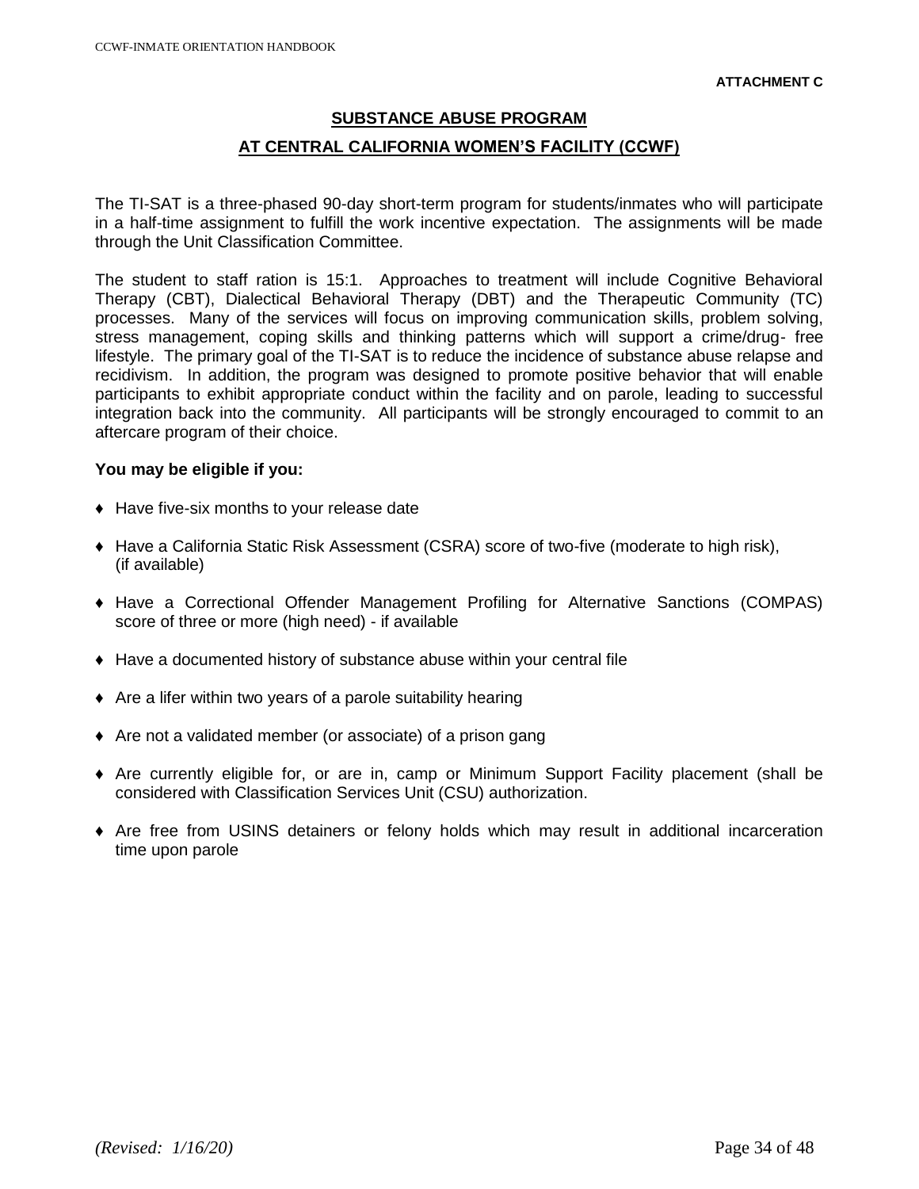**ATTACHMENT C**

## SUBSTANCE ABUSE PROGRAM

## AT CENTRAL CALIFORNIA WOMEN'S FACILITY (CCWF)

The TI-SAT is a three-phased 90-day short-term program for students/inmates who will participate in a half-time assignment to fulfill the work incentive expectation. The assignments will be made through the Unit Classification Committee.

The student to staff ration is 15:1. Approaches to treatment will include Cognitive Behavioral Therapy (CBT), Dialectical Behavioral Therapy (DBT) and the Therapeutic Community (TC) processes. Many of the services will focus on improving communication skills, problem solving, stress management, coping skills and thinking patterns which will support a crime/drug- free lifestyle. The primary goal of the TI-SAT is to reduce the incidence of substance abuse relapse and recidivism. In addition, the program was designed to promote positive behavior that will enable participants to exhibit appropriate conduct within the facility and on parole, leading to successful integration back into the community. All participants will be strongly encouraged to commit to an aftercare program of their choice.

**You may be eligible if you:**

- Have five-six months to your release date
- Have a California Static Risk Assessment (CSRA) score of two-five (moderate to high risk), (if available)
- Have a Correctional Offender Management Profiling for Alternative Sanctions (COMPAS) score of three or more (high need) - if available
- Have a documented history of substance abuse within your central file
- Are a lifer within two years of a parole suitability hearing
- Are not a validated member (or associate) of a prison gang
- Are currently eligible for, or are in, camp or Minimum Support Facility placement (shall be considered with Classification Services Unit (CSU) authorization.
- Are free from USINS detainers or felony holds which may result in additional incarceration time upon parole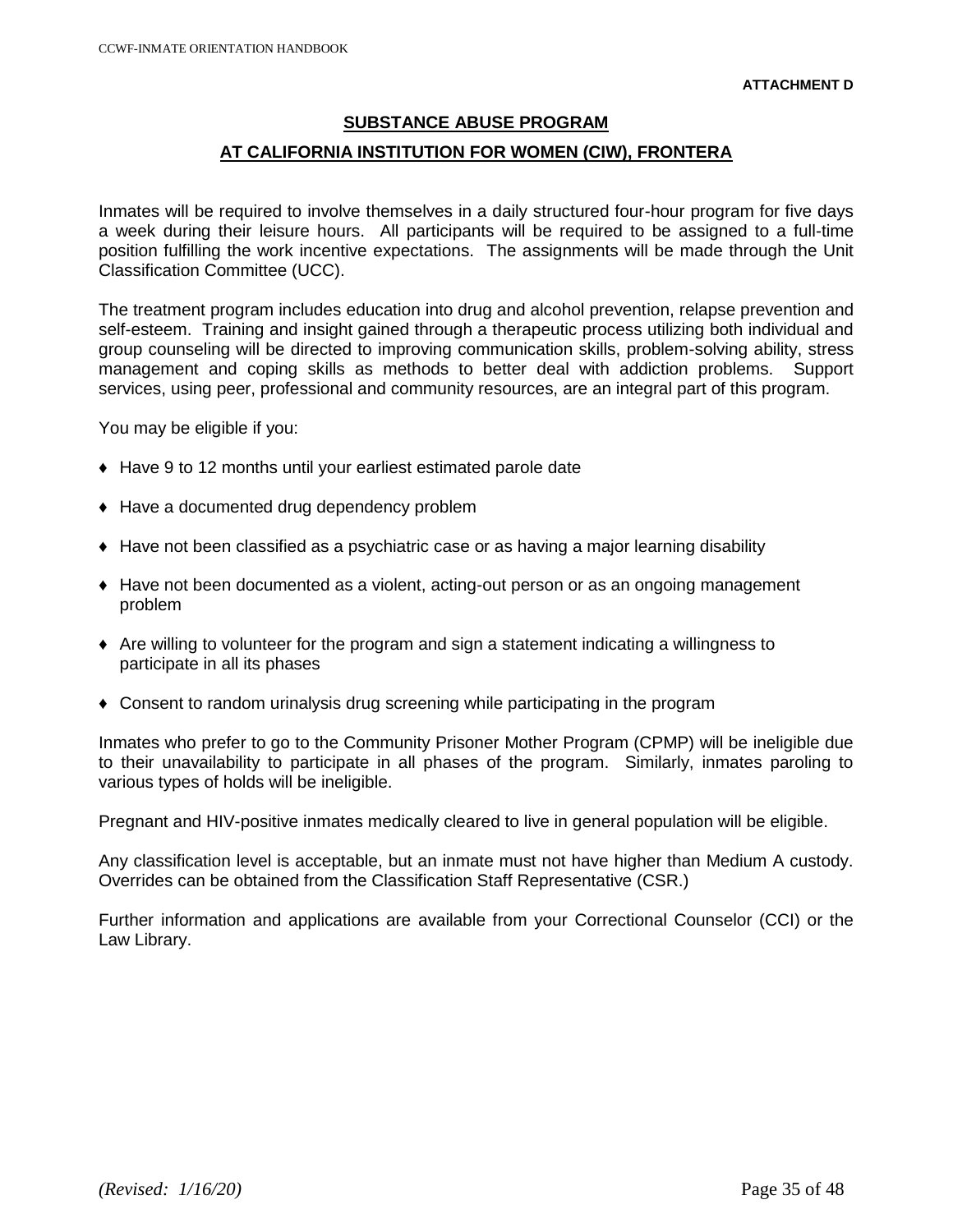**ATTACHMENT D**

## SUBSTANCE ABUSE PROGRAM

## AT CALIFORNIA INSTITUTION FOR WOMEN (CIW), FRONTERA

Inmates will be required to involve themselves in a daily structured four-hour program for five days a week during their leisure hours. All participants will be required to be assigned to a full-time position fulfilling the work incentive expectations. The assignments will be made through the Unit Classification Committee (UCC).

The treatment program includes education into drug and alcohol prevention, relapse prevention and self-esteem. Training and insight gained through a therapeutic process utilizing both individual and group counseling will be directed to improving communication skills, problem-solving ability, stress management and coping skills as methods to better deal with addiction problems. Support services, using peer, professional and community resources, are an integral part of this program.

You may be eligible if you:

- Have 9 to 12 months until your earliest estimated parole date
- Have a documented drug dependency problem
- Have not been classified as a psychiatric case or as having a major learning disability
- Have not been documented as a violent, acting-out person or as an ongoing management problem
- Are willing to volunteer for the program and sign a statement indicating a willingness to participate in all its phases
- Consent to random urinalysis drug screening while participating in the program

Inmates who prefer to go to the Community Prisoner Mother Program (CPMP) will be ineligible due to their unavailability to participate in all phases of the program. Similarly, inmates paroling to various types of holds will be ineligible.

Pregnant and HIV-positive inmates medically cleared to live in general population will be eligible.

Any classification level is acceptable, but an inmate must not have higher than Medium A custody. Overrides can be obtained from the Classification Staff Representative (CSR.)

Further information and applications are available from your Correctional Counselor (CCI) or the Law Library.

*(Revised: 1/16/20)*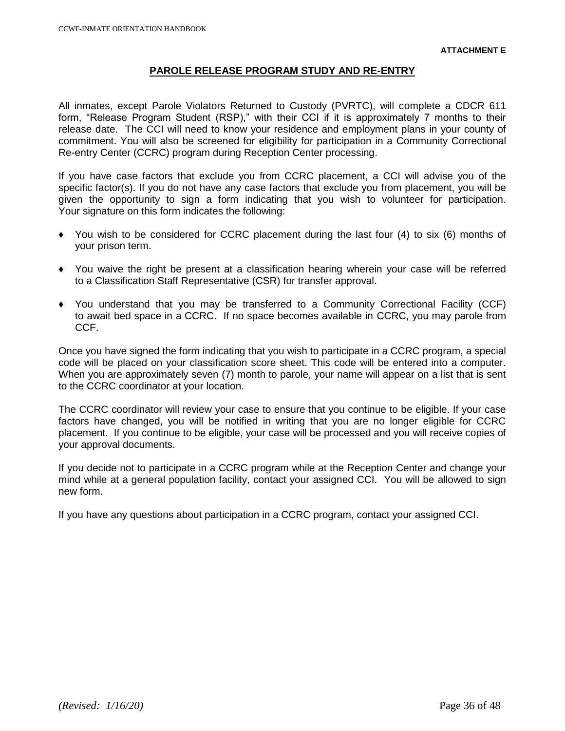**ATTACHMENT E**

## PAROLE RELEASE PROGRAM STUDY AND RE-ENTRY

All inmates, except Parole Violators Returned to Custody (PVRTC), will complete a CDCR 611 form, "Release Program Student (RSP)," with their CCI if it is approximately 7 months to their release date. The CCI will need to know your residence and employment plans in your county of commitment. You will also be screened for eligibility for participation in a Community Correctional Re-entry Center (CCRC) program during Reception Center processing.

If you have case factors that exclude you from CCRC placement, a CCI will advise you of the specific factor(s). If you do not have any case factors that exclude you from placement, you will be given the opportunity to sign a form indicating that you wish to volunteer for participation. Your signature on this form indicates the following:

- You wish to be considered for CCRC placement during the last four (4) to six (6) months of your prison term.
- You waive the right be present at a classification hearing wherein your case will be referred to a Classification Staff Representative (CSR) for transfer approval.
- You understand that you may be transferred to a Community Correctional Facility (CCF) to await bed space in a CCRC. If no space becomes available in CCRC, you may parole from CCF.

Once you have signed the form indicating that you wish to participate in a CCRC program, a special code will be placed on your classification score sheet. This code will be entered into a computer. When you are approximately seven (7) month to parole, your name will appear on a list that is sent to the CCRC coordinator at your location.

The CCRC coordinator will review your case to ensure that you continue to be eligible. If your case factors have changed, you will be notified in writing that you are no longer eligible for CCRC placement. If you continue to be eligible, your case will be processed and you will receive copies of your approval documents.

If you decide not to participate in a CCRC program while at the Reception Center and change your mind while at a general population facility, contact your assigned CCI. You will be allowed to sign new form.

If you have any questions about participation in a CCRC program, contact your assigned CCI.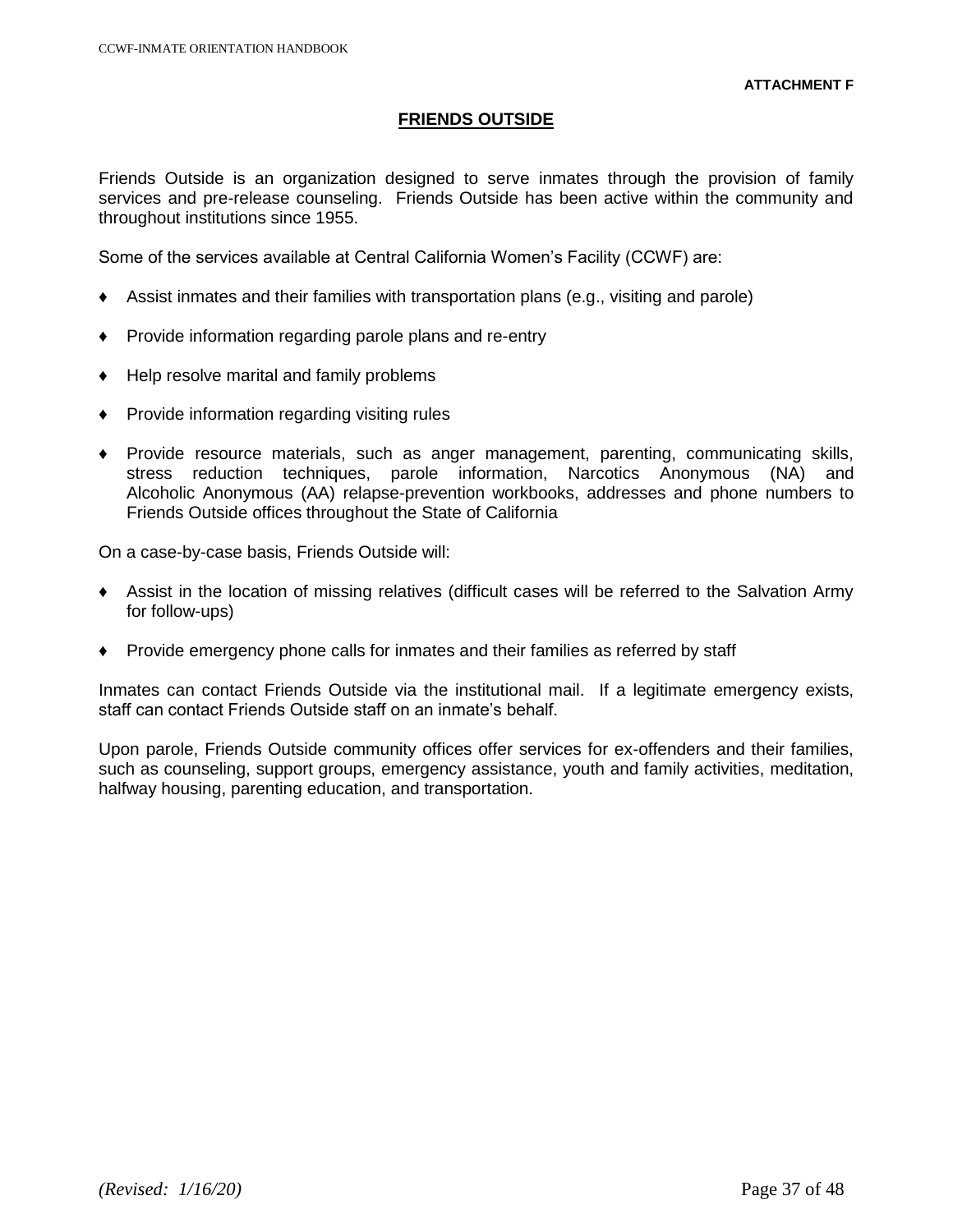**ATTACHMENT F**

## FRIENDS OUTSIDE

Friends Outside is an organization designed to serve inmates through the provision of family services and pre-release counseling. Friends Outside has been active within the community and throughout institutions since 1955.

Some of the services available at Central California Women's Facility (CCWF) are:

- Assist inmates and their families with transportation plans (e.g., visiting and parole)
- Provide information regarding parole plans and re-entry
- Help resolve marital and family problems
- Provide information regarding visiting rules
- Provide resource materials, such as anger management, parenting, communicating skills, stress reduction techniques, parole information, Narcotics Anonymous (NA) and Alcoholic Anonymous (AA) relapse-prevention workbooks, addresses and phone numbers to Friends Outside offices throughout the State of California

On a case-by-case basis, Friends Outside will:

- Assist in the location of missing relatives (difficult cases will be referred to the Salvation Army for follow-ups)
- Provide emergency phone calls for inmates and their families as referred by staff

Inmates can contact Friends Outside via the institutional mail. If a legitimate emergency exists, staff can contact Friends Outside staff on an inmate's behalf.

Upon parole, Friends Outside community offices offer services for ex-offenders and their families, such as counseling, support groups, emergency assistance, youth and family activities, meditation, halfway housing, parenting education, and transportation.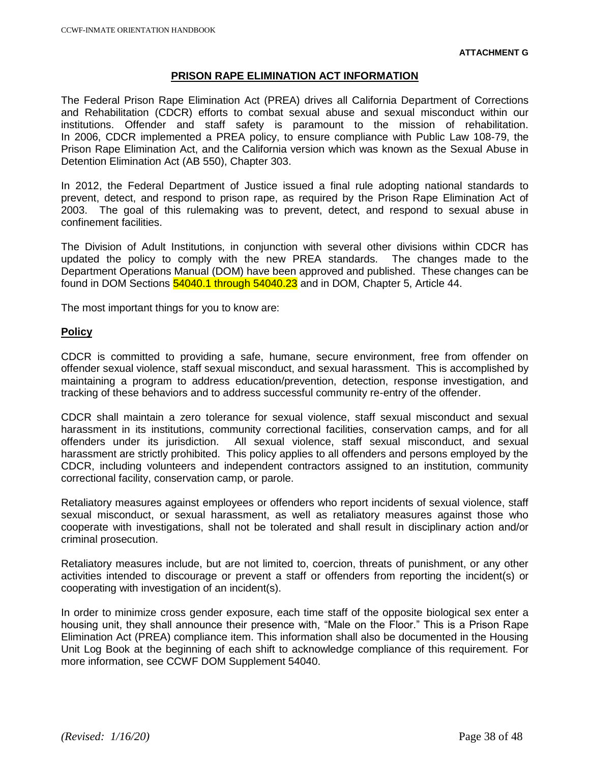**ATTACHMENT G**

## PRISON RAPE ELIMINATION ACT INFORMATION

The Federal Prison Rape Elimination Act (PREA) drives all California Department of Corrections and Rehabilitation (CDCR) efforts to combat sexual abuse and sexual misconduct within our institutions. Offender and staff safety is paramount to the mission of rehabilitation. In 2006, CDCR implemented a PREA policy, to ensure compliance with Public Law 108-79, the Prison Rape Elimination Act, and the California version which was known as the Sexual Abuse in Detention Elimination Act (AB 550), Chapter 303.

In 2012, the Federal Department of Justice issued a final rule adopting national standards to prevent, detect, and respond to prison rape, as required by the Prison Rape Elimination Act of 2003. The goal of this rulemaking was to prevent, detect, and respond to sexual abuse in confinement facilities.

The Division of Adult Institutions, in conjunction with several other divisions within CDCR has updated the policy to comply with the new PREA standards. The changes made to the Department Operations Manual (DOM) have been approved and published. These changes can be found in DOM Sections 54040.1 through 54040.23 and in DOM, Chapter 5, Article 44.

The most important things for you to know are:

### Policy

CDCR is committed to providing a safe, humane, secure environment, free from offender on offender sexual violence, staff sexual misconduct, and sexual harassment. This is accomplished by maintaining a program to address education/prevention, detection, response investigation, and tracking of these behaviors and to address successful community re-entry of the offender.

CDCR shall maintain a zero tolerance for sexual violence, staff sexual misconduct and sexual harassment in its institutions, community correctional facilities, conservation camps, and for all offenders under its jurisdiction. All sexual violence, staff sexual misconduct, and sexual harassment are strictly prohibited. This policy applies to all offenders and persons employed by the CDCR, including volunteers and independent contractors assigned to an institution, community correctional facility, conservation camp, or parole.

Retaliatory measures against employees or offenders who report incidents of sexual violence, staff sexual misconduct, or sexual harassment, as well as retaliatory measures against those who cooperate with investigations, shall not be tolerated and shall result in disciplinary action and/or criminal prosecution.

Retaliatory measures include, but are not limited to, coercion, threats of punishment, or any other activities intended to discourage or prevent a staff or offenders from reporting the incident(s) or cooperating with investigation of an incident(s).

In order to minimize cross gender exposure, each time staff of the opposite biological sex enter a housing unit, they shall announce their presence with, "Male on the Floor." This is a Prison Rape Elimination Act (PREA) compliance item. This information shall also be documented in the Housing Unit Log Book at the beginning of each shift to acknowledge compliance of this requirement. For more information, see CCWF DOM Supplement 54040.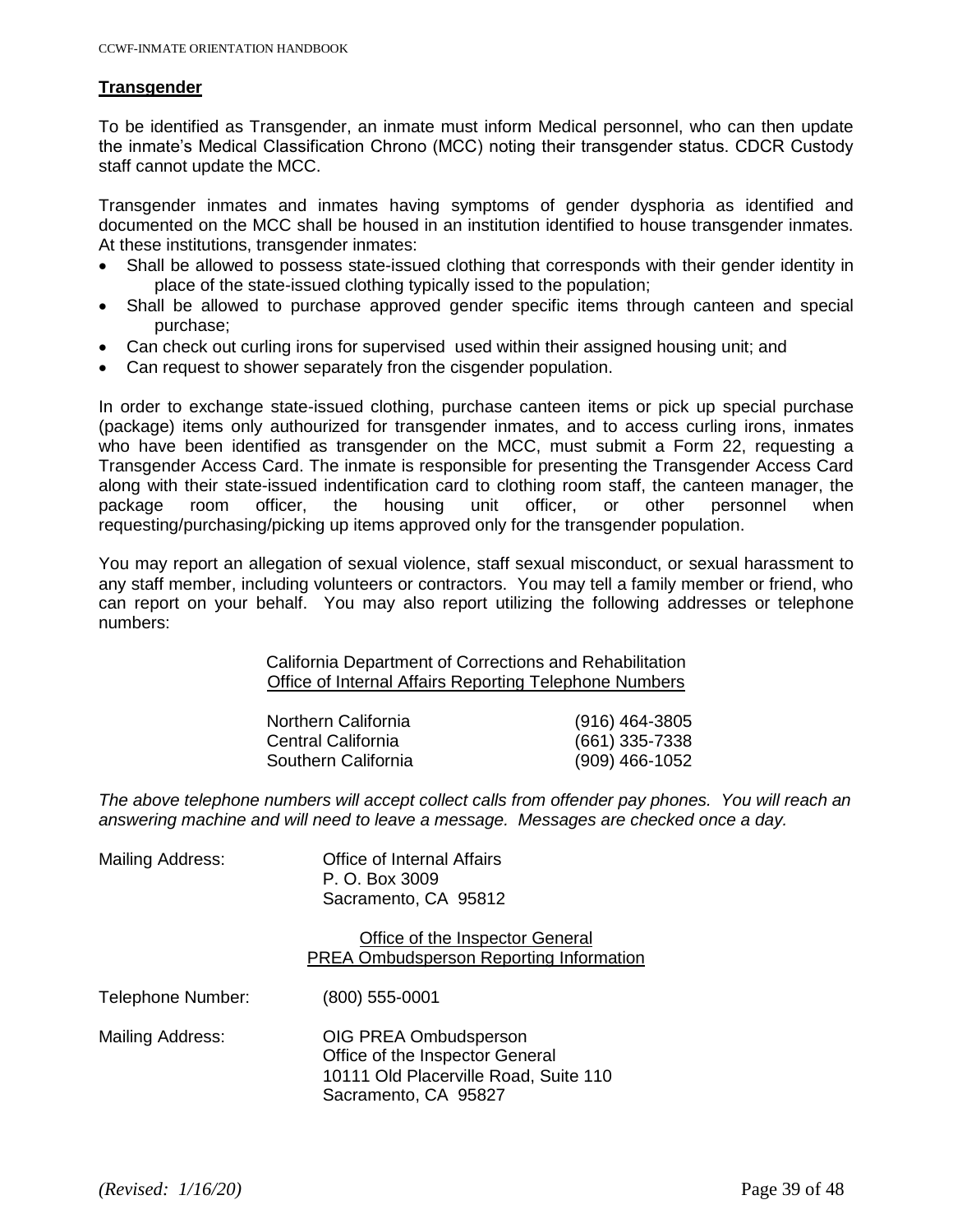## Transgender

To be identified as Transgender, an inmate must inform Medical personnel, who can then update the inmate's Medical Classification Chrono (MCC) noting their transgender status. CDCR Custody staff cannot update the MCC.

Transgender inmates and inmates having symptoms of gender dysphoria as identified and documented on the MCC shall be housed in an institution identified to house transgender inmates. At these institutions, transgender inmates:

- Shall be allowed to possess state-issued clothing that corresponds with their gender identity in place of the state-issued clothing typically issed to the population;
- Shall be allowed to purchase approved gender specific items through canteen and special purchase;
- Can check out curling irons for supervised used within their assigned housing unit; and
- Can request to shower separately fron the cisgender population.

In order to exchange state-issued clothing, purchase canteen items or pick up special purchase (package) items only authourized for transgender inmates, and to access curling irons, inmates who have been identified as transgender on the MCC, must submit a Form 22, requesting a Transgender Access Card. The inmate is responsible for presenting the Transgender Access Card along with their state-issued indentification card to clothing room staff, the canteen manager, the package room officer, the housing unit officer, or other personnel when requesting/purchasing/picking up items approved only for the transgender population.

You may report an allegation of sexual violence, staff sexual misconduct, or sexual harassment to any staff member, including volunteers or contractors. You may tell a family member or friend, who can report on your behalf. You may also report utilizing the following addresses or telephone numbers:

California Department of Corrections and Rehabilitation
Office of Internal Affairs Reporting Telephone Numbers

| | |
|---|---|
| Northern California | (916) 464-3805 |
| Central California | (661) 335-7338 |
| Southern California | (909) 466-1052 |

*The above telephone numbers will accept collect calls from offender pay phones. You will reach an answering machine and will need to leave a message. Messages are checked once a day.*

Mailing Address: Office of Internal Affairs
P. O. Box 3009
Sacramento, CA 95812

Office of the Inspector General
PREA Ombudsperson Reporting Information

Telephone Number: (800) 555-0001

Mailing Address: OIG PREA Ombudsperson
Office of the Inspector General
10111 Old Placerville Road, Suite 110
Sacramento, CA 95827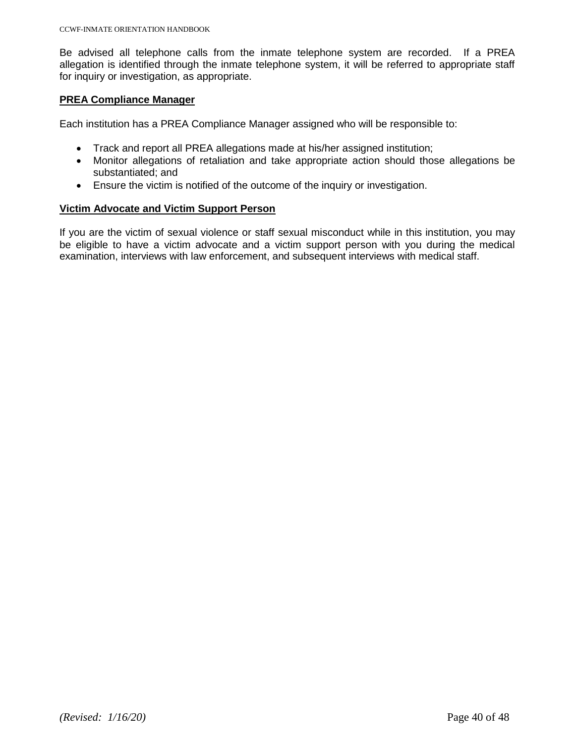Be advised all telephone calls from the inmate telephone system are recorded. If a PREA allegation is identified through the inmate telephone system, it will be referred to appropriate staff for inquiry or investigation, as appropriate.

**PREA Compliance Manager**

Each institution has a PREA Compliance Manager assigned who will be responsible to:

- Track and report all PREA allegations made at his/her assigned institution;
- Monitor allegations of retaliation and take appropriate action should those allegations be substantiated; and
- Ensure the victim is notified of the outcome of the inquiry or investigation.

**Victim Advocate and Victim Support Person**

If you are the victim of sexual violence or staff sexual misconduct while in this institution, you may be eligible to have a victim advocate and a victim support person with you during the medical examination, interviews with law enforcement, and subsequent interviews with medical staff.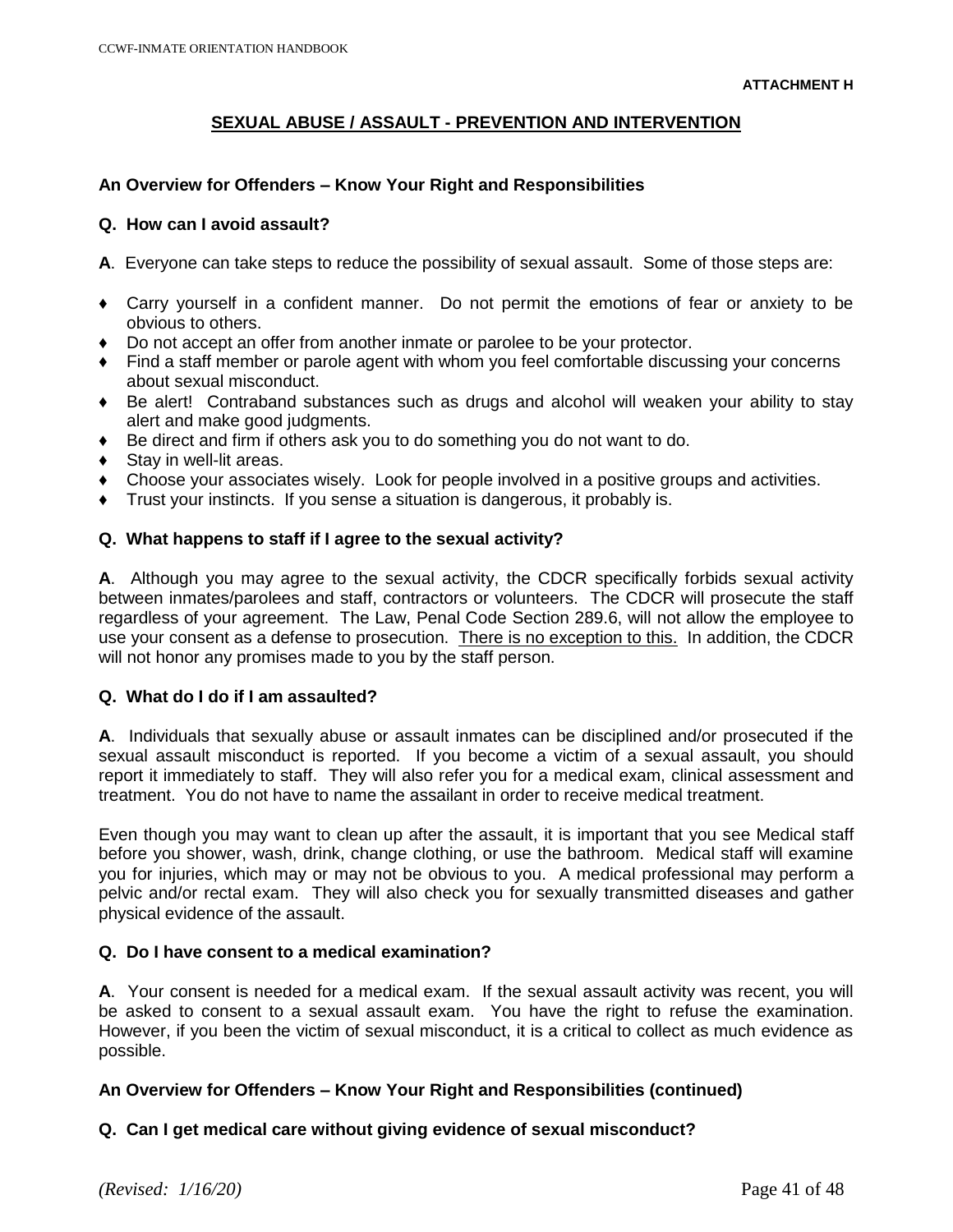**ATTACHMENT H**

## SEXUAL ABUSE / ASSAULT - PREVENTION AND INTERVENTION

### An Overview for Offenders – Know Your Right and Responsibilities

**Q. How can I avoid assault?**

**A**. Everyone can take steps to reduce the possibility of sexual assault. Some of those steps are:

- Carry yourself in a confident manner. Do not permit the emotions of fear or anxiety to be obvious to others.
- Do not accept an offer from another inmate or parolee to be your protector.
- Find a staff member or parole agent with whom you feel comfortable discussing your concerns about sexual misconduct.
- Be alert! Contraband substances such as drugs and alcohol will weaken your ability to stay alert and make good judgments.
- Be direct and firm if others ask you to do something you do not want to do.
- Stay in well-lit areas.
- Choose your associates wisely. Look for people involved in a positive groups and activities.
- Trust your instincts. If you sense a situation is dangerous, it probably is.

**Q. What happens to staff if I agree to the sexual activity?**

**A**. Although you may agree to the sexual activity, the CDCR specifically forbids sexual activity between inmates/parolees and staff, contractors or volunteers. The CDCR will prosecute the staff regardless of your agreement. The Law, Penal Code Section 289.6, will not allow the employee to use your consent as a defense to prosecution. <u>There is no exception to this.</u> In addition, the CDCR will not honor any promises made to you by the staff person.

**Q. What do I do if I am assaulted?**

**A**. Individuals that sexually abuse or assault inmates can be disciplined and/or prosecuted if the sexual assault misconduct is reported. If you become a victim of a sexual assault, you should report it immediately to staff. They will also refer you for a medical exam, clinical assessment and treatment. You do not have to name the assailant in order to receive medical treatment.

Even though you may want to clean up after the assault, it is important that you see Medical staff before you shower, wash, drink, change clothing, or use the bathroom. Medical staff will examine you for injuries, which may or may not be obvious to you. A medical professional may perform a pelvic and/or rectal exam. They will also check you for sexually transmitted diseases and gather physical evidence of the assault.

**Q. Do I have consent to a medical examination?**

**A**. Your consent is needed for a medical exam. If the sexual assault activity was recent, you will be asked to consent to a sexual assault exam. You have the right to refuse the examination. However, if you been the victim of sexual misconduct, it is a critical to collect as much evidence as possible.

### An Overview for Offenders – Know Your Right and Responsibilities (continued)

**Q. Can I get medical care without giving evidence of sexual misconduct?**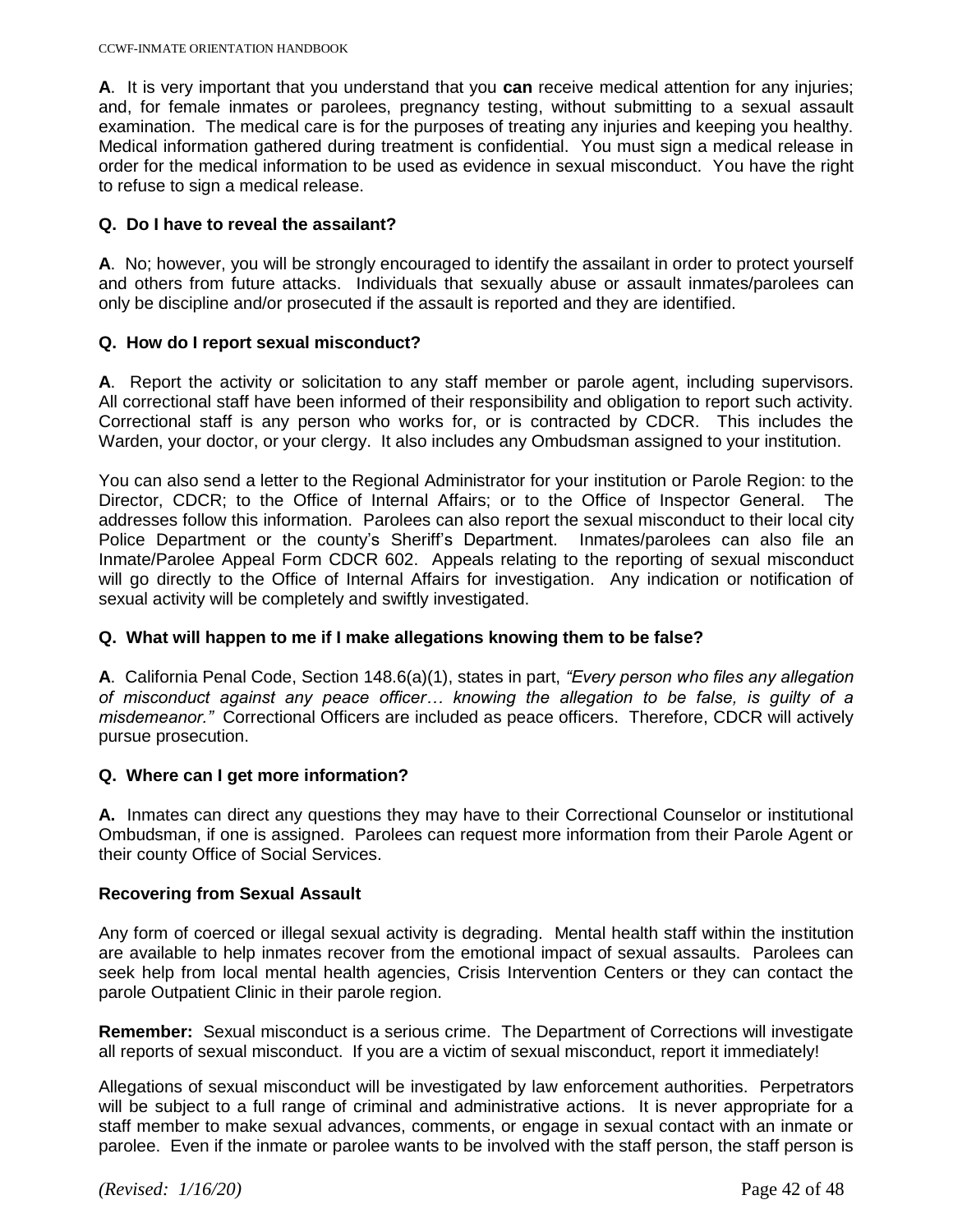**A**. It is very important that you understand that you **can** receive medical attention for any injuries; and, for female inmates or parolees, pregnancy testing, without submitting to a sexual assault examination. The medical care is for the purposes of treating any injuries and keeping you healthy. Medical information gathered during treatment is confidential. You must sign a medical release in order for the medical information to be used as evidence in sexual misconduct. You have the right to refuse to sign a medical release.

**Q. Do I have to reveal the assailant?**

**A**. No; however, you will be strongly encouraged to identify the assailant in order to protect yourself and others from future attacks. Individuals that sexually abuse or assault inmates/parolees can only be discipline and/or prosecuted if the assault is reported and they are identified.

**Q. How do I report sexual misconduct?**

**A**. Report the activity or solicitation to any staff member or parole agent, including supervisors. All correctional staff have been informed of their responsibility and obligation to report such activity. Correctional staff is any person who works for, or is contracted by CDCR. This includes the Warden, your doctor, or your clergy. It also includes any Ombudsman assigned to your institution.

You can also send a letter to the Regional Administrator for your institution or Parole Region: to the Director, CDCR; to the Office of Internal Affairs; or to the Office of Inspector General. The addresses follow this information. Parolees can also report the sexual misconduct to their local city Police Department or the county's Sheriff's Department. Inmates/parolees can also file an Inmate/Parolee Appeal Form CDCR 602. Appeals relating to the reporting of sexual misconduct will go directly to the Office of Internal Affairs for investigation. Any indication or notification of sexual activity will be completely and swiftly investigated.

**Q. What will happen to me if I make allegations knowing them to be false?**

**A**. California Penal Code, Section 148.6(a)(1), states in part, *"Every person who files any allegation of misconduct against any peace officer… knowing the allegation to be false, is guilty of a misdemeanor."* Correctional Officers are included as peace officers. Therefore, CDCR will actively pursue prosecution.

**Q. Where can I get more information?**

**A.** Inmates can direct any questions they may have to their Correctional Counselor or institutional Ombudsman, if one is assigned. Parolees can request more information from their Parole Agent or their county Office of Social Services.

**Recovering from Sexual Assault**

Any form of coerced or illegal sexual activity is degrading. Mental health staff within the institution are available to help inmates recover from the emotional impact of sexual assaults. Parolees can seek help from local mental health agencies, Crisis Intervention Centers or they can contact the parole Outpatient Clinic in their parole region.

**Remember:** Sexual misconduct is a serious crime. The Department of Corrections will investigate all reports of sexual misconduct. If you are a victim of sexual misconduct, report it immediately!

Allegations of sexual misconduct will be investigated by law enforcement authorities. Perpetrators will be subject to a full range of criminal and administrative actions. It is never appropriate for a staff member to make sexual advances, comments, or engage in sexual contact with an inmate or parolee. Even if the inmate or parolee wants to be involved with the staff person, the staff person is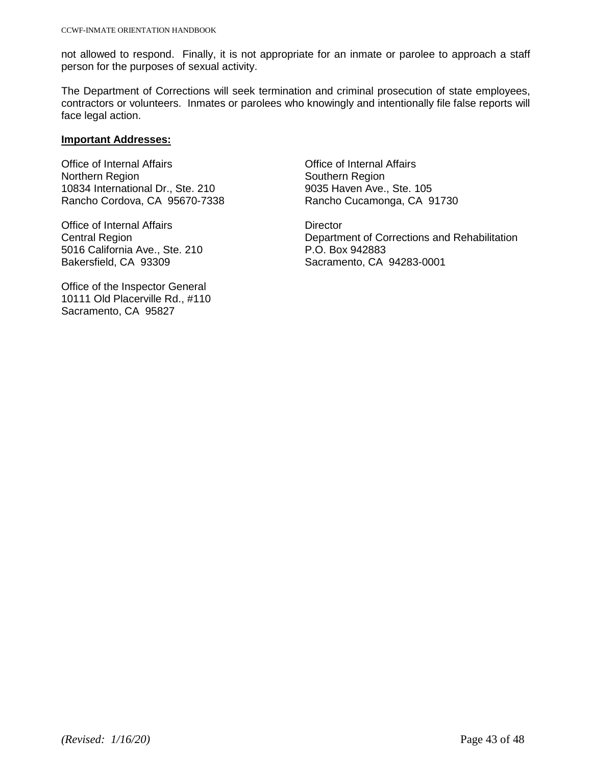not allowed to respond. Finally, it is not appropriate for an inmate or parolee to approach a staff person for the purposes of sexual activity.

The Department of Corrections will seek termination and criminal prosecution of state employees, contractors or volunteers. Inmates or parolees who knowingly and intentionally file false reports will face legal action.

**Important Addresses:**

Office of Internal Affairs
Northern Region
10834 International Dr., Ste. 210
Rancho Cordova, CA 95670-7338

Office of Internal Affairs
Central Region
5016 California Ave., Ste. 210
Bakersfield, CA 93309

Office of the Inspector General
10111 Old Placerville Rd., #110
Sacramento, CA 95827

Office of Internal Affairs
Southern Region
9035 Haven Ave., Ste. 105
Rancho Cucamonga, CA 91730

Director
Department of Corrections and Rehabilitation
P.O. Box 942883
Sacramento, CA 94283-0001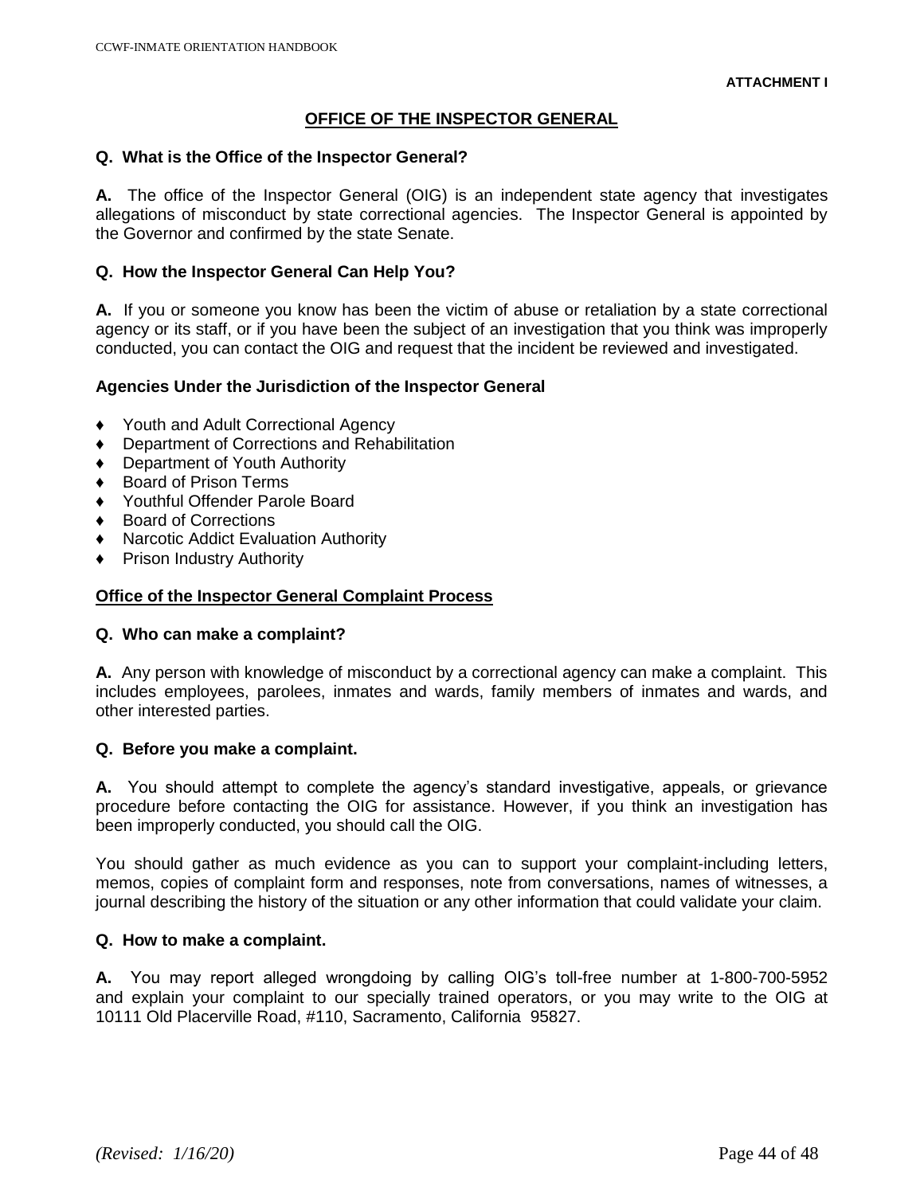**ATTACHMENT I**

## OFFICE OF THE INSPECTOR GENERAL

**Q. What is the Office of the Inspector General?**

**A.** The office of the Inspector General (OIG) is an independent state agency that investigates allegations of misconduct by state correctional agencies. The Inspector General is appointed by the Governor and confirmed by the state Senate.

**Q. How the Inspector General Can Help You?**

**A.** If you or someone you know has been the victim of abuse or retaliation by a state correctional agency or its staff, or if you have been the subject of an investigation that you think was improperly conducted, you can contact the OIG and request that the incident be reviewed and investigated.

**Agencies Under the Jurisdiction of the Inspector General**

- Youth and Adult Correctional Agency
- Department of Corrections and Rehabilitation
- Department of Youth Authority
- Board of Prison Terms
- Youthful Offender Parole Board
- Board of Corrections
- Narcotic Addict Evaluation Authority
- Prison Industry Authority

### Office of the Inspector General Complaint Process

**Q. Who can make a complaint?**

**A.** Any person with knowledge of misconduct by a correctional agency can make a complaint. This includes employees, parolees, inmates and wards, family members of inmates and wards, and other interested parties.

**Q. Before you make a complaint.**

**A.** You should attempt to complete the agency's standard investigative, appeals, or grievance procedure before contacting the OIG for assistance. However, if you think an investigation has been improperly conducted, you should call the OIG.

You should gather as much evidence as you can to support your complaint-including letters, memos, copies of complaint form and responses, note from conversations, names of witnesses, a journal describing the history of the situation or any other information that could validate your claim.

**Q. How to make a complaint.**

**A.** You may report alleged wrongdoing by calling OIG's toll-free number at 1-800-700-5952 and explain your complaint to our specially trained operators, or you may write to the OIG at 10111 Old Placerville Road, #110, Sacramento, California 95827.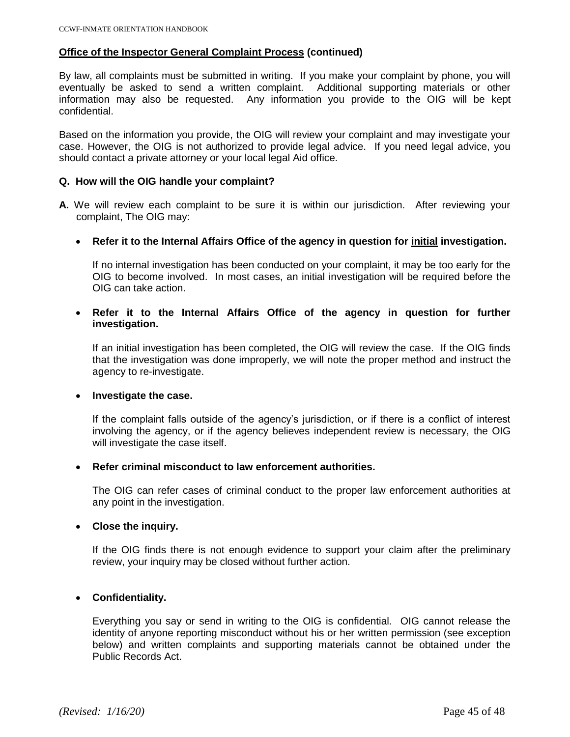**<u>Office of the Inspector General Complaint Process</u> (continued)**

By law, all complaints must be submitted in writing. If you make your complaint by phone, you will eventually be asked to send a written complaint. Additional supporting materials or other information may also be requested. Any information you provide to the OIG will be kept confidential.

Based on the information you provide, the OIG will review your complaint and may investigate your case. However, the OIG is not authorized to provide legal advice. If you need legal advice, you should contact a private attorney or your local legal Aid office.

**Q. How will the OIG handle your complaint?**

**A.** We will review each complaint to be sure it is within our jurisdiction. After reviewing your complaint, The OIG may:

- **Refer it to the Internal Affairs Office of the agency in question for <u>initial</u> investigation.**

  If no internal investigation has been conducted on your complaint, it may be too early for the OIG to become involved. In most cases, an initial investigation will be required before the OIG can take action.

- **Refer it to the Internal Affairs Office of the agency in question for further investigation.**

  If an initial investigation has been completed, the OIG will review the case. If the OIG finds that the investigation was done improperly, we will note the proper method and instruct the agency to re-investigate.

- **Investigate the case.**

  If the complaint falls outside of the agency's jurisdiction, or if there is a conflict of interest involving the agency, or if the agency believes independent review is necessary, the OIG will investigate the case itself.

- **Refer criminal misconduct to law enforcement authorities.**

  The OIG can refer cases of criminal conduct to the proper law enforcement authorities at any point in the investigation.

- **Close the inquiry.**

  If the OIG finds there is not enough evidence to support your claim after the preliminary review, your inquiry may be closed without further action.

- **Confidentiality.**

  Everything you say or send in writing to the OIG is confidential. OIG cannot release the identity of anyone reporting misconduct without his or her written permission (see exception below) and written complaints and supporting materials cannot be obtained under the Public Records Act.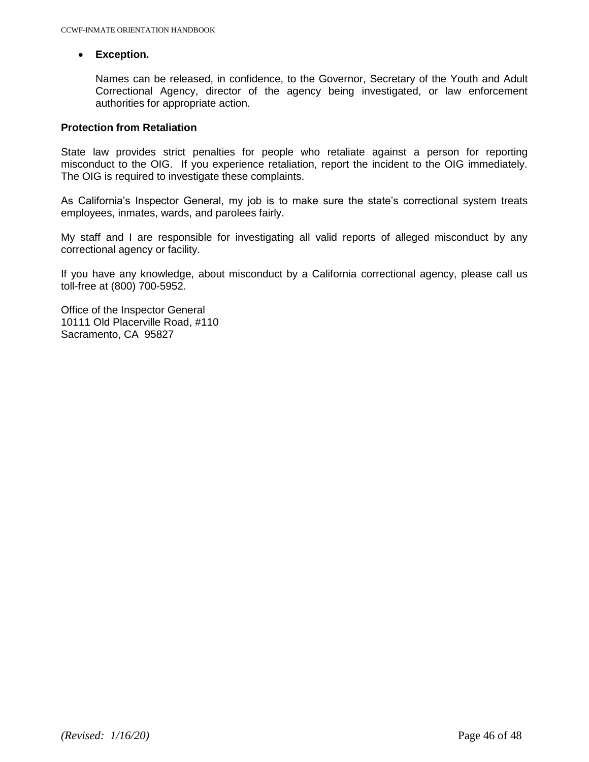- **Exception.**

  Names can be released, in confidence, to the Governor, Secretary of the Youth and Adult Correctional Agency, director of the agency being investigated, or law enforcement authorities for appropriate action.

**Protection from Retaliation**

State law provides strict penalties for people who retaliate against a person for reporting misconduct to the OIG. If you experience retaliation, report the incident to the OIG immediately. The OIG is required to investigate these complaints.

As California's Inspector General, my job is to make sure the state's correctional system treats employees, inmates, wards, and parolees fairly.

My staff and I are responsible for investigating all valid reports of alleged misconduct by any correctional agency or facility.

If you have any knowledge, about misconduct by a California correctional agency, please call us toll-free at (800) 700-5952.

Office of the Inspector General
10111 Old Placerville Road, #110
Sacramento, CA 95827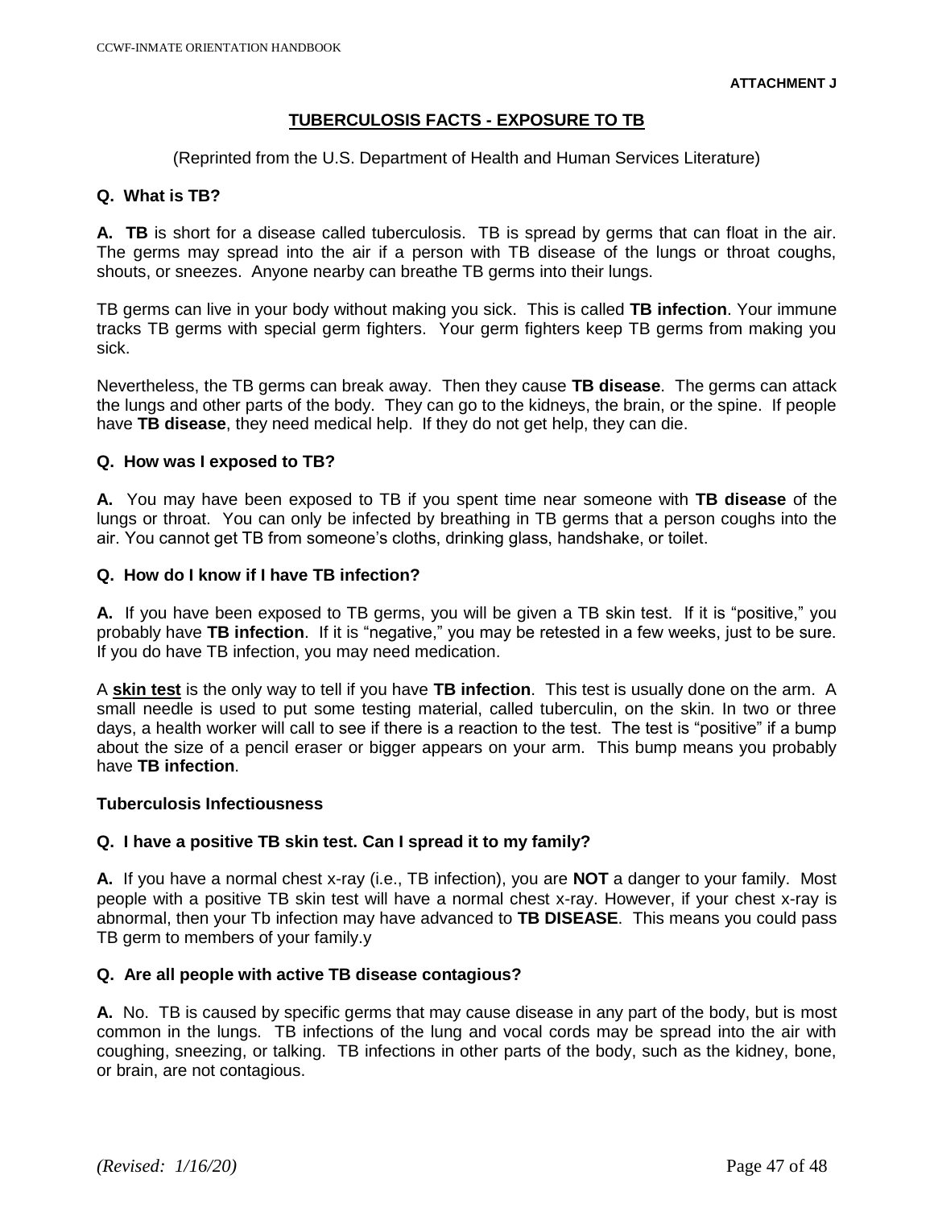**ATTACHMENT J**

## TUBERCULOSIS FACTS - EXPOSURE TO TB

(Reprinted from the U.S. Department of Health and Human Services Literature)

**Q. What is TB?**

**A. TB** is short for a disease called tuberculosis. TB is spread by germs that can float in the air. The germs may spread into the air if a person with TB disease of the lungs or throat coughs, shouts, or sneezes. Anyone nearby can breathe TB germs into their lungs.

TB germs can live in your body without making you sick. This is called **TB infection**. Your immune tracks TB germs with special germ fighters. Your germ fighters keep TB germs from making you sick.

Nevertheless, the TB germs can break away. Then they cause **TB disease**. The germs can attack the lungs and other parts of the body. They can go to the kidneys, the brain, or the spine. If people have **TB disease**, they need medical help. If they do not get help, they can die.

**Q. How was I exposed to TB?**

**A.** You may have been exposed to TB if you spent time near someone with **TB disease** of the lungs or throat. You can only be infected by breathing in TB germs that a person coughs into the air. You cannot get TB from someone's cloths, drinking glass, handshake, or toilet.

**Q. How do I know if I have TB infection?**

**A.** If you have been exposed to TB germs, you will be given a TB skin test. If it is "positive," you probably have **TB infection**. If it is "negative," you may be retested in a few weeks, just to be sure. If you do have TB infection, you may need medication.

A **skin test** is the only way to tell if you have **TB infection**. This test is usually done on the arm. A small needle is used to put some testing material, called tuberculin, on the skin. In two or three days, a health worker will call to see if there is a reaction to the test. The test is "positive" if a bump about the size of a pencil eraser or bigger appears on your arm. This bump means you probably have **TB infection**.

**Tuberculosis Infectiousness**

**Q. I have a positive TB skin test. Can I spread it to my family?**

**A.** If you have a normal chest x-ray (i.e., TB infection), you are **NOT** a danger to your family. Most people with a positive TB skin test will have a normal chest x-ray. However, if your chest x-ray is abnormal, then your Tb infection may have advanced to **TB DISEASE**. This means you could pass TB germ to members of your family.y

**Q. Are all people with active TB disease contagious?**

**A.** No. TB is caused by specific germs that may cause disease in any part of the body, but is most common in the lungs. TB infections of the lung and vocal cords may be spread into the air with coughing, sneezing, or talking. TB infections in other parts of the body, such as the kidney, bone, or brain, are not contagious.

*(Revised: 1/16/20)*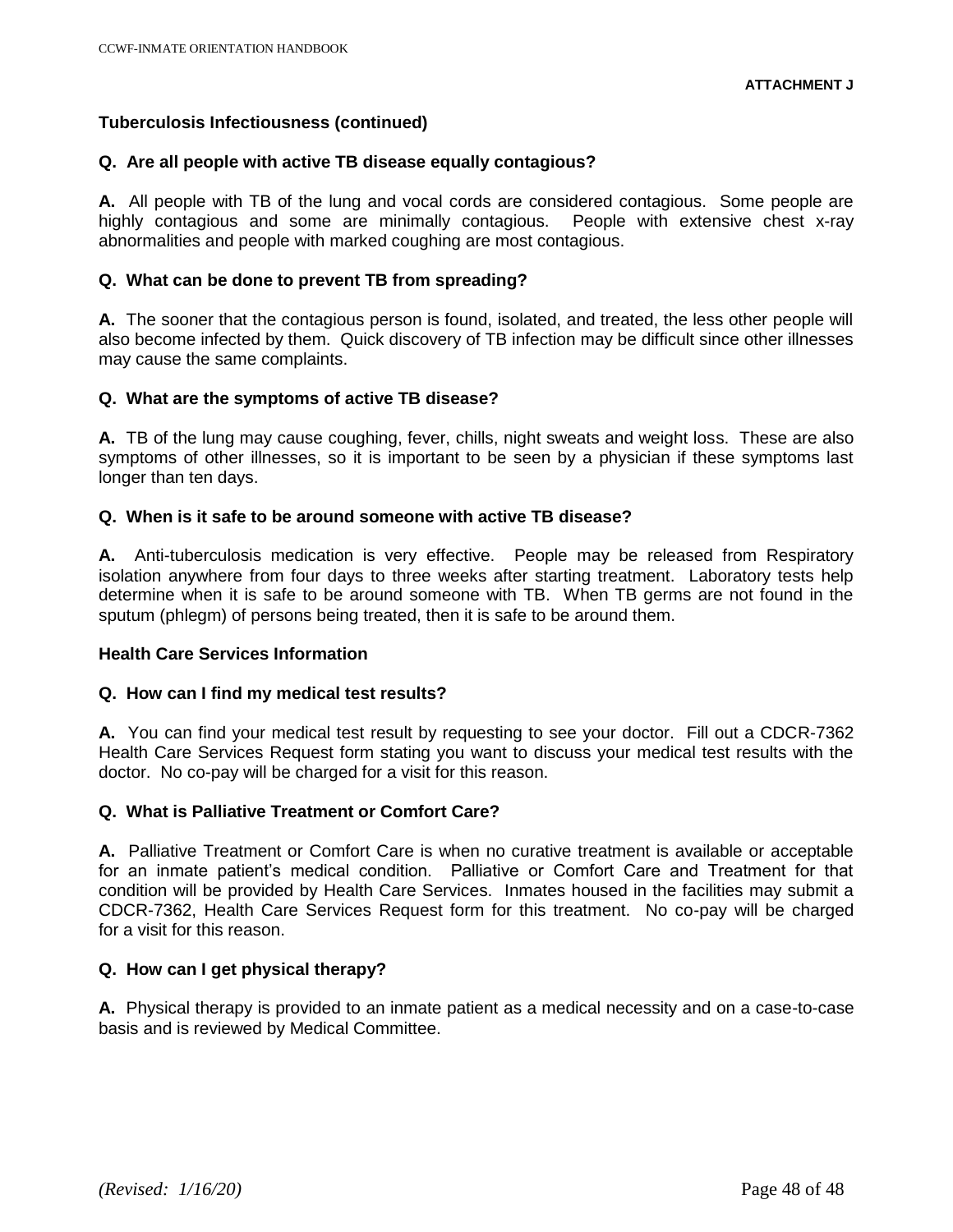**ATTACHMENT J**

### Tuberculosis Infectiousness (continued)

**Q. Are all people with active TB disease equally contagious?**

**A.** All people with TB of the lung and vocal cords are considered contagious. Some people are highly contagious and some are minimally contagious. People with extensive chest x-ray abnormalities and people with marked coughing are most contagious.

**Q. What can be done to prevent TB from spreading?**

**A.** The sooner that the contagious person is found, isolated, and treated, the less other people will also become infected by them. Quick discovery of TB infection may be difficult since other illnesses may cause the same complaints.

**Q. What are the symptoms of active TB disease?**

**A.** TB of the lung may cause coughing, fever, chills, night sweats and weight loss. These are also symptoms of other illnesses, so it is important to be seen by a physician if these symptoms last longer than ten days.

**Q. When is it safe to be around someone with active TB disease?**

**A.** Anti-tuberculosis medication is very effective. People may be released from Respiratory isolation anywhere from four days to three weeks after starting treatment. Laboratory tests help determine when it is safe to be around someone with TB. When TB germs are not found in the sputum (phlegm) of persons being treated, then it is safe to be around them.

### Health Care Services Information

**Q. How can I find my medical test results?**

**A.** You can find your medical test result by requesting to see your doctor. Fill out a CDCR-7362 Health Care Services Request form stating you want to discuss your medical test results with the doctor. No co-pay will be charged for a visit for this reason.

**Q. What is Palliative Treatment or Comfort Care?**

**A.** Palliative Treatment or Comfort Care is when no curative treatment is available or acceptable for an inmate patient's medical condition. Palliative or Comfort Care and Treatment for that condition will be provided by Health Care Services. Inmates housed in the facilities may submit a CDCR-7362, Health Care Services Request form for this treatment. No co-pay will be charged for a visit for this reason.

**Q. How can I get physical therapy?**

**A.** Physical therapy is provided to an inmate patient as a medical necessity and on a case-to-case basis and is reviewed by Medical Committee.

*(Revised: 1/16/20)*